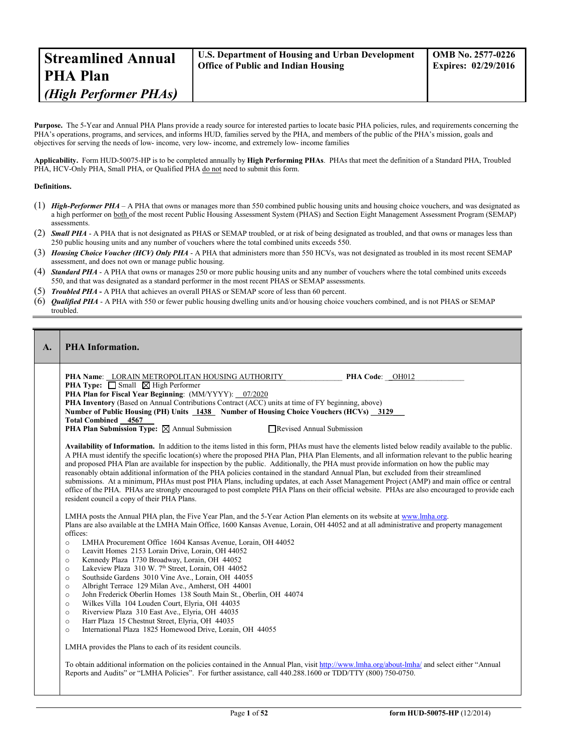| **Streamlined Annual PHA Plan** *(High Performer PHAs)* | **U.S. Department of Housing and Urban Development Office of Public and Indian Housing** | **OMB No. 2577-0226 Expires: 02/29/2016** |
|---|---|---|

**Purpose.** The 5-Year and Annual PHA Plans provide a ready source for interested parties to locate basic PHA policies, rules, and requirements concerning the PHA's operations, programs, and services, and informs HUD, families served by the PHA, and members of the public of the PHA's mission, goals and objectives for serving the needs of low- income, very low- income, and extremely low- income families

**Applicability.** Form HUD-50075-HP is to be completed annually by **High Performing PHAs**. PHAs that meet the definition of a Standard PHA, Troubled PHA, HCV-Only PHA, Small PHA, or Qualified PHA do not need to submit this form.

**Definitions.**

(1) ***High-Performer PHA*** – A PHA that owns or manages more than 550 combined public housing units and housing choice vouchers, and was designated as a high performer on both of the most recent Public Housing Assessment System (PHAS) and Section Eight Management Assessment Program (SEMAP) assessments.

(2) ***Small PHA*** - A PHA that is not designated as PHAS or SEMAP troubled, or at risk of being designated as troubled, and that owns or manages less than 250 public housing units and any number of vouchers where the total combined units exceeds 550.

(3) ***Housing Choice Voucher (HCV) Only PHA*** - A PHA that administers more than 550 HCVs, was not designated as troubled in its most recent SEMAP assessment, and does not own or manage public housing.

(4) ***Standard PHA*** - A PHA that owns or manages 250 or more public housing units and any number of vouchers where the total combined units exceeds 550, and that was designated as a standard performer in the most recent PHAS or SEMAP assessments.

(5) ***Troubled PHA*** - A PHA that achieves an overall PHAS or SEMAP score of less than 60 percent.

(6) ***Qualified PHA*** - A PHA with 550 or fewer public housing dwelling units and/or housing choice vouchers combined, and is not PHAS or SEMAP troubled.

## A. PHA Information.

**PHA Name**: LORAIN METROPOLITAN HOUSING AUTHORITY **PHA Code**: OH012

**PHA Type:** ☐ Small ☒ High Performer

**PHA Plan for Fiscal Year Beginning**: (MM/YYYY): 07/2020

**PHA Inventory** (Based on Annual Contributions Contract (ACC) units at time of FY beginning, above)

**Number of Public Housing (PH) Units** 1438 **Number of Housing Choice Vouchers (HCVs)** 3129

**Total Combined** 4567

**PHA Plan Submission Type:** ☒ Annual Submission ☐ Revised Annual Submission

**Availability of Information.** In addition to the items listed in this form, PHAs must have the elements listed below readily available to the public. A PHA must identify the specific location(s) where the proposed PHA Plan, PHA Plan Elements, and all information relevant to the public hearing and proposed PHA Plan are available for inspection by the public. Additionally, the PHA must provide information on how the public may reasonably obtain additional information of the PHA policies contained in the standard Annual Plan, but excluded from their streamlined submissions. At a minimum, PHAs must post PHA Plans, including updates, at each Asset Management Project (AMP) and main office or central office of the PHA. PHAs are strongly encouraged to post complete PHA Plans on their official website. PHAs are also encouraged to provide each resident council a copy of their PHA Plans.

LMHA posts the Annual PHA plan, the Five Year Plan, and the 5-Year Action Plan elements on its website at www.lmha.org.
Plans are also available at the LMHA Main Office, 1600 Kansas Avenue, Lorain, OH 44052 and at all administrative and property management offices:

- LMHA Procurement Office 1604 Kansas Avenue, Lorain, OH 44052
- Leavitt Homes 2153 Lorain Drive, Lorain, OH 44052
- Kennedy Plaza 1730 Broadway, Lorain, OH 44052
- Lakeview Plaza 310 W. 7th Street, Lorain, OH 44052
- Southside Gardens 3010 Vine Ave., Lorain, OH 44055
- Albright Terrace 129 Milan Ave., Amherst, OH 44001
- John Frederick Oberlin Homes 138 South Main St., Oberlin, OH 44074
- Wilkes Villa 104 Louden Court, Elyria, OH 44035
- Riverview Plaza 310 East Ave., Elyria, OH 44035
- Harr Plaza 15 Chestnut Street, Elyria, OH 44035
- International Plaza 1825 Homewood Drive, Lorain, OH 44055

LMHA provides the Plans to each of its resident councils.

To obtain additional information on the policies contained in the Annual Plan, visit http://www.lmha.org/about-lmha/ and select either "Annual Reports and Audits" or "LMHA Policies". For further assistance, call 440.288.1600 or TDD/TTY (800) 750-0750.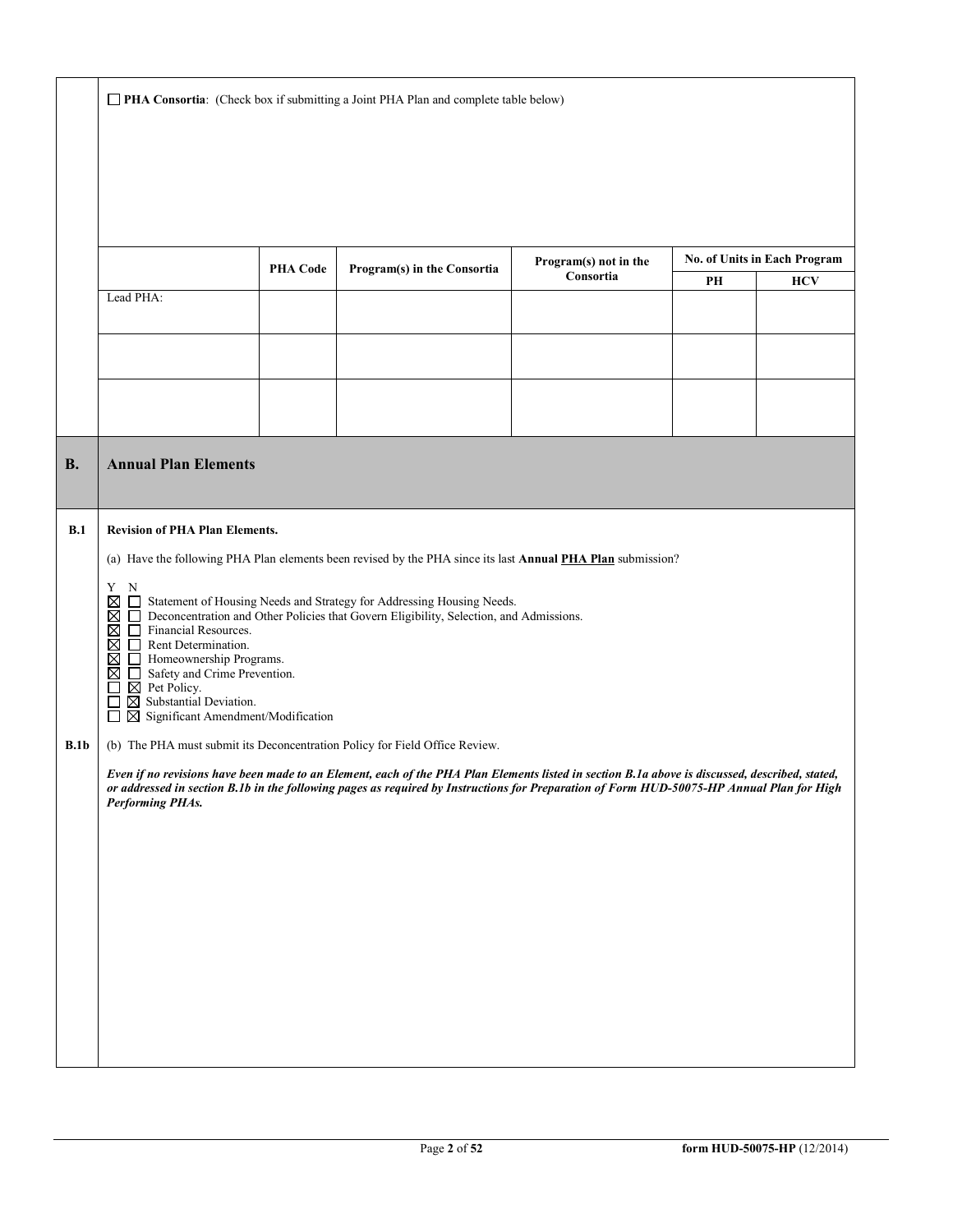☐ **PHA Consortia**: (Check box if submitting a Joint PHA Plan and complete table below)

| | PHA Code | Program(s) in the Consortia | Program(s) not in the Consortia | No. of Units in Each Program | |
|---|---|---|---|---|---|
| | | | | PH | HCV |
| Lead PHA: | | | | | |
| | | | | | |
| | | | | | |

## B. Annual Plan Elements

**B.1 Revision of PHA Plan Elements.**

(a) Have the following PHA Plan elements been revised by the PHA since its last **Annual PHA Plan** submission?

| Y | N | |
|---|---|---|
| ☒ | ☐ | Statement of Housing Needs and Strategy for Addressing Housing Needs. |
| ☒ | ☐ | Deconcentration and Other Policies that Govern Eligibility, Selection, and Admissions. |
| ☒ | ☐ | Financial Resources. |
| ☒ | ☐ | Rent Determination. |
| ☒ | ☐ | Homeownership Programs. |
| ☒ | ☐ | Safety and Crime Prevention. |
| ☐ | ☒ | Pet Policy. |
| ☐ | ☒ | Substantial Deviation. |
| ☐ | ☒ | Significant Amendment/Modification |

**B.1b** (b) The PHA must submit its Deconcentration Policy for Field Office Review.

***Even if no revisions have been made to an Element, each of the PHA Plan Elements listed in section B.1a above is discussed, described, stated, or addressed in section B.1b in the following pages as required by Instructions for Preparation of Form HUD-50075-HP Annual Plan for High Performing PHAs.***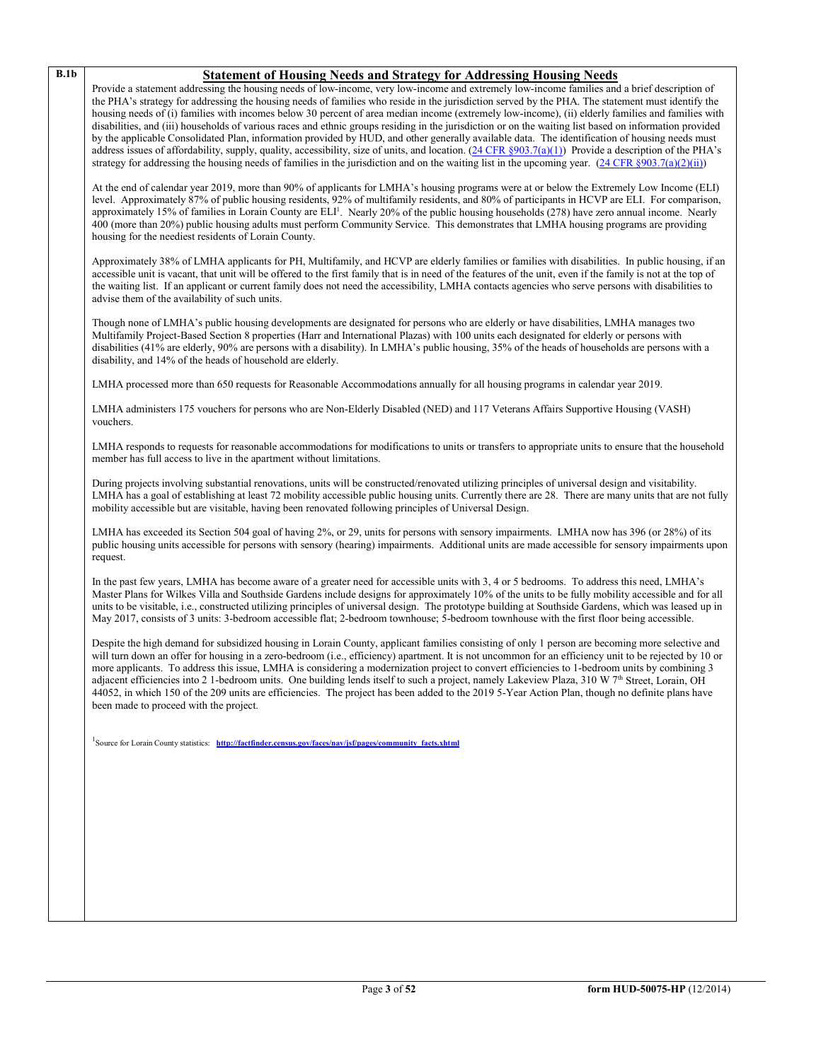**B.1b**

## Statement of Housing Needs and Strategy for Addressing Housing Needs

Provide a statement addressing the housing needs of low-income, very low-income and extremely low-income families and a brief description of the PHA's strategy for addressing the housing needs of families who reside in the jurisdiction served by the PHA. The statement must identify the housing needs of (i) families with incomes below 30 percent of area median income (extremely low-income), (ii) elderly families and families with disabilities, and (iii) households of various races and ethnic groups residing in the jurisdiction or on the waiting list based on information provided by the applicable Consolidated Plan, information provided by HUD, and other generally available data. The identification of housing needs must address issues of affordability, supply, quality, accessibility, size of units, and location. (24 CFR §903.7(a)(1)) Provide a description of the PHA's strategy for addressing the housing needs of families in the jurisdiction and on the waiting list in the upcoming year. (24 CFR §903.7(a)(2)(ii))

At the end of calendar year 2019, more than 90% of applicants for LMHA's housing programs were at or below the Extremely Low Income (ELI) level. Approximately 87% of public housing residents, 92% of multifamily residents, and 80% of participants in HCVP are ELI. For comparison, approximately 15% of families in Lorain County are ELI[1]. Nearly 20% of the public housing households (278) have zero annual income. Nearly 400 (more than 20%) public housing adults must perform Community Service. This demonstrates that LMHA housing programs are providing housing for the neediest residents of Lorain County.

Approximately 38% of LMHA applicants for PH, Multifamily, and HCVP are elderly families or families with disabilities. In public housing, if an accessible unit is vacant, that unit will be offered to the first family that is in need of the features of the unit, even if the family is not at the top of the waiting list. If an applicant or current family does not need the accessibility, LMHA contacts agencies who serve persons with disabilities to advise them of the availability of such units.

Though none of LMHA's public housing developments are designated for persons who are elderly or have disabilities, LMHA manages two Multifamily Project-Based Section 8 properties (Harr and International Plazas) with 100 units each designated for elderly or persons with disabilities (41% are elderly, 90% are persons with a disability). In LMHA's public housing, 35% of the heads of households are persons with a disability, and 14% of the heads of household are elderly.

LMHA processed more than 650 requests for Reasonable Accommodations annually for all housing programs in calendar year 2019.

LMHA administers 175 vouchers for persons who are Non-Elderly Disabled (NED) and 117 Veterans Affairs Supportive Housing (VASH) vouchers.

LMHA responds to requests for reasonable accommodations for modifications to units or transfers to appropriate units to ensure that the household member has full access to live in the apartment without limitations.

During projects involving substantial renovations, units will be constructed/renovated utilizing principles of universal design and visitability. LMHA has a goal of establishing at least 72 mobility accessible public housing units. Currently there are 28. There are many units that are not fully mobility accessible but are visitable, having been renovated following principles of Universal Design.

LMHA has exceeded its Section 504 goal of having 2%, or 29, units for persons with sensory impairments. LMHA now has 396 (or 28%) of its public housing units accessible for persons with sensory (hearing) impairments. Additional units are made accessible for sensory impairments upon request.

In the past few years, LMHA has become aware of a greater need for accessible units with 3, 4 or 5 bedrooms. To address this need, LMHA's Master Plans for Wilkes Villa and Southside Gardens include designs for approximately 10% of the units to be fully mobility accessible and for all units to be visitable, i.e., constructed utilizing principles of universal design. The prototype building at Southside Gardens, which was leased up in May 2017, consists of 3 units: 3-bedroom accessible flat; 2-bedroom townhouse; 5-bedroom townhouse with the first floor being accessible.

Despite the high demand for subsidized housing in Lorain County, applicant families consisting of only 1 person are becoming more selective and will turn down an offer for housing in a zero-bedroom (i.e., efficiency) apartment. It is not uncommon for an efficiency unit to be rejected by 10 or more applicants. To address this issue, LMHA is considering a modernization project to convert efficiencies to 1-bedroom units by combining 3 adjacent efficiencies into 2 1-bedroom units. One building lends itself to such a project, namely Lakeview Plaza, 310 W 7th Street, Lorain, OH 44052, in which 150 of the 209 units are efficiencies. The project has been added to the 2019 5-Year Action Plan, though no definite plans have been made to proceed with the project.

[1] Source for Lorain County statistics: **http://factfinder.census.gov/faces/nav/jsf/pages/community_facts.xhtml**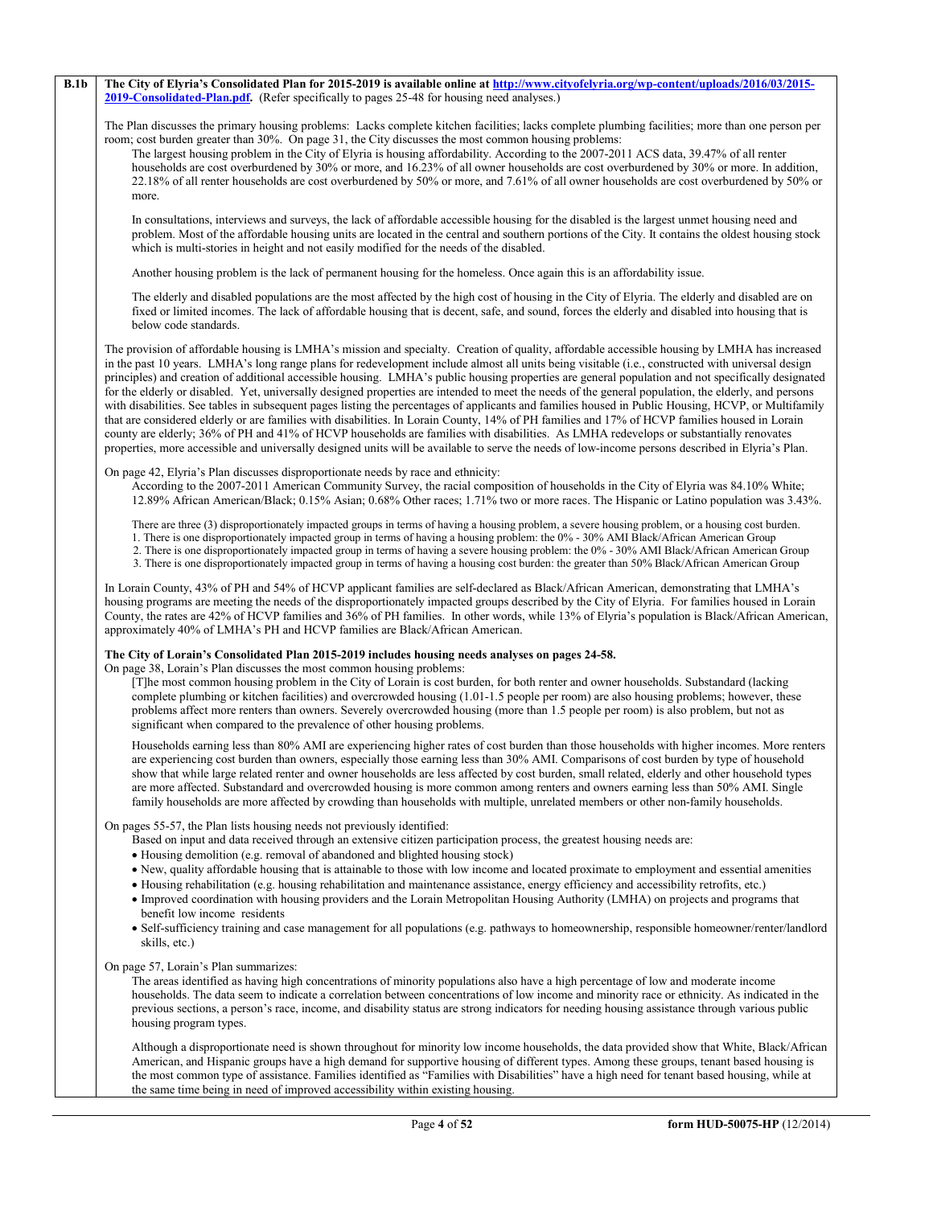**B.1b**

**The City of Elyria's Consolidated Plan for 2015-2019 is available online at [http://www.cityofelyria.org/wp-content/uploads/2016/03/2015-2019-Consolidated-Plan.pdf](http://www.cityofelyria.org/wp-content/uploads/2016/03/2015-2019-Consolidated-Plan.pdf).** (Refer specifically to pages 25-48 for housing need analyses.)

The Plan discusses the primary housing problems: Lacks complete kitchen facilities; lacks complete plumbing facilities; more than one person per room; cost burden greater than 30%. On page 31, the City discusses the most common housing problems:

> The largest housing problem in the City of Elyria is housing affordability. According to the 2007-2011 ACS data, 39.47% of all renter households are cost overburdened by 30% or more, and 16.23% of all owner households are cost overburdened by 30% or more. In addition, 22.18% of all renter households are cost overburdened by 50% or more, and 7.61% of all owner households are cost overburdened by 50% or more.
>
> In consultations, interviews and surveys, the lack of affordable accessible housing for the disabled is the largest unmet housing need and problem. Most of the affordable housing units are located in the central and southern portions of the City. It contains the oldest housing stock which is multi-stories in height and not easily modified for the needs of the disabled.
>
> Another housing problem is the lack of permanent housing for the homeless. Once again this is an affordability issue.
>
> The elderly and disabled populations are the most affected by the high cost of housing in the City of Elyria. The elderly and disabled are on fixed or limited incomes. The lack of affordable housing that is decent, safe, and sound, forces the elderly and disabled into housing that is below code standards.

The provision of affordable housing is LMHA's mission and specialty. Creation of quality, affordable accessible housing by LMHA has increased in the past 10 years. LMHA's long range plans for redevelopment include almost all units being visitable (i.e., constructed with universal design principles) and creation of additional accessible housing. LMHA's public housing properties are general population and not specifically designated for the elderly or disabled. Yet, universally designed properties are intended to meet the needs of the general population, the elderly, and persons with disabilities. See tables in subsequent pages listing the percentages of applicants and families housed in Public Housing, HCVP, or Multifamily that are considered elderly or are families with disabilities. In Lorain County, 14% of PH families and 17% of HCVP families housed in Lorain county are elderly; 36% of PH and 41% of HCVP households are families with disabilities. As LMHA redevelops or substantially renovates properties, more accessible and universally designed units will be available to serve the needs of low-income persons described in Elyria's Plan.

On page 42, Elyria's Plan discusses disproportionate needs by race and ethnicity:

> According to the 2007-2011 American Community Survey, the racial composition of households in the City of Elyria was 84.10% White; 12.89% African American/Black; 0.15% Asian; 0.68% Other races; 1.71% two or more races. The Hispanic or Latino population was 3.43%.
>
> There are three (3) disproportionately impacted groups in terms of having a housing problem, a severe housing problem, or a housing cost burden.
> 1. There is one disproportionately impacted group in terms of having a housing problem: the 0% - 30% AMI Black/African American Group
> 2. There is one disproportionately impacted group in terms of having a severe housing problem: the 0% - 30% AMI Black/African American Group
> 3. There is one disproportionately impacted group in terms of having a housing cost burden: the greater than 50% Black/African American Group

In Lorain County, 43% of PH and 54% of HCVP applicant families are self-declared as Black/African American, demonstrating that LMHA's housing programs are meeting the needs of the disproportionately impacted groups described by the City of Elyria. For families housed in Lorain County, the rates are 42% of HCVP families and 36% of PH families. In other words, while 13% of Elyria's population is Black/African American, approximately 40% of LMHA's PH and HCVP families are Black/African American.

**The City of Lorain's Consolidated Plan 2015-2019 includes housing needs analyses on pages 24-58.**

On page 38, Lorain's Plan discusses the most common housing problems:

> [T]he most common housing problem in the City of Lorain is cost burden, for both renter and owner households. Substandard (lacking complete plumbing or kitchen facilities) and overcrowded housing (1.01-1.5 people per room) are also housing problems; however, these problems affect more renters than owners. Severely overcrowded housing (more than 1.5 people per room) is also problem, but not as significant when compared to the prevalence of other housing problems.
>
> Households earning less than 80% AMI are experiencing higher rates of cost burden than those households with higher incomes. More renters are experiencing cost burden than owners, especially those earning less than 30% AMI. Comparisons of cost burden by type of household show that while large related renter and owner households are less affected by cost burden, small related, elderly and other household types are more affected. Substandard and overcrowded housing is more common among renters and owners earning less than 50% AMI. Single family households are more affected by crowding than households with multiple, unrelated members or other non-family households.

On pages 55-57, the Plan lists housing needs not previously identified:

> Based on input and data received through an extensive citizen participation process, the greatest housing needs are:
> - Housing demolition (e.g. removal of abandoned and blighted housing stock)
> - New, quality affordable housing that is attainable to those with low income and located proximate to employment and essential amenities
> - Housing rehabilitation (e.g. housing rehabilitation and maintenance assistance, energy efficiency and accessibility retrofits, etc.)
> - Improved coordination with housing providers and the Lorain Metropolitan Housing Authority (LMHA) on projects and programs that benefit low income residents
> - Self-sufficiency training and case management for all populations (e.g. pathways to homeownership, responsible homeowner/renter/landlord skills, etc.)

On page 57, Lorain's Plan summarizes:

> The areas identified as having high concentrations of minority populations also have a high percentage of low and moderate income households. The data seem to indicate a correlation between concentrations of low income and minority race or ethnicity. As indicated in the previous sections, a person's race, income, and disability status are strong indicators for needing housing assistance through various public housing program types.
>
> Although a disproportionate need is shown throughout for minority low income households, the data provided show that White, Black/African American, and Hispanic groups have a high demand for supportive housing of different types. Among these groups, tenant based housing is the most common type of assistance. Families identified as "Families with Disabilities" have a high need for tenant based housing, while at the same time being in need of improved accessibility within existing housing.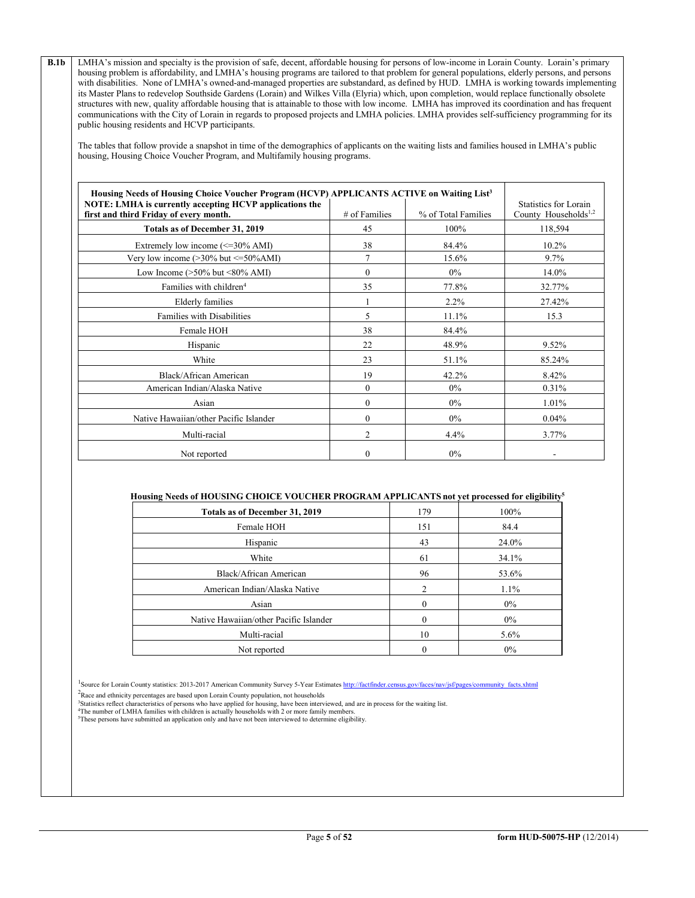**B.1b** LMHA's mission and specialty is the provision of safe, decent, affordable housing for persons of low-income in Lorain County. Lorain's primary housing problem is affordability, and LMHA's housing programs are tailored to that problem for general populations, elderly persons, and persons with disabilities. None of LMHA's owned-and-managed properties are substandard, as defined by HUD. LMHA is working towards implementing its Master Plans to redevelop Southside Gardens (Lorain) and Wilkes Villa (Elyria) which, upon completion, would replace functionally obsolete structures with new, quality affordable housing that is attainable to those with low income. LMHA has improved its coordination and has frequent communications with the City of Lorain in regards to proposed projects and LMHA policies. LMHA provides self-sufficiency programming for its public housing residents and HCVP participants.

The tables that follow provide a snapshot in time of the demographics of applicants on the waiting lists and families housed in LMHA's public housing, Housing Choice Voucher Program, and Multifamily housing programs.

| **Housing Needs of Housing Choice Voucher Program (HCVP) APPLICANTS ACTIVE on Waiting List[3]** **NOTE: LMHA is currently accepting HCVP applications the first and third Friday of every month.** | # of Families | % of Total Families | Statistics for Lorain County Households[1,2] |
|---|---|---|---|
| **Totals as of December 31, 2019** | 45 | 100% | 118,594 |
| Extremely low income (<=30% AMI) | 38 | 84.4% | 10.2% |
| Very low income (>30% but <=50%AMI) | 7 | 15.6% | 9.7% |
| Low Income (>50% but <80% AMI) | 0 | 0% | 14.0% |
| Families with children[4] | 35 | 77.8% | 32.77% |
| Elderly families | 1 | 2.2% | 27.42% |
| Families with Disabilities | 5 | 11.1% | 15.3 |
| Female HOH | 38 | 84.4% | |
| Hispanic | 22 | 48.9% | 9.52% |
| White | 23 | 51.1% | 85.24% |
| Black/African American | 19 | 42.2% | 8.42% |
| American Indian/Alaska Native | 0 | 0% | 0.31% |
| Asian | 0 | 0% | 1.01% |
| Native Hawaiian/other Pacific Islander | 0 | 0% | 0.04% |
| Multi-racial | 2 | 4.4% | 3.77% |
| Not reported | 0 | 0% | - |

**Housing Needs of HOUSING CHOICE VOUCHER PROGRAM APPLICANTS not yet processed for eligibility[5]**

| **Totals as of December 31, 2019** | 179 | 100% |
|---|---|---|
| Female HOH | 151 | 84.4 |
| Hispanic | 43 | 24.0% |
| White | 61 | 34.1% |
| Black/African American | 96 | 53.6% |
| American Indian/Alaska Native | 2 | 1.1% |
| Asian | 0 | 0% |
| Native Hawaiian/other Pacific Islander | 0 | 0% |
| Multi-racial | 10 | 5.6% |
| Not reported | 0 | 0% |

[1]Source for Lorain County statistics: 2013-2017 American Community Survey 5-Year Estimates http://factfinder.census.gov/faces/nav/jsf/pages/community_facts.xhtml

[2]Race and ethnicity percentages are based upon Lorain County population, not households

[3]Statistics reflect characteristics of persons who have applied for housing, have been interviewed, and are in process for the waiting list.

[4]The number of LMHA families with children is actually households with 2 or more family members.

[5]These persons have submitted an application only and have not been interviewed to determine eligibility.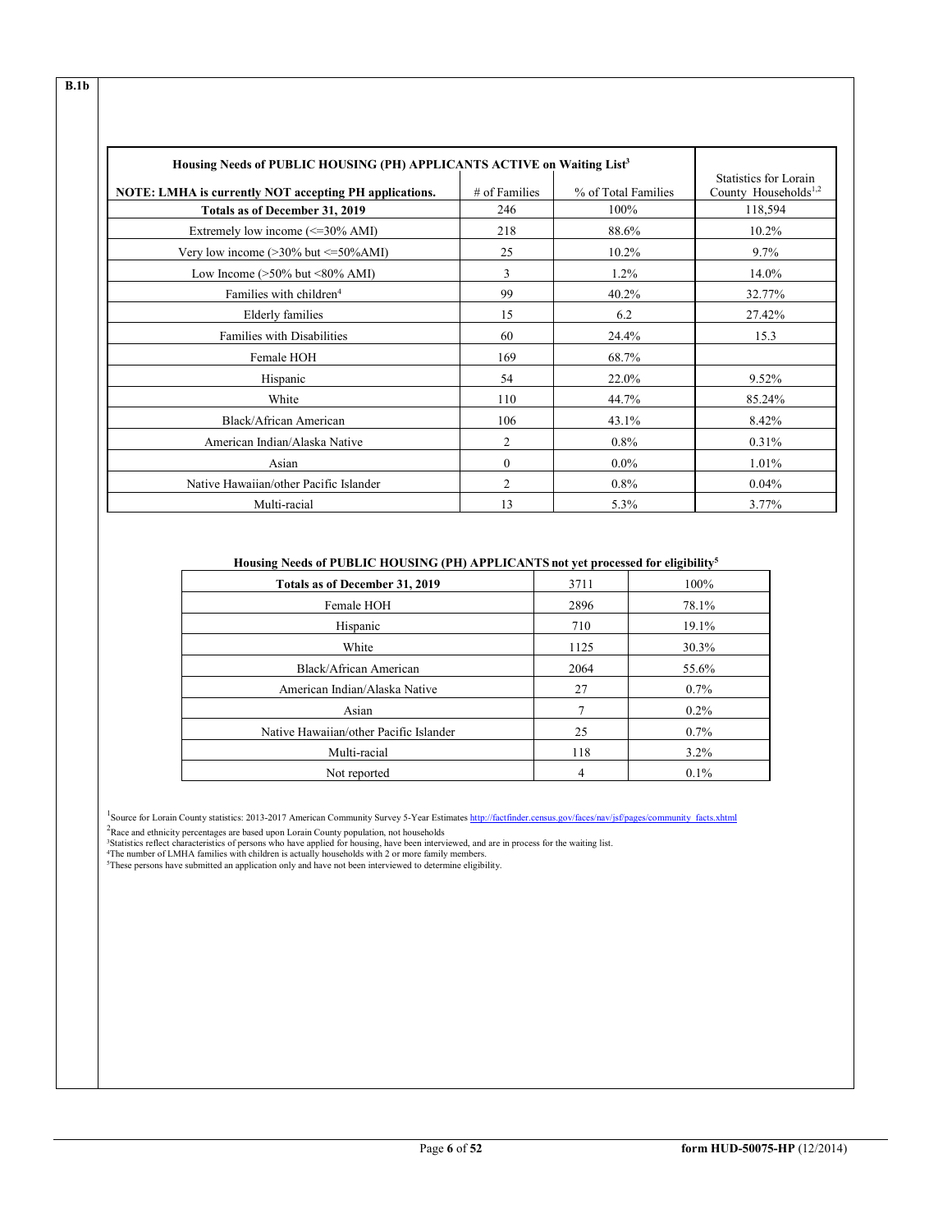B.1b

| Housing Needs of PUBLIC HOUSING (PH) APPLICANTS ACTIVE on Waiting List[3] NOTE: LMHA is currently NOT accepting PH applications. | # of Families | % of Total Families | Statistics for Lorain County Households[1,2] |
|---|---|---|---|
| **Totals as of December 31, 2019** | 246 | 100% | 118,594 |
| Extremely low income (<=30% AMI) | 218 | 88.6% | 10.2% |
| Very low income (>30% but <=50%AMI) | 25 | 10.2% | 9.7% |
| Low Income (>50% but <80% AMI) | 3 | 1.2% | 14.0% |
| Families with children[4] | 99 | 40.2% | 32.77% |
| Elderly families | 15 | 6.2 | 27.42% |
| Families with Disabilities | 60 | 24.4% | 15.3 |
| Female HOH | 169 | 68.7% | |
| Hispanic | 54 | 22.0% | 9.52% |
| White | 110 | 44.7% | 85.24% |
| Black/African American | 106 | 43.1% | 8.42% |
| American Indian/Alaska Native | 2 | 0.8% | 0.31% |
| Asian | 0 | 0.0% | 1.01% |
| Native Hawaiian/other Pacific Islander | 2 | 0.8% | 0.04% |
| Multi-racial | 13 | 5.3% | 3.77% |

**Housing Needs of PUBLIC HOUSING (PH) APPLICANTS not yet processed for eligibility[5]**

| **Totals as of December 31, 2019** | 3711 | 100% |
|---|---|---|
| Female HOH | 2896 | 78.1% |
| Hispanic | 710 | 19.1% |
| White | 1125 | 30.3% |
| Black/African American | 2064 | 55.6% |
| American Indian/Alaska Native | 27 | 0.7% |
| Asian | 7 | 0.2% |
| Native Hawaiian/other Pacific Islander | 25 | 0.7% |
| Multi-racial | 118 | 3.2% |
| Not reported | 4 | 0.1% |

[1]Source for Lorain County statistics: 2013-2017 American Community Survey 5-Year Estimates http://factfinder.census.gov/faces/nav/jsf/pages/community_facts.xhtml

[2]Race and ethnicity percentages are based upon Lorain County population, not households

[3]Statistics reflect characteristics of persons who have applied for housing, have been interviewed, and are in process for the waiting list.

[4]The number of LMHA families with children is actually households with 2 or more family members.

[5]These persons have submitted an application only and have not been interviewed to determine eligibility.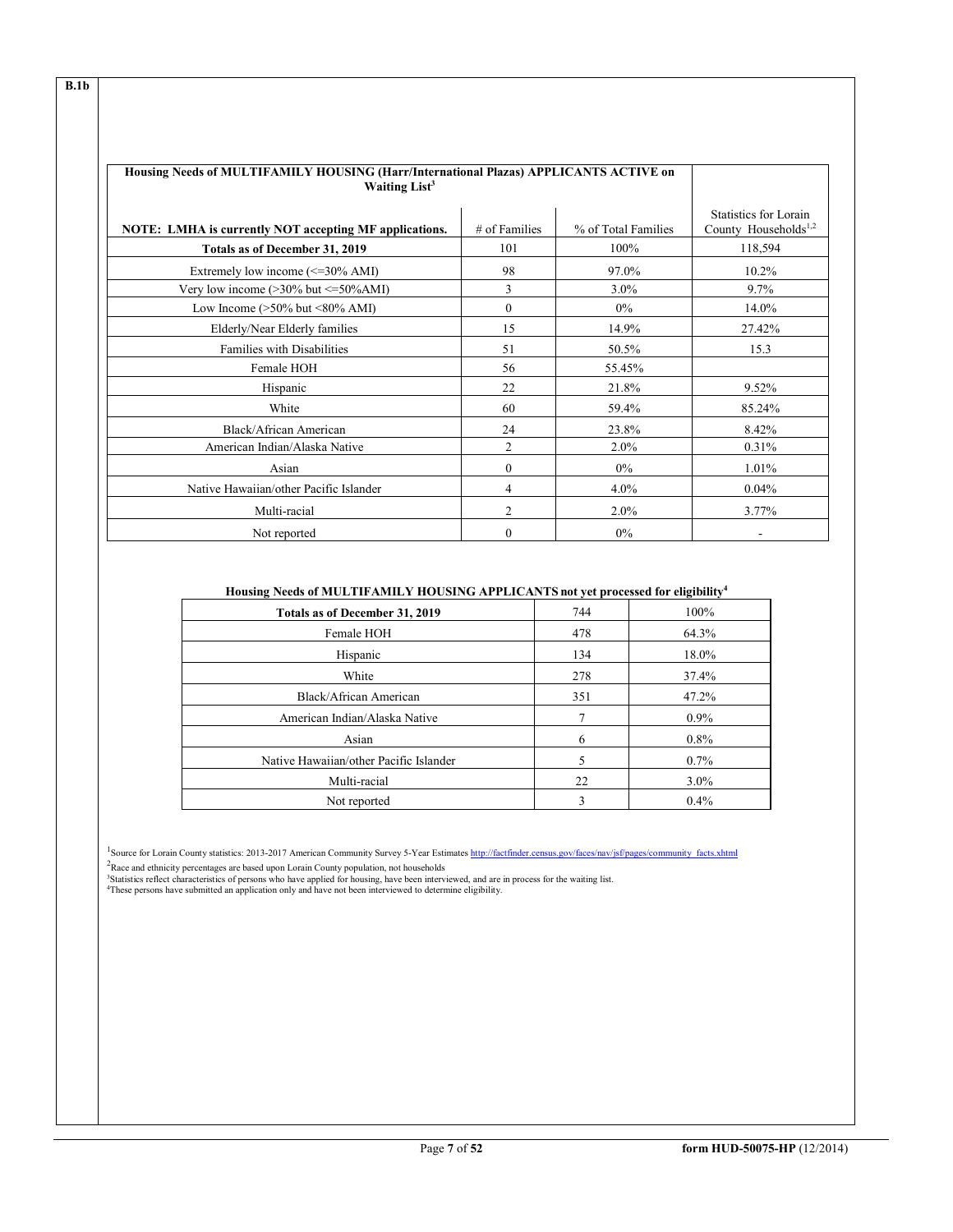B.1b

| Housing Needs of MULTIFAMILY HOUSING (Harr/International Plazas) APPLICANTS ACTIVE on Waiting List[3] | | | |
|---|---|---|---|
| **NOTE: LMHA is currently NOT accepting MF applications.** | # of Families | % of Total Families | Statistics for Lorain County Households[1,2] |
| **Totals as of December 31, 2019** | 101 | 100% | 118,594 |
| Extremely low income (<=30% AMI) | 98 | 97.0% | 10.2% |
| Very low income (>30% but <=50%AMI) | 3 | 3.0% | 9.7% |
| Low Income (>50% but <80% AMI) | 0 | 0% | 14.0% |
| Elderly/Near Elderly families | 15 | 14.9% | 27.42% |
| Families with Disabilities | 51 | 50.5% | 15.3 |
| Female HOH | 56 | 55.45% | |
| Hispanic | 22 | 21.8% | 9.52% |
| White | 60 | 59.4% | 85.24% |
| Black/African American | 24 | 23.8% | 8.42% |
| American Indian/Alaska Native | 2 | 2.0% | 0.31% |
| Asian | 0 | 0% | 1.01% |
| Native Hawaiian/other Pacific Islander | 4 | 4.0% | 0.04% |
| Multi-racial | 2 | 2.0% | 3.77% |
| Not reported | 0 | 0% | - |

**Housing Needs of MULTIFAMILY HOUSING APPLICANTS not yet processed for eligibility[4]**

| **Totals as of December 31, 2019** | 744 | 100% |
|---|---|---|
| Female HOH | 478 | 64.3% |
| Hispanic | 134 | 18.0% |
| White | 278 | 37.4% |
| Black/African American | 351 | 47.2% |
| American Indian/Alaska Native | 7 | 0.9% |
| Asian | 6 | 0.8% |
| Native Hawaiian/other Pacific Islander | 5 | 0.7% |
| Multi-racial | 22 | 3.0% |
| Not reported | 3 | 0.4% |

[1]Source for Lorain County statistics: 2013-2017 American Community Survey 5-Year Estimates http://factfinder.census.gov/faces/nav/jsf/pages/community_facts.xhtml

[2]Race and ethnicity percentages are based upon Lorain County population, not households

[3]Statistics reflect characteristics of persons who have applied for housing, have been interviewed, and are in process for the waiting list.

[4]These persons have submitted an application only and have not been interviewed to determine eligibility.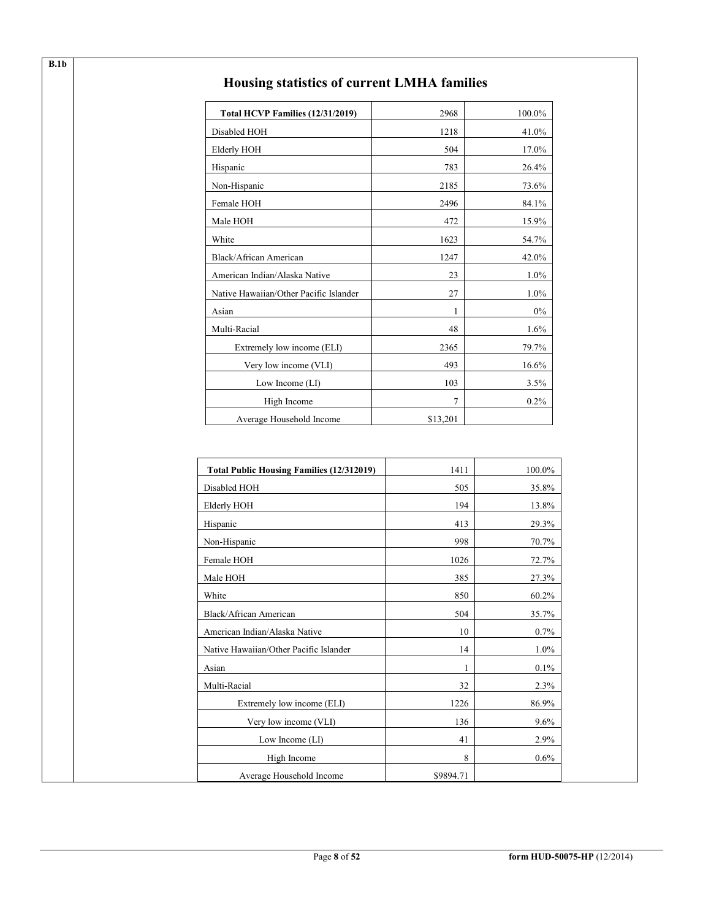B.1b

## Housing statistics of current LMHA families

| Total HCVP Families (12/31/2019) | 2968 | 100.0% |
|---|---|---|
| Disabled HOH | 1218 | 41.0% |
| Elderly HOH | 504 | 17.0% |
| Hispanic | 783 | 26.4% |
| Non-Hispanic | 2185 | 73.6% |
| Female HOH | 2496 | 84.1% |
| Male HOH | 472 | 15.9% |
| White | 1623 | 54.7% |
| Black/African American | 1247 | 42.0% |
| American Indian/Alaska Native | 23 | 1.0% |
| Native Hawaiian/Other Pacific Islander | 27 | 1.0% |
| Asian | 1 | 0% |
| Multi-Racial | 48 | 1.6% |
| Extremely low income (ELI) | 2365 | 79.7% |
| Very low income (VLI) | 493 | 16.6% |
| Low Income (LI) | 103 | 3.5% |
| High Income | 7 | 0.2% |
| Average Household Income | $13,201 | |

| Total Public Housing Families (12/312019) | 1411 | 100.0% |
|---|---|---|
| Disabled HOH | 505 | 35.8% |
| Elderly HOH | 194 | 13.8% |
| Hispanic | 413 | 29.3% |
| Non-Hispanic | 998 | 70.7% |
| Female HOH | 1026 | 72.7% |
| Male HOH | 385 | 27.3% |
| White | 850 | 60.2% |
| Black/African American | 504 | 35.7% |
| American Indian/Alaska Native | 10 | 0.7% |
| Native Hawaiian/Other Pacific Islander | 14 | 1.0% |
| Asian | 1 | 0.1% |
| Multi-Racial | 32 | 2.3% |
| Extremely low income (ELI) | 1226 | 86.9% |
| Very low income (VLI) | 136 | 9.6% |
| Low Income (LI) | 41 | 2.9% |
| High Income | 8 | 0.6% |
| Average Household Income | $9894.71 | |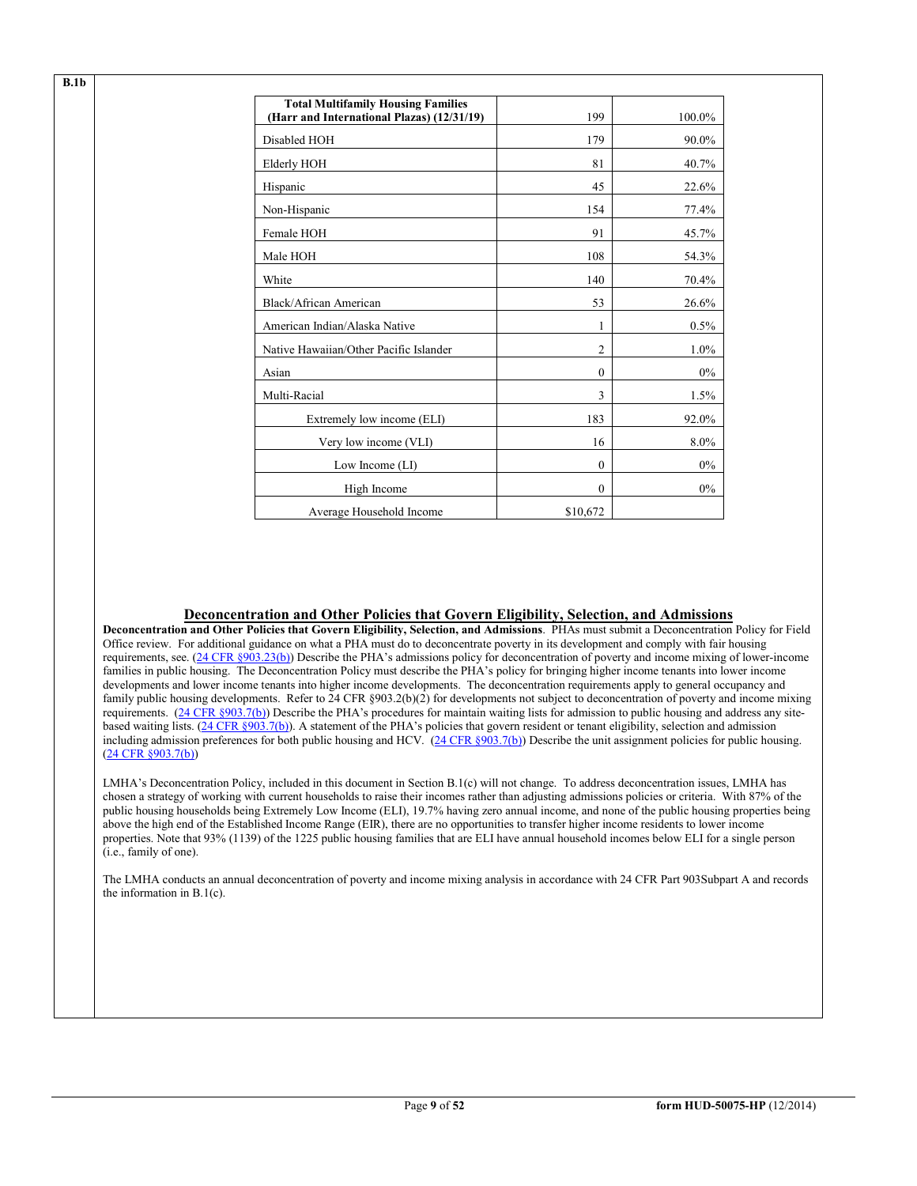B.1b

| Total Multifamily Housing Families (Harr and International Plazas) (12/31/19) | 199 | 100.0% |
|---|---|---|
| Disabled HOH | 179 | 90.0% |
| Elderly HOH | 81 | 40.7% |
| Hispanic | 45 | 22.6% |
| Non-Hispanic | 154 | 77.4% |
| Female HOH | 91 | 45.7% |
| Male HOH | 108 | 54.3% |
| White | 140 | 70.4% |
| Black/African American | 53 | 26.6% |
| American Indian/Alaska Native | 1 | 0.5% |
| Native Hawaiian/Other Pacific Islander | 2 | 1.0% |
| Asian | 0 | 0% |
| Multi-Racial | 3 | 1.5% |
| Extremely low income (ELI) | 183 | 92.0% |
| Very low income (VLI) | 16 | 8.0% |
| Low Income (LI) | 0 | 0% |
| High Income | 0 | 0% |
| Average Household Income | $10,672 | |

## Deconcentration and Other Policies that Govern Eligibility, Selection, and Admissions

**Deconcentration and Other Policies that Govern Eligibility, Selection, and Admissions**. PHAs must submit a Deconcentration Policy for Field Office review. For additional guidance on what a PHA must do to deconcentrate poverty in its development and comply with fair housing requirements, see. (24 CFR §903.23(b)) Describe the PHA's admissions policy for deconcentration of poverty and income mixing of lower-income families in public housing. The Deconcentration Policy must describe the PHA's policy for bringing higher income tenants into lower income developments and lower income tenants into higher income developments. The deconcentration requirements apply to general occupancy and family public housing developments. Refer to 24 CFR §903.2(b)(2) for developments not subject to deconcentration of poverty and income mixing requirements. (24 CFR §903.7(b)) Describe the PHA's procedures for maintain waiting lists for admission to public housing and address any site-based waiting lists. (24 CFR §903.7(b)). A statement of the PHA's policies that govern resident or tenant eligibility, selection and admission including admission preferences for both public housing and HCV. (24 CFR §903.7(b)) Describe the unit assignment policies for public housing. (24 CFR §903.7(b))

LMHA's Deconcentration Policy, included in this document in Section B.1(c) will not change. To address deconcentration issues, LMHA has chosen a strategy of working with current households to raise their incomes rather than adjusting admissions policies or criteria. With 87% of the public housing households being Extremely Low Income (ELI), 19.7% having zero annual income, and none of the public housing properties being above the high end of the Established Income Range (EIR), there are no opportunities to transfer higher income residents to lower income properties. Note that 93% (1139) of the 1225 public housing families that are ELI have annual household incomes below ELI for a single person (i.e., family of one).

The LMHA conducts an annual deconcentration of poverty and income mixing analysis in accordance with 24 CFR Part 903Subpart A and records the information in B.1(c).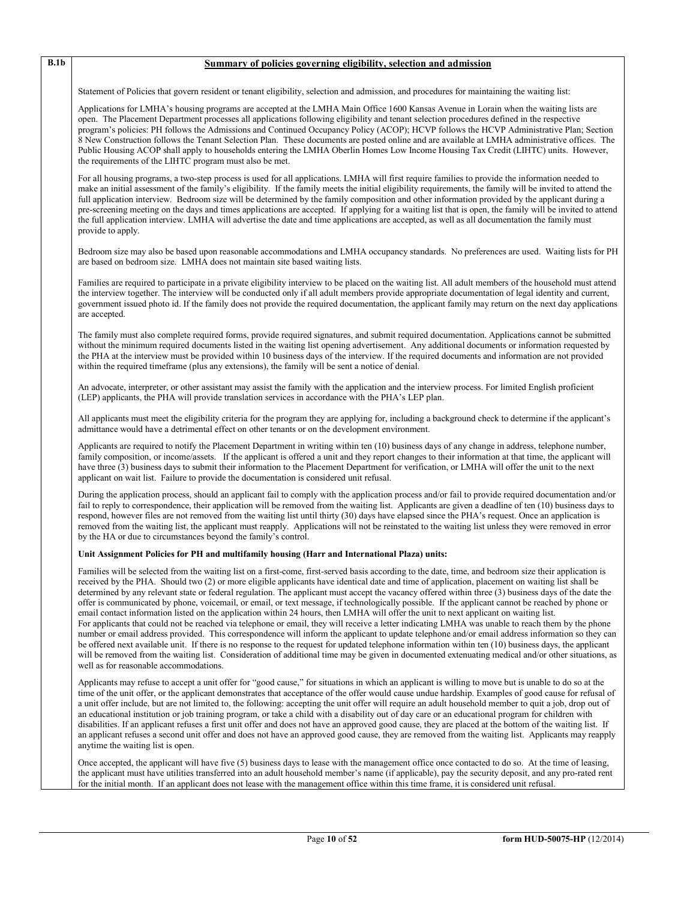**B.1b**

## Summary of policies governing eligibility, selection and admission

Statement of Policies that govern resident or tenant eligibility, selection and admission, and procedures for maintaining the waiting list:

Applications for LMHA's housing programs are accepted at the LMHA Main Office 1600 Kansas Avenue in Lorain when the waiting lists are open. The Placement Department processes all applications following eligibility and tenant selection procedures defined in the respective program's policies: PH follows the Admissions and Continued Occupancy Policy (ACOP); HCVP follows the HCVP Administrative Plan; Section 8 New Construction follows the Tenant Selection Plan. These documents are posted online and are available at LMHA administrative offices. The Public Housing ACOP shall apply to households entering the LMHA Oberlin Homes Low Income Housing Tax Credit (LIHTC) units. However, the requirements of the LIHTC program must also be met.

For all housing programs, a two-step process is used for all applications. LMHA will first require families to provide the information needed to make an initial assessment of the family's eligibility. If the family meets the initial eligibility requirements, the family will be invited to attend the full application interview. Bedroom size will be determined by the family composition and other information provided by the applicant during a pre-screening meeting on the days and times applications are accepted. If applying for a waiting list that is open, the family will be invited to attend the full application interview. LMHA will advertise the date and time applications are accepted, as well as all documentation the family must provide to apply.

Bedroom size may also be based upon reasonable accommodations and LMHA occupancy standards. No preferences are used. Waiting lists for PH are based on bedroom size. LMHA does not maintain site based waiting lists.

Families are required to participate in a private eligibility interview to be placed on the waiting list. All adult members of the household must attend the interview together. The interview will be conducted only if all adult members provide appropriate documentation of legal identity and current, government issued photo id. If the family does not provide the required documentation, the applicant family may return on the next day applications are accepted.

The family must also complete required forms, provide required signatures, and submit required documentation. Applications cannot be submitted without the minimum required documents listed in the waiting list opening advertisement. Any additional documents or information requested by the PHA at the interview must be provided within 10 business days of the interview. If the required documents and information are not provided within the required timeframe (plus any extensions), the family will be sent a notice of denial.

An advocate, interpreter, or other assistant may assist the family with the application and the interview process. For limited English proficient (LEP) applicants, the PHA will provide translation services in accordance with the PHA's LEP plan.

All applicants must meet the eligibility criteria for the program they are applying for, including a background check to determine if the applicant's admittance would have a detrimental effect on other tenants or on the development environment.

Applicants are required to notify the Placement Department in writing within ten (10) business days of any change in address, telephone number, family composition, or income/assets. If the applicant is offered a unit and they report changes to their information at that time, the applicant will have three (3) business days to submit their information to the Placement Department for verification, or LMHA will offer the unit to the next applicant on wait list. Failure to provide the documentation is considered unit refusal.

During the application process, should an applicant fail to comply with the application process and/or fail to provide required documentation and/or fail to reply to correspondence, their application will be removed from the waiting list. Applicants are given a deadline of ten (10) business days to respond, however files are not removed from the waiting list until thirty (30) days have elapsed since the PHA's request. Once an application is removed from the waiting list, the applicant must reapply. Applications will not be reinstated to the waiting list unless they were removed in error by the HA or due to circumstances beyond the family's control.

**Unit Assignment Policies for PH and multifamily housing (Harr and International Plaza) units:**

Families will be selected from the waiting list on a first-come, first-served basis according to the date, time, and bedroom size their application is received by the PHA. Should two (2) or more eligible applicants have identical date and time of application, placement on waiting list shall be determined by any relevant state or federal regulation. The applicant must accept the vacancy offered within three (3) business days of the date the offer is communicated by phone, voicemail, or email, or text message, if technologically possible. If the applicant cannot be reached by phone or email contact information listed on the application within 24 hours, then LMHA will offer the unit to next applicant on waiting list.
For applicants that could not be reached via telephone or email, they will receive a letter indicating LMHA was unable to reach them by the phone number or email address provided. This correspondence will inform the applicant to update telephone and/or email address information so they can be offered next available unit. If there is no response to the request for updated telephone information within ten (10) business days, the applicant will be removed from the waiting list. Consideration of additional time may be given in documented extenuating medical and/or other situations, as well as for reasonable accommodations.

Applicants may refuse to accept a unit offer for "good cause," for situations in which an applicant is willing to move but is unable to do so at the time of the unit offer, or the applicant demonstrates that acceptance of the offer would cause undue hardship. Examples of good cause for refusal of a unit offer include, but are not limited to, the following: accepting the unit offer will require an adult household member to quit a job, drop out of an educational institution or job training program, or take a child with a disability out of day care or an educational program for children with disabilities. If an applicant refuses a first unit offer and does not have an approved good cause, they are placed at the bottom of the waiting list. If an applicant refuses a second unit offer and does not have an approved good cause, they are removed from the waiting list. Applicants may reapply anytime the waiting list is open.

Once accepted, the applicant will have five (5) business days to lease with the management office once contacted to do so. At the time of leasing, the applicant must have utilities transferred into an adult household member's name (if applicable), pay the security deposit, and any pro-rated rent for the initial month. If an applicant does not lease with the management office within this time frame, it is considered unit refusal.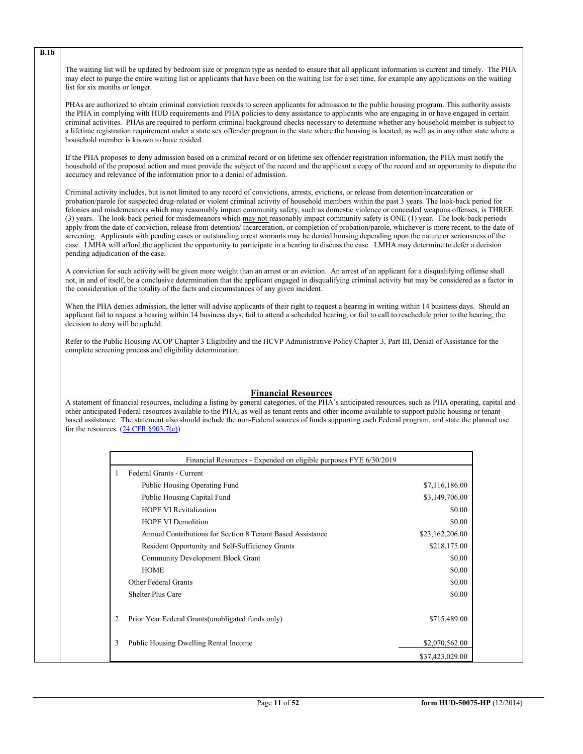**B.1b**

The waiting list will be updated by bedroom size or program type as needed to ensure that all applicant information is current and timely. The PHA may elect to purge the entire waiting list or applicants that have been on the waiting list for a set time, for example any applications on the waiting list for six months or longer.

PHAs are authorized to obtain criminal conviction records to screen applicants for admission to the public housing program. This authority assists the PHA in complying with HUD requirements and PHA policies to deny assistance to applicants who are engaging in or have engaged in certain criminal activities. PHAs are required to perform criminal background checks necessary to determine whether any household member is subject to a lifetime registration requirement under a state sex offender program in the state where the housing is located, as well as in any other state where a household member is known to have resided.

If the PHA proposes to deny admission based on a criminal record or on lifetime sex offender registration information, the PHA must notify the household of the proposed action and must provide the subject of the record and the applicant a copy of the record and an opportunity to dispute the accuracy and relevance of the information prior to a denial of admission.

Criminal activity includes, but is not limited to any record of convictions, arrests, evictions, or release from detention/incarceration or probation/parole for suspected drug-related or violent criminal activity of household members within the past 3 years. The look-back period for felonies and misdemeanors which may reasonably impact community safety, such as domestic violence or concealed weapons offenses, is THREE (3) years. The look-back period for misdemeanors which <u>may not</u> reasonably impact community safety is ONE (1) year. The look-back periods apply from the date of conviction, release from detention/ incarceration, or completion of probation/parole, whichever is more recent, to the date of screening. Applicants with pending cases or outstanding arrest warrants may be denied housing depending upon the nature or seriousness of the case. LMHA will afford the applicant the opportunity to participate in a hearing to discuss the case. LMHA may determine to defer a decision pending adjudication of the case.

A conviction for such activity will be given more weight than an arrest or an eviction. An arrest of an applicant for a disqualifying offense shall not, in and of itself, be a conclusive determination that the applicant engaged in disqualifying criminal activity but may be considered as a factor in the consideration of the totality of the facts and circumstances of any given incident.

When the PHA denies admission, the letter will advise applicants of their right to request a hearing in writing within 14 business days. Should an applicant fail to request a hearing within 14 business days, fail to attend a scheduled hearing, or fail to call to reschedule prior to the hearing, the decision to deny will be upheld.

Refer to the Public Housing ACOP Chapter 3 Eligibility and the HCVP Administrative Policy Chapter 3, Part III, Denial of Assistance for the complete screening process and eligibility determination.

## Financial Resources

A statement of financial resources, including a listing by general categories, of the PHA's anticipated resources, such as PHA operating, capital and other anticipated Federal resources available to the PHA, as well as tenant rents and other income available to support public housing or tenant-based assistance. The statement also should include the non-Federal sources of funds supporting each Federal program, and state the planned use for the resources. (24 CFR §903.7(c))

| Financial Resources - Expended on eligible purposes FYE 6/30/2019 | | |
|---|---|---|
| 1 | Federal Grants - Current | |
| | Public Housing Operating Fund | $7,116,186.00 |
| | Public Housing Capital Fund | $3,149,706.00 |
| | HOPE VI Revitalization | $0.00 |
| | HOPE VI Demolition | $0.00 |
| | Annual Contributions for Section 8 Tenant Based Assistance | $23,162,206.00 |
| | Resident Opportunity and Self-Sufficiency Grants | $218,175.00 |
| | Community Development Block Grant | $0.00 |
| | HOME | $0.00 |
| | Other Federal Grants | $0.00 |
| | Shelter Plus Care | $0.00 |
| 2 | Prior Year Federal Grants(unobligated funds only) | $715,489.00 |
| 3 | Public Housing Dwelling Rental Income | $2,070,562.00 |
| | | $37,423,029.00 |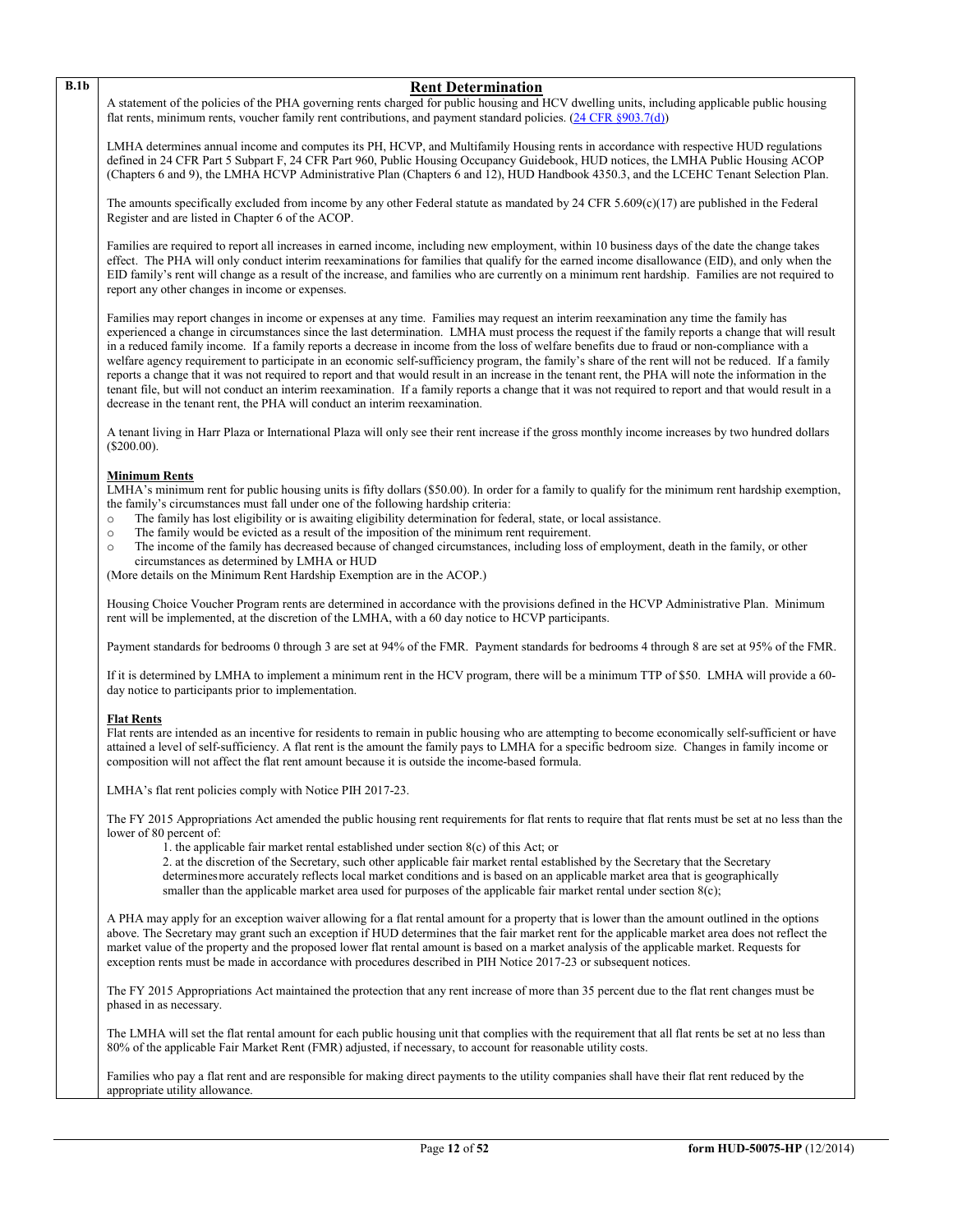**B.1b**

## Rent Determination

A statement of the policies of the PHA governing rents charged for public housing and HCV dwelling units, including applicable public housing flat rents, minimum rents, voucher family rent contributions, and payment standard policies. (24 CFR §903.7(d))

LMHA determines annual income and computes its PH, HCVP, and Multifamily Housing rents in accordance with respective HUD regulations defined in 24 CFR Part 5 Subpart F, 24 CFR Part 960, Public Housing Occupancy Guidebook, HUD notices, the LMHA Public Housing ACOP (Chapters 6 and 9), the LMHA HCVP Administrative Plan (Chapters 6 and 12), HUD Handbook 4350.3, and the LCEHC Tenant Selection Plan.

The amounts specifically excluded from income by any other Federal statute as mandated by 24 CFR 5.609(c)(17) are published in the Federal Register and are listed in Chapter 6 of the ACOP.

Families are required to report all increases in earned income, including new employment, within 10 business days of the date the change takes effect. The PHA will only conduct interim reexaminations for families that qualify for the earned income disallowance (EID), and only when the EID family's rent will change as a result of the increase, and families who are currently on a minimum rent hardship. Families are not required to report any other changes in income or expenses.

Families may report changes in income or expenses at any time. Families may request an interim reexamination any time the family has experienced a change in circumstances since the last determination. LMHA must process the request if the family reports a change that will result in a reduced family income. If a family reports a decrease in income from the loss of welfare benefits due to fraud or non-compliance with a welfare agency requirement to participate in an economic self-sufficiency program, the family's share of the rent will not be reduced. If a family reports a change that it was not required to report and that would result in an increase in the tenant rent, the PHA will note the information in the tenant file, but will not conduct an interim reexamination. If a family reports a change that it was not required to report and that would result in a decrease in the tenant rent, the PHA will conduct an interim reexamination.

A tenant living in Harr Plaza or International Plaza will only see their rent increase if the gross monthly income increases by two hundred dollars ($200.00).

**Minimum Rents**

LMHA's minimum rent for public housing units is fifty dollars ($50.00). In order for a family to qualify for the minimum rent hardship exemption, the family's circumstances must fall under one of the following hardship criteria:

- The family has lost eligibility or is awaiting eligibility determination for federal, state, or local assistance.
- The family would be evicted as a result of the imposition of the minimum rent requirement.
- The income of the family has decreased because of changed circumstances, including loss of employment, death in the family, or other circumstances as determined by LMHA or HUD

(More details on the Minimum Rent Hardship Exemption are in the ACOP.)

Housing Choice Voucher Program rents are determined in accordance with the provisions defined in the HCVP Administrative Plan. Minimum rent will be implemented, at the discretion of the LMHA, with a 60 day notice to HCVP participants.

Payment standards for bedrooms 0 through 3 are set at 94% of the FMR. Payment standards for bedrooms 4 through 8 are set at 95% of the FMR.

If it is determined by LMHA to implement a minimum rent in the HCV program, there will be a minimum TTP of $50. LMHA will provide a 60-day notice to participants prior to implementation.

**Flat Rents**

Flat rents are intended as an incentive for residents to remain in public housing who are attempting to become economically self-sufficient or have attained a level of self-sufficiency. A flat rent is the amount the family pays to LMHA for a specific bedroom size. Changes in family income or composition will not affect the flat rent amount because it is outside the income-based formula.

LMHA's flat rent policies comply with Notice PIH 2017-23.

The FY 2015 Appropriations Act amended the public housing rent requirements for flat rents to require that flat rents must be set at no less than the lower of 80 percent of:

1. the applicable fair market rental established under section 8(c) of this Act; or
2. at the discretion of the Secretary, such other applicable fair market rental established by the Secretary that the Secretary determines more accurately reflects local market conditions and is based on an applicable market area that is geographically smaller than the applicable market area used for purposes of the applicable fair market rental under section 8(c);

A PHA may apply for an exception waiver allowing for a flat rental amount for a property that is lower than the amount outlined in the options above. The Secretary may grant such an exception if HUD determines that the fair market rent for the applicable market area does not reflect the market value of the property and the proposed lower flat rental amount is based on a market analysis of the applicable market. Requests for exception rents must be made in accordance with procedures described in PIH Notice 2017-23 or subsequent notices.

The FY 2015 Appropriations Act maintained the protection that any rent increase of more than 35 percent due to the flat rent changes must be phased in as necessary.

The LMHA will set the flat rental amount for each public housing unit that complies with the requirement that all flat rents be set at no less than 80% of the applicable Fair Market Rent (FMR) adjusted, if necessary, to account for reasonable utility costs.

Families who pay a flat rent and are responsible for making direct payments to the utility companies shall have their flat rent reduced by the appropriate utility allowance.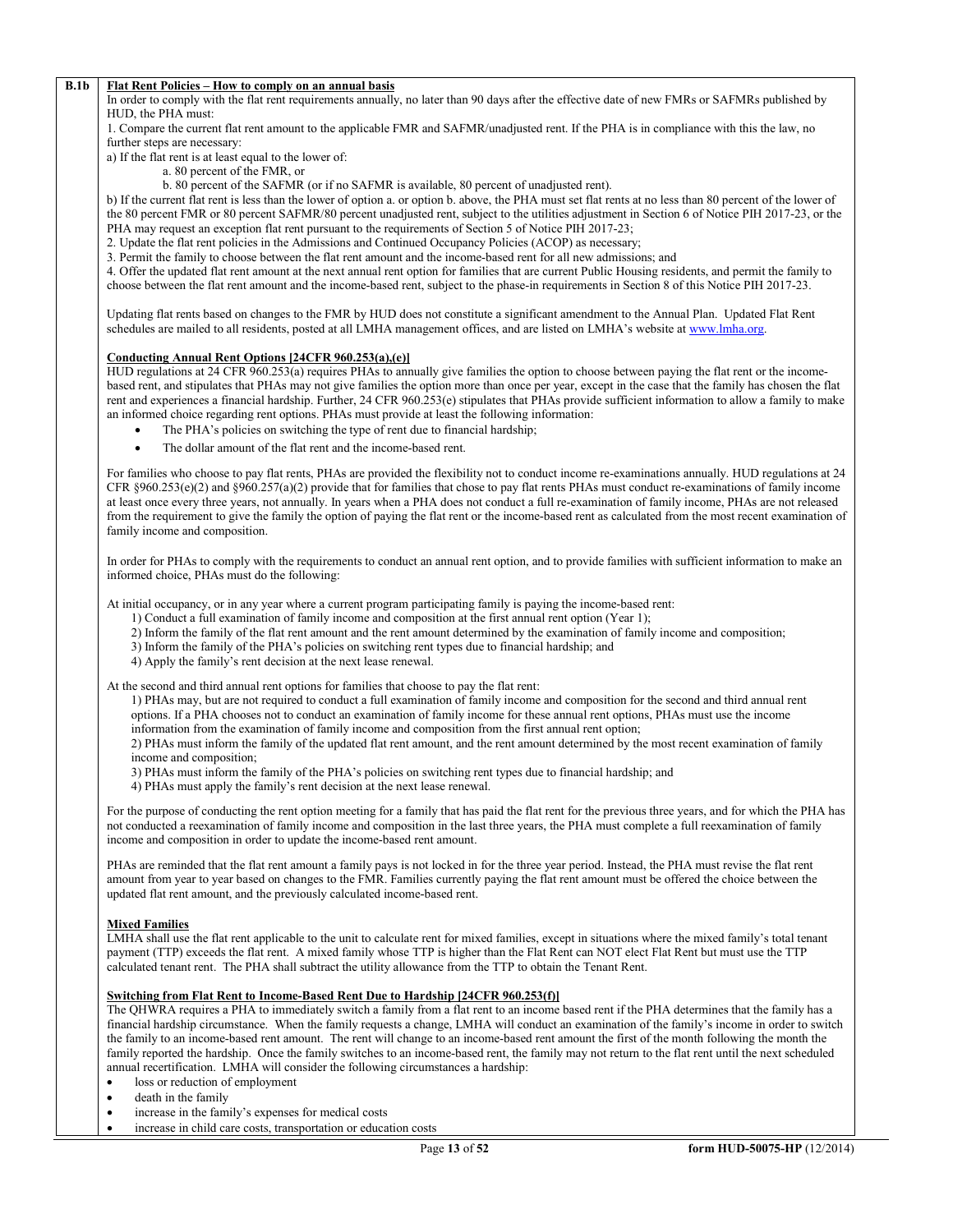**B.1b**

**Flat Rent Policies – How to comply on an annual basis**

In order to comply with the flat rent requirements annually, no later than 90 days after the effective date of new FMRs or SAFMRs published by HUD, the PHA must:

1. Compare the current flat rent amount to the applicable FMR and SAFMR/unadjusted rent. If the PHA is in compliance with this the law, no further steps are necessary:

a) If the flat rent is at least equal to the lower of:

a. 80 percent of the FMR, or

b. 80 percent of the SAFMR (or if no SAFMR is available, 80 percent of unadjusted rent).

b) If the current flat rent is less than the lower of option a. or option b. above, the PHA must set flat rents at no less than 80 percent of the lower of the 80 percent FMR or 80 percent SAFMR/80 percent unadjusted rent, subject to the utilities adjustment in Section 6 of Notice PIH 2017-23, or the PHA may request an exception flat rent pursuant to the requirements of Section 5 of Notice PIH 2017-23;

2. Update the flat rent policies in the Admissions and Continued Occupancy Policies (ACOP) as necessary;

3. Permit the family to choose between the flat rent amount and the income-based rent for all new admissions; and

4. Offer the updated flat rent amount at the next annual rent option for families that are current Public Housing residents, and permit the family to choose between the flat rent amount and the income-based rent, subject to the phase-in requirements in Section 8 of this Notice PIH 2017-23.

Updating flat rents based on changes to the FMR by HUD does not constitute a significant amendment to the Annual Plan. Updated Flat Rent schedules are mailed to all residents, posted at all LMHA management offices, and are listed on LMHA's website at www.lmha.org.

**Conducting Annual Rent Options [24CFR 960.253(a),(e)]**

HUD regulations at 24 CFR 960.253(a) requires PHAs to annually give families the option to choose between paying the flat rent or the income-based rent, and stipulates that PHAs may not give families the option more than once per year, except in the case that the family has chosen the flat rent and experiences a financial hardship. Further, 24 CFR 960.253(e) stipulates that PHAs provide sufficient information to allow a family to make an informed choice regarding rent options. PHAs must provide at least the following information:

- The PHA's policies on switching the type of rent due to financial hardship;
- The dollar amount of the flat rent and the income-based rent.

For families who choose to pay flat rents, PHAs are provided the flexibility not to conduct income re-examinations annually. HUD regulations at 24 CFR §960.253(e)(2) and §960.257(a)(2) provide that for families that chose to pay flat rents PHAs must conduct re-examinations of family income at least once every three years, not annually. In years when a PHA does not conduct a full re-examination of family income, PHAs are not released from the requirement to give the family the option of paying the flat rent or the income-based rent as calculated from the most recent examination of family income and composition.

In order for PHAs to comply with the requirements to conduct an annual rent option, and to provide families with sufficient information to make an informed choice, PHAs must do the following:

At initial occupancy, or in any year where a current program participating family is paying the income-based rent:

1) Conduct a full examination of family income and composition at the first annual rent option (Year 1);
2) Inform the family of the flat rent amount and the rent amount determined by the examination of family income and composition;
3) Inform the family of the PHA's policies on switching rent types due to financial hardship; and
4) Apply the family's rent decision at the next lease renewal.

At the second and third annual rent options for families that choose to pay the flat rent:

1) PHAs may, but are not required to conduct a full examination of family income and composition for the second and third annual rent options. If a PHA chooses not to conduct an examination of family income for these annual rent options, PHAs must use the income information from the examination of family income and composition from the first annual rent option;
2) PHAs must inform the family of the updated flat rent amount, and the rent amount determined by the most recent examination of family income and composition;
3) PHAs must inform the family of the PHA's policies on switching rent types due to financial hardship; and
4) PHAs must apply the family's rent decision at the next lease renewal.

For the purpose of conducting the rent option meeting for a family that has paid the flat rent for the previous three years, and for which the PHA has not conducted a reexamination of family income and composition in the last three years, the PHA must complete a full reexamination of family income and composition in order to update the income-based rent amount.

PHAs are reminded that the flat rent amount a family pays is not locked in for the three year period. Instead, the PHA must revise the flat rent amount from year to year based on changes to the FMR. Families currently paying the flat rent amount must be offered the choice between the updated flat rent amount, and the previously calculated income-based rent.

**Mixed Families**

LMHA shall use the flat rent applicable to the unit to calculate rent for mixed families, except in situations where the mixed family's total tenant payment (TTP) exceeds the flat rent. A mixed family whose TTP is higher than the Flat Rent can NOT elect Flat Rent but must use the TTP calculated tenant rent. The PHA shall subtract the utility allowance from the TTP to obtain the Tenant Rent.

**Switching from Flat Rent to Income-Based Rent Due to Hardship [24CFR 960.253(f)]**

The QHWRA requires a PHA to immediately switch a family from a flat rent to an income based rent if the PHA determines that the family has a financial hardship circumstance. When the family requests a change, LMHA will conduct an examination of the family's income in order to switch the family to an income-based rent amount. The rent will change to an income-based rent amount the first of the month following the month the family reported the hardship. Once the family switches to an income-based rent, the family may not return to the flat rent until the next scheduled annual recertification. LMHA will consider the following circumstances a hardship:

- loss or reduction of employment
- death in the family
- increase in the family's expenses for medical costs
- increase in child care costs, transportation or education costs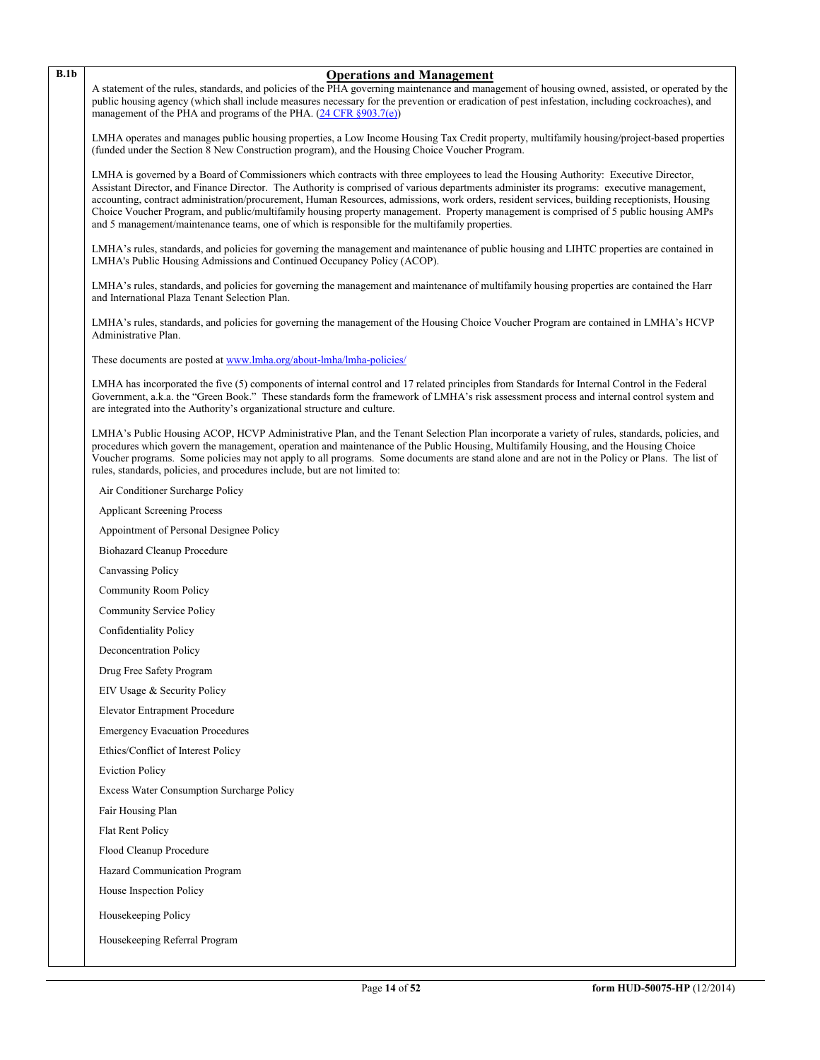**B.1b**

## Operations and Management

A statement of the rules, standards, and policies of the PHA governing maintenance and management of housing owned, assisted, or operated by the public housing agency (which shall include measures necessary for the prevention or eradication of pest infestation, including cockroaches), and management of the PHA and programs of the PHA. ([24 CFR §903.7(e)](24 CFR §903.7(e)))

LMHA operates and manages public housing properties, a Low Income Housing Tax Credit property, multifamily housing/project-based properties (funded under the Section 8 New Construction program), and the Housing Choice Voucher Program.

LMHA is governed by a Board of Commissioners which contracts with three employees to lead the Housing Authority: Executive Director, Assistant Director, and Finance Director. The Authority is comprised of various departments administer its programs: executive management, accounting, contract administration/procurement, Human Resources, admissions, work orders, resident services, building receptionists, Housing Choice Voucher Program, and public/multifamily housing property management. Property management is comprised of 5 public housing AMPs and 5 management/maintenance teams, one of which is responsible for the multifamily properties.

LMHA's rules, standards, and policies for governing the management and maintenance of public housing and LIHTC properties are contained in LMHA's Public Housing Admissions and Continued Occupancy Policy (ACOP).

LMHA's rules, standards, and policies for governing the management and maintenance of multifamily housing properties are contained the Harr and International Plaza Tenant Selection Plan.

LMHA's rules, standards, and policies for governing the management of the Housing Choice Voucher Program are contained in LMHA's HCVP Administrative Plan.

These documents are posted at [www.lmha.org/about-lmha/lmha-policies/](www.lmha.org/about-lmha/lmha-policies/)

LMHA has incorporated the five (5) components of internal control and 17 related principles from Standards for Internal Control in the Federal Government, a.k.a. the "Green Book." These standards form the framework of LMHA's risk assessment process and internal control system and are integrated into the Authority's organizational structure and culture.

LMHA's Public Housing ACOP, HCVP Administrative Plan, and the Tenant Selection Plan incorporate a variety of rules, standards, policies, and procedures which govern the management, operation and maintenance of the Public Housing, Multifamily Housing, and the Housing Choice Voucher programs. Some policies may not apply to all programs. Some documents are stand alone and are not in the Policy or Plans. The list of rules, standards, policies, and procedures include, but are not limited to:

- Air Conditioner Surcharge Policy
- Applicant Screening Process
- Appointment of Personal Designee Policy
- Biohazard Cleanup Procedure
- Canvassing Policy
- Community Room Policy
- Community Service Policy
- Confidentiality Policy
- Deconcentration Policy
- Drug Free Safety Program
- EIV Usage & Security Policy
- Elevator Entrapment Procedure
- Emergency Evacuation Procedures
- Ethics/Conflict of Interest Policy
- Eviction Policy
- Excess Water Consumption Surcharge Policy
- Fair Housing Plan
- Flat Rent Policy
- Flood Cleanup Procedure
- Hazard Communication Program
- House Inspection Policy
- Housekeeping Policy
- Housekeeping Referral Program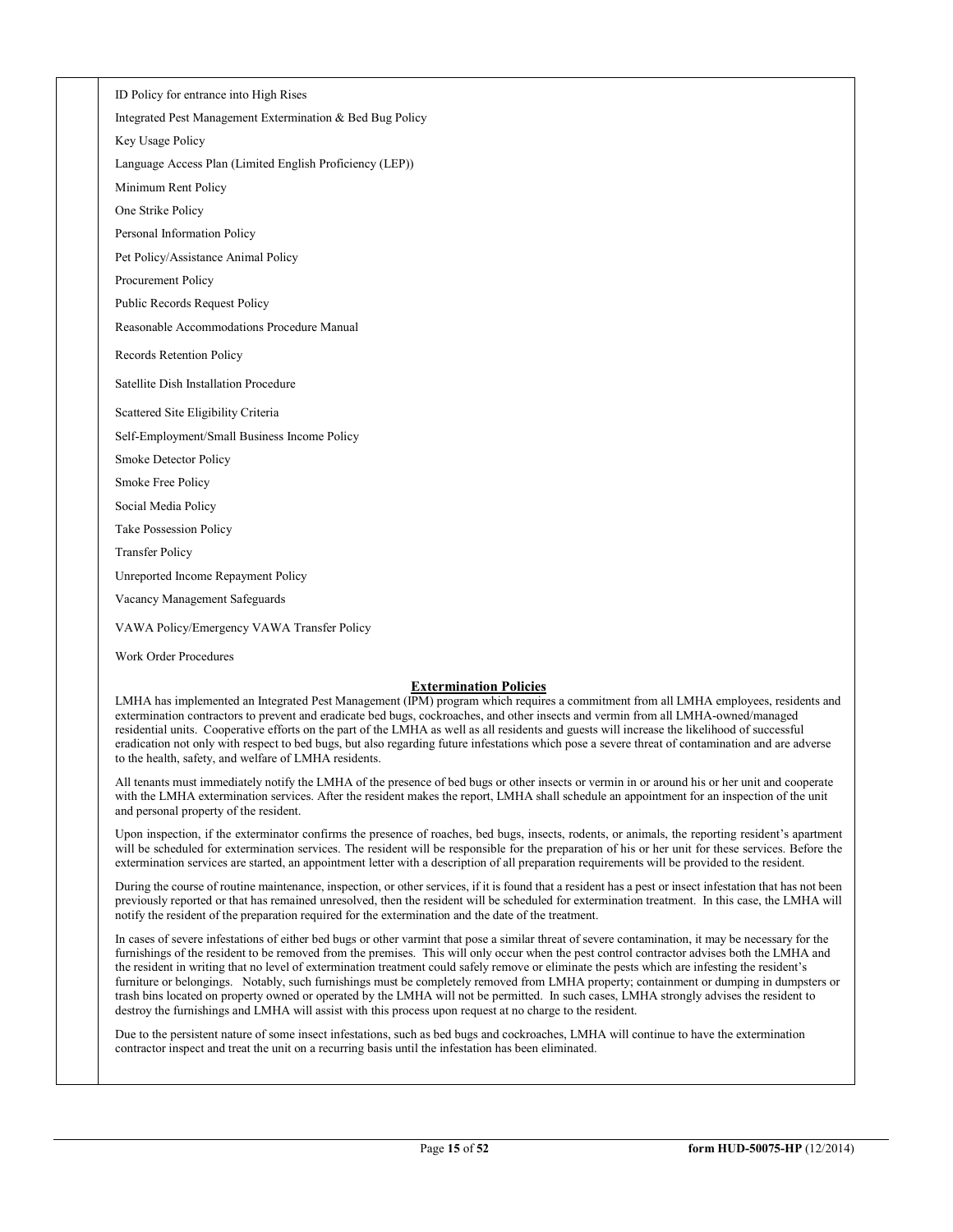ID Policy for entrance into High Rises

Integrated Pest Management Extermination & Bed Bug Policy

Key Usage Policy

Language Access Plan (Limited English Proficiency (LEP))

Minimum Rent Policy

One Strike Policy

Personal Information Policy

Pet Policy/Assistance Animal Policy

Procurement Policy

Public Records Request Policy

Reasonable Accommodations Procedure Manual

Records Retention Policy

Satellite Dish Installation Procedure

Scattered Site Eligibility Criteria

Self-Employment/Small Business Income Policy

Smoke Detector Policy

Smoke Free Policy

Social Media Policy

Take Possession Policy

Transfer Policy

Unreported Income Repayment Policy

Vacancy Management Safeguards

VAWA Policy/Emergency VAWA Transfer Policy

Work Order Procedures

## Extermination Policies

LMHA has implemented an Integrated Pest Management (IPM) program which requires a commitment from all LMHA employees, residents and extermination contractors to prevent and eradicate bed bugs, cockroaches, and other insects and vermin from all LMHA-owned/managed residential units. Cooperative efforts on the part of the LMHA as well as all residents and guests will increase the likelihood of successful eradication not only with respect to bed bugs, but also regarding future infestations which pose a severe threat of contamination and are adverse to the health, safety, and welfare of LMHA residents.

All tenants must immediately notify the LMHA of the presence of bed bugs or other insects or vermin in or around his or her unit and cooperate with the LMHA extermination services. After the resident makes the report, LMHA shall schedule an appointment for an inspection of the unit and personal property of the resident.

Upon inspection, if the exterminator confirms the presence of roaches, bed bugs, insects, rodents, or animals, the reporting resident's apartment will be scheduled for extermination services. The resident will be responsible for the preparation of his or her unit for these services. Before the extermination services are started, an appointment letter with a description of all preparation requirements will be provided to the resident.

During the course of routine maintenance, inspection, or other services, if it is found that a resident has a pest or insect infestation that has not been previously reported or that has remained unresolved, then the resident will be scheduled for extermination treatment. In this case, the LMHA will notify the resident of the preparation required for the extermination and the date of the treatment.

In cases of severe infestations of either bed bugs or other varmint that pose a similar threat of severe contamination, it may be necessary for the furnishings of the resident to be removed from the premises. This will only occur when the pest control contractor advises both the LMHA and the resident in writing that no level of extermination treatment could safely remove or eliminate the pests which are infesting the resident's furniture or belongings. Notably, such furnishings must be completely removed from LMHA property; containment or dumping in dumpsters or trash bins located on property owned or operated by the LMHA will not be permitted. In such cases, LMHA strongly advises the resident to destroy the furnishings and LMHA will assist with this process upon request at no charge to the resident.

Due to the persistent nature of some insect infestations, such as bed bugs and cockroaches, LMHA will continue to have the extermination contractor inspect and treat the unit on a recurring basis until the infestation has been eliminated.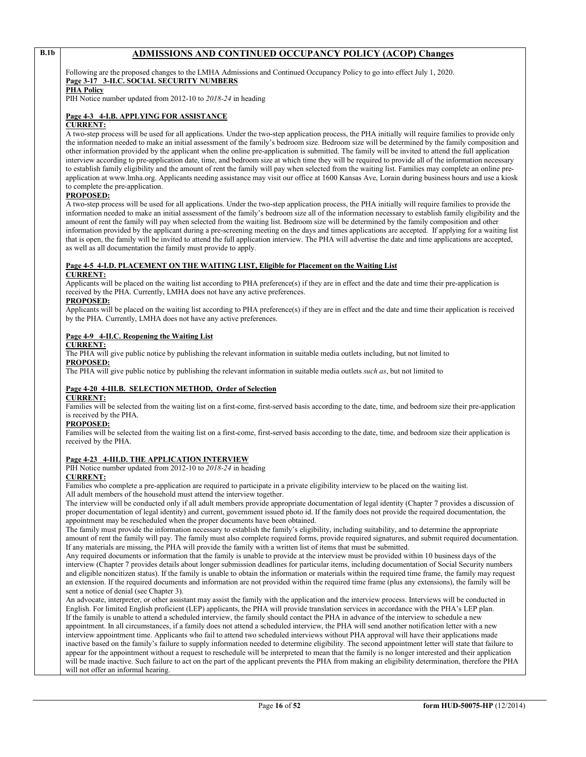**B.1b**

## ADMISSIONS AND CONTINUED OCCUPANCY POLICY (ACOP) Changes

Following are the proposed changes to the LMHA Admissions and Continued Occupancy Policy to go into effect July 1, 2020.

**Page 3-17 3-II.C. SOCIAL SECURITY NUMBERS**

**PHA Policy**

PIH Notice number updated from 2012-10 to *2018-24* in heading

**Page 4-3 4-I.B. APPLYING FOR ASSISTANCE**

**CURRENT:**

A two-step process will be used for all applications. Under the two-step application process, the PHA initially will require families to provide only the information needed to make an initial assessment of the family's bedroom size. Bedroom size will be determined by the family composition and other information provided by the applicant when the online pre-application is submitted. The family will be invited to attend the full application interview according to pre-application date, time, and bedroom size at which time they will be required to provide all of the information necessary to establish family eligibility and the amount of rent the family will pay when selected from the waiting list. Families may complete an online pre-application at www.lmha.org. Applicants needing assistance may visit our office at 1600 Kansas Ave, Lorain during business hours and use a kiosk to complete the pre-application.

**PROPOSED:**

A two-step process will be used for all applications. Under the two-step application process, the PHA initially will require families to provide the information needed to make an initial assessment of the family's bedroom size all of the information necessary to establish family eligibility and the amount of rent the family will pay when selected from the waiting list. Bedroom size will be determined by the family composition and other information provided by the applicant during a pre-screening meeting on the days and times applications are accepted. If applying for a waiting list that is open, the family will be invited to attend the full application interview. The PHA will advertise the date and time applications are accepted, as well as all documentation the family must provide to apply.

**Page 4-5 4-I.D. PLACEMENT ON THE WAITING LIST, Eligible for Placement on the Waiting List**

**CURRENT:**

Applicants will be placed on the waiting list according to PHA preference(s) if they are in effect and the date and time their pre-application is received by the PHA. Currently, LMHA does not have any active preferences.

**PROPOSED:**

Applicants will be placed on the waiting list according to PHA preference(s) if they are in effect and the date and time their application is received by the PHA. Currently, LMHA does not have any active preferences.

**Page 4-9 4-II.C. Reopening the Waiting List**

**CURRENT:**

The PHA will give public notice by publishing the relevant information in suitable media outlets including, but not limited to

**PROPOSED:**

The PHA will give public notice by publishing the relevant information in suitable media outlets *such as*, but not limited to

**Page 4-20 4-III.B. SELECTION METHOD, Order of Selection**

**CURRENT:**

Families will be selected from the waiting list on a first-come, first-served basis according to the date, time, and bedroom size their pre-application is received by the PHA.

**PROPOSED:**

Families will be selected from the waiting list on a first-come, first-served basis according to the date, time, and bedroom size their application is received by the PHA.

**Page 4-23 4-III.D. THE APPLICATION INTERVIEW**

PIH Notice number updated from 2012-10 to *2018-24* in heading

**CURRENT:**

Families who complete a pre-application are required to participate in a private eligibility interview to be placed on the waiting list.

All adult members of the household must attend the interview together.

The interview will be conducted only if all adult members provide appropriate documentation of legal identity (Chapter 7 provides a discussion of proper documentation of legal identity) and current, government issued photo id. If the family does not provide the required documentation, the appointment may be rescheduled when the proper documents have been obtained.

The family must provide the information necessary to establish the family's eligibility, including suitability, and to determine the appropriate amount of rent the family will pay. The family must also complete required forms, provide required signatures, and submit required documentation. If any materials are missing, the PHA will provide the family with a written list of items that must be submitted.

Any required documents or information that the family is unable to provide at the interview must be provided within 10 business days of the interview (Chapter 7 provides details about longer submission deadlines for particular items, including documentation of Social Security numbers and eligible noncitizen status). If the family is unable to obtain the information or materials within the required time frame, the family may request an extension. If the required documents and information are not provided within the required time frame (plus any extensions), the family will be sent a notice of denial (see Chapter 3).

An advocate, interpreter, or other assistant may assist the family with the application and the interview process. Interviews will be conducted in English. For limited English proficient (LEP) applicants, the PHA will provide translation services in accordance with the PHA's LEP plan.

If the family is unable to attend a scheduled interview, the family should contact the PHA in advance of the interview to schedule a new appointment. In all circumstances, if a family does not attend a scheduled interview, the PHA will send another notification letter with a new interview appointment time. Applicants who fail to attend two scheduled interviews without PHA approval will have their applications made inactive based on the family's failure to supply information needed to determine eligibility. The second appointment letter will state that failure to appear for the appointment without a request to reschedule will be interpreted to mean that the family is no longer interested and their application will be made inactive. Such failure to act on the part of the applicant prevents the PHA from making an eligibility determination, therefore the PHA will not offer an informal hearing.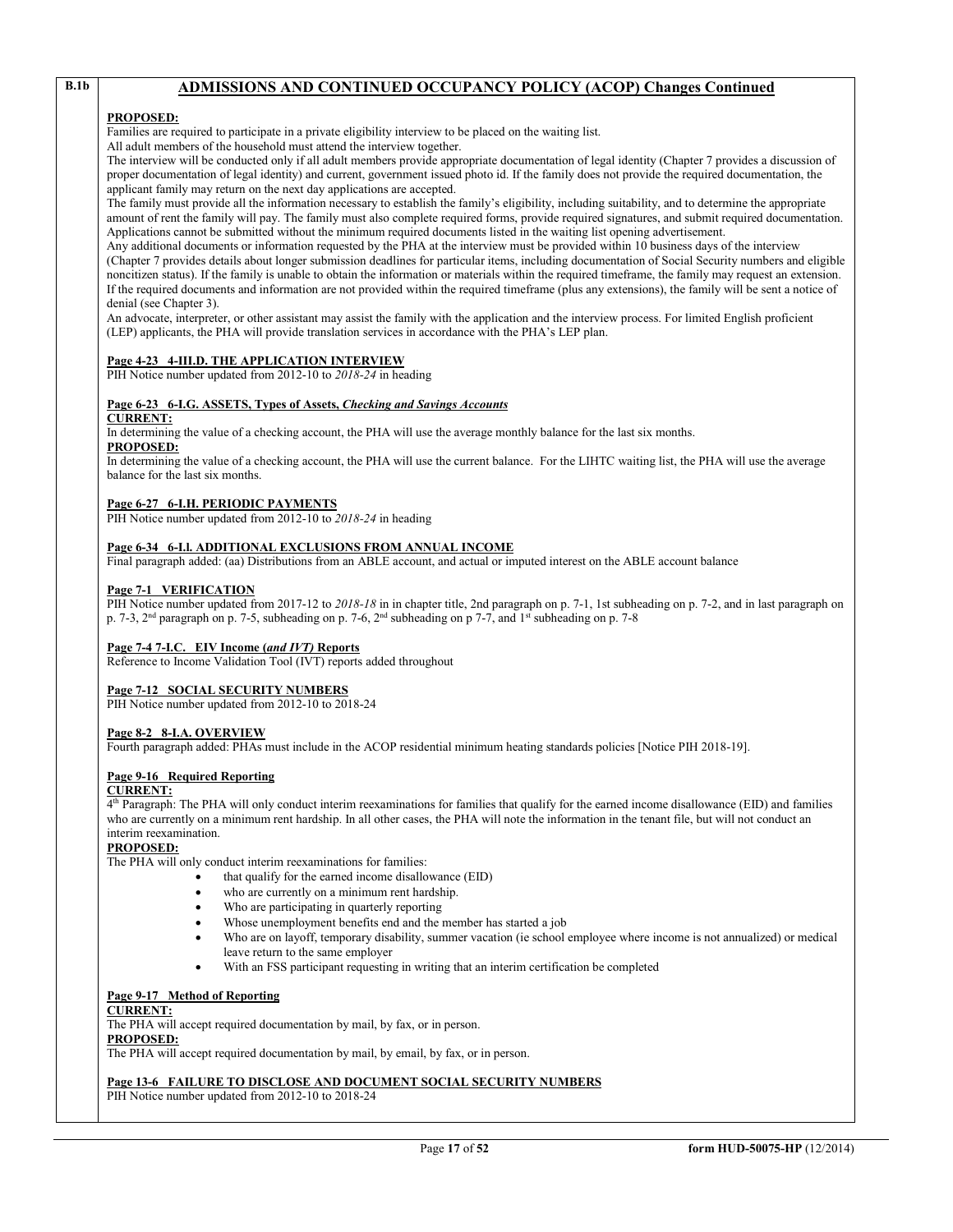**B.1b**

## ADMISSIONS AND CONTINUED OCCUPANCY POLICY (ACOP) Changes Continued

**PROPOSED:**

Families are required to participate in a private eligibility interview to be placed on the waiting list.

All adult members of the household must attend the interview together.

The interview will be conducted only if all adult members provide appropriate documentation of legal identity (Chapter 7 provides a discussion of proper documentation of legal identity) and current, government issued photo id. If the family does not provide the required documentation, the applicant family may return on the next day applications are accepted.

The family must provide all the information necessary to establish the family's eligibility, including suitability, and to determine the appropriate amount of rent the family will pay. The family must also complete required forms, provide required signatures, and submit required documentation. Applications cannot be submitted without the minimum required documents listed in the waiting list opening advertisement.

Any additional documents or information requested by the PHA at the interview must be provided within 10 business days of the interview (Chapter 7 provides details about longer submission deadlines for particular items, including documentation of Social Security numbers and eligible noncitizen status). If the family is unable to obtain the information or materials within the required timeframe, the family may request an extension. If the required documents and information are not provided within the required timeframe (plus any extensions), the family will be sent a notice of denial (see Chapter 3).

An advocate, interpreter, or other assistant may assist the family with the application and the interview process. For limited English proficient (LEP) applicants, the PHA will provide translation services in accordance with the PHA's LEP plan.

**Page 4-23 4-III.D. THE APPLICATION INTERVIEW**

PIH Notice number updated from 2012-10 to *2018-24* in heading

**Page 6-23 6-I.G. ASSETS, Types of Assets, *Checking and Savings Accounts***

**CURRENT:**

In determining the value of a checking account, the PHA will use the average monthly balance for the last six months.

**PROPOSED:**

In determining the value of a checking account, the PHA will use the current balance. For the LIHTC waiting list, the PHA will use the average balance for the last six months.

**Page 6-27 6-I.H. PERIODIC PAYMENTS**

PIH Notice number updated from 2012-10 to *2018-24* in heading

**Page 6-34 6-I.I. ADDITIONAL EXCLUSIONS FROM ANNUAL INCOME**

Final paragraph added: (aa) Distributions from an ABLE account, and actual or imputed interest on the ABLE account balance

**Page 7-1 VERIFICATION**

PIH Notice number updated from 2017-12 to *2018-18* in in chapter title, 2nd paragraph on p. 7-1, 1st subheading on p. 7-2, and in last paragraph on p. 7-3, 2nd paragraph on p. 7-5, subheading on p. 7-6, 2nd subheading on p 7-7, and 1st subheading on p. 7-8

**Page 7-4 7-I.C. EIV Income (*and IVT)* Reports**

Reference to Income Validation Tool (IVT) reports added throughout

**Page 7-12 SOCIAL SECURITY NUMBERS**

PIH Notice number updated from 2012-10 to 2018-24

**Page 8-2 8-I.A. OVERVIEW**

Fourth paragraph added: PHAs must include in the ACOP residential minimum heating standards policies [Notice PIH 2018-19].

**Page 9-16 Required Reporting**

**CURRENT:**

4th Paragraph: The PHA will only conduct interim reexaminations for families that qualify for the earned income disallowance (EID) and families who are currently on a minimum rent hardship. In all other cases, the PHA will note the information in the tenant file, but will not conduct an interim reexamination.

**PROPOSED:**

The PHA will only conduct interim reexaminations for families:

- that qualify for the earned income disallowance (EID)
- who are currently on a minimum rent hardship.
- Who are participating in quarterly reporting
- Whose unemployment benefits end and the member has started a job
- Who are on layoff, temporary disability, summer vacation (ie school employee where income is not annualized) or medical leave return to the same employer
- With an FSS participant requesting in writing that an interim certification be completed

**Page 9-17 Method of Reporting**

**CURRENT:**

The PHA will accept required documentation by mail, by fax, or in person.

**PROPOSED:**

The PHA will accept required documentation by mail, by email, by fax, or in person.

**Page 13-6 FAILURE TO DISCLOSE AND DOCUMENT SOCIAL SECURITY NUMBERS**

PIH Notice number updated from 2012-10 to 2018-24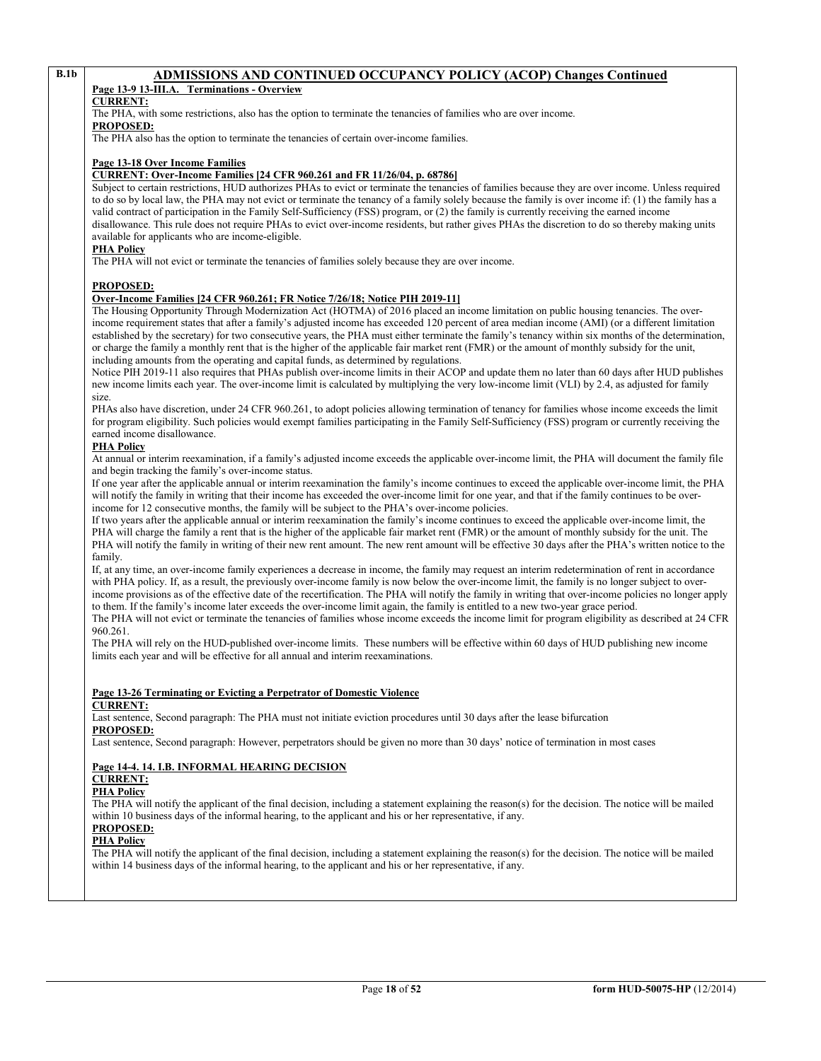**B.1b**

## ADMISSIONS AND CONTINUED OCCUPANCY POLICY (ACOP) Changes Continued

**Page 13-9 13-III.A. Terminations - Overview**

**CURRENT:**

The PHA, with some restrictions, also has the option to terminate the tenancies of families who are over income.

**PROPOSED:**

The PHA also has the option to terminate the tenancies of certain over-income families.

**Page 13-18 Over Income Families**

**CURRENT: Over-Income Families [24 CFR 960.261 and FR 11/26/04, p. 68786]**

Subject to certain restrictions, HUD authorizes PHAs to evict or terminate the tenancies of families because they are over income. Unless required to do so by local law, the PHA may not evict or terminate the tenancy of a family solely because the family is over income if: (1) the family has a valid contract of participation in the Family Self-Sufficiency (FSS) program, or (2) the family is currently receiving the earned income disallowance. This rule does not require PHAs to evict over-income residents, but rather gives PHAs the discretion to do so thereby making units available for applicants who are income-eligible.

**PHA Policy**

The PHA will not evict or terminate the tenancies of families solely because they are over income.

**PROPOSED:**

**Over-Income Families [24 CFR 960.261; FR Notice 7/26/18; Notice PIH 2019-11]**

The Housing Opportunity Through Modernization Act (HOTMA) of 2016 placed an income limitation on public housing tenancies. The over-income requirement states that after a family's adjusted income has exceeded 120 percent of area median income (AMI) (or a different limitation established by the secretary) for two consecutive years, the PHA must either terminate the family's tenancy within six months of the determination, or charge the family a monthly rent that is the higher of the applicable fair market rent (FMR) or the amount of monthly subsidy for the unit, including amounts from the operating and capital funds, as determined by regulations.

Notice PIH 2019-11 also requires that PHAs publish over-income limits in their ACOP and update them no later than 60 days after HUD publishes new income limits each year. The over-income limit is calculated by multiplying the very low-income limit (VLI) by 2.4, as adjusted for family size.

PHAs also have discretion, under 24 CFR 960.261, to adopt policies allowing termination of tenancy for families whose income exceeds the limit for program eligibility. Such policies would exempt families participating in the Family Self-Sufficiency (FSS) program or currently receiving the earned income disallowance.

**PHA Policy**

At annual or interim reexamination, if a family's adjusted income exceeds the applicable over-income limit, the PHA will document the family file and begin tracking the family's over-income status.

If one year after the applicable annual or interim reexamination the family's income continues to exceed the applicable over-income limit, the PHA will notify the family in writing that their income has exceeded the over-income limit for one year, and that if the family continues to be over-income for 12 consecutive months, the family will be subject to the PHA's over-income policies.

If two years after the applicable annual or interim reexamination the family's income continues to exceed the applicable over-income limit, the PHA will charge the family a rent that is the higher of the applicable fair market rent (FMR) or the amount of monthly subsidy for the unit. The PHA will notify the family in writing of their new rent amount. The new rent amount will be effective 30 days after the PHA's written notice to the family.

If, at any time, an over-income family experiences a decrease in income, the family may request an interim redetermination of rent in accordance with PHA policy. If, as a result, the previously over-income family is now below the over-income limit, the family is no longer subject to over-income provisions as of the effective date of the recertification. The PHA will notify the family in writing that over-income policies no longer apply to them. If the family's income later exceeds the over-income limit again, the family is entitled to a new two-year grace period.

The PHA will not evict or terminate the tenancies of families whose income exceeds the income limit for program eligibility as described at 24 CFR 960.261.

The PHA will rely on the HUD-published over-income limits. These numbers will be effective within 60 days of HUD publishing new income limits each year and will be effective for all annual and interim reexaminations.

**Page 13-26 Terminating or Evicting a Perpetrator of Domestic Violence**

**CURRENT:**

Last sentence, Second paragraph: The PHA must not initiate eviction procedures until 30 days after the lease bifurcation

**PROPOSED:**

Last sentence, Second paragraph: However, perpetrators should be given no more than 30 days' notice of termination in most cases

**Page 14-4. 14. I.B. INFORMAL HEARING DECISION**

**CURRENT:**

**PHA Policy**

The PHA will notify the applicant of the final decision, including a statement explaining the reason(s) for the decision. The notice will be mailed within 10 business days of the informal hearing, to the applicant and his or her representative, if any.

**PROPOSED:**

**PHA Policy**

The PHA will notify the applicant of the final decision, including a statement explaining the reason(s) for the decision. The notice will be mailed within 14 business days of the informal hearing, to the applicant and his or her representative, if any.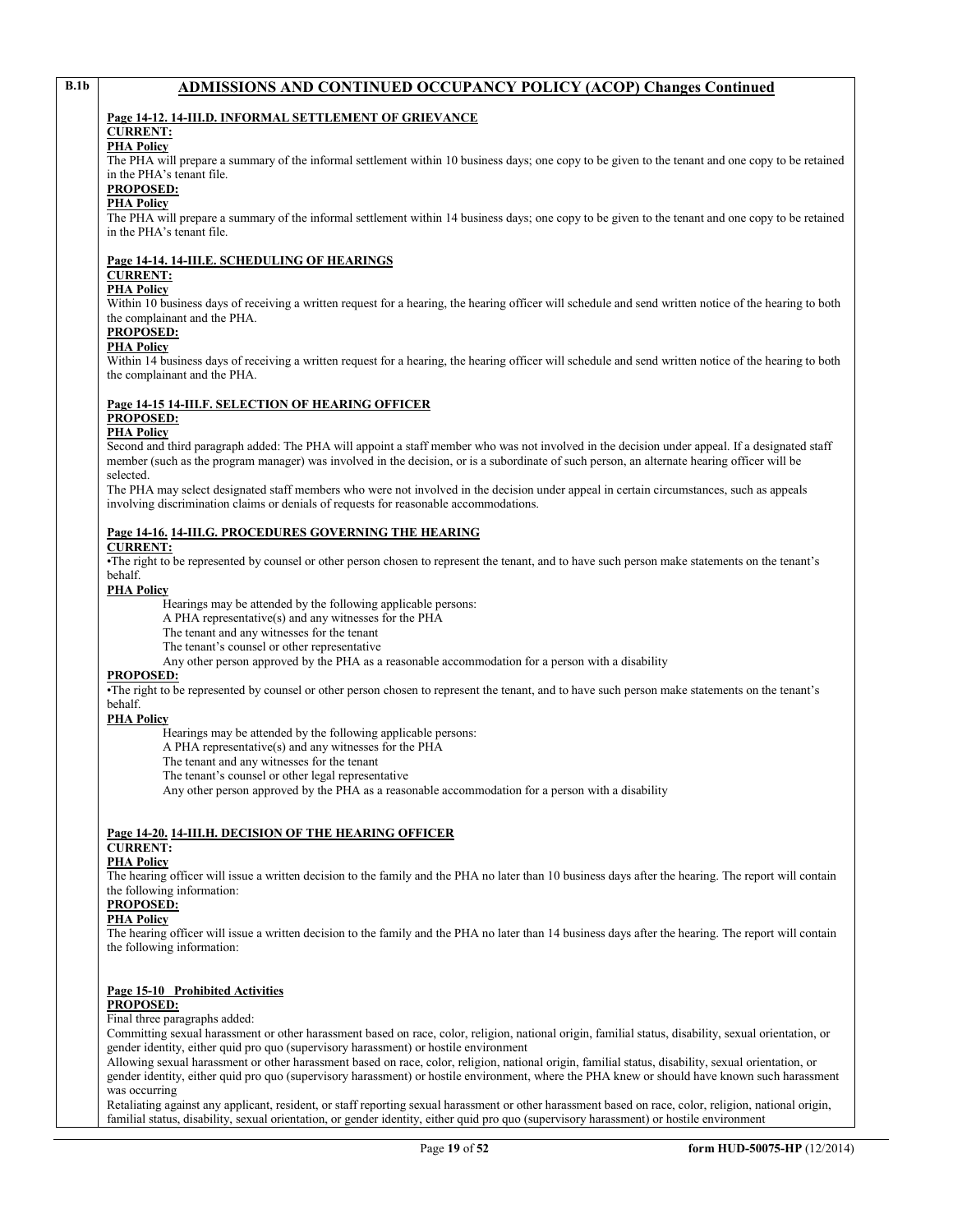**B.1b**

## ADMISSIONS AND CONTINUED OCCUPANCY POLICY (ACOP) Changes Continued

**Page 14-12. 14-III.D. INFORMAL SETTLEMENT OF GRIEVANCE**

**CURRENT:**

**PHA Policy**

The PHA will prepare a summary of the informal settlement within 10 business days; one copy to be given to the tenant and one copy to be retained in the PHA's tenant file.

**PROPOSED:**

**PHA Policy**

The PHA will prepare a summary of the informal settlement within 14 business days; one copy to be given to the tenant and one copy to be retained in the PHA's tenant file.

**Page 14-14. 14-III.E. SCHEDULING OF HEARINGS**

**CURRENT:**

**PHA Policy**

Within 10 business days of receiving a written request for a hearing, the hearing officer will schedule and send written notice of the hearing to both the complainant and the PHA.

**PROPOSED:**

**PHA Policy**

Within 14 business days of receiving a written request for a hearing, the hearing officer will schedule and send written notice of the hearing to both the complainant and the PHA.

**Page 14-15 14-III.F. SELECTION OF HEARING OFFICER**

**PROPOSED:**

**PHA Policy**

Second and third paragraph added: The PHA will appoint a staff member who was not involved in the decision under appeal. If a designated staff member (such as the program manager) was involved in the decision, or is a subordinate of such person, an alternate hearing officer will be selected.

The PHA may select designated staff members who were not involved in the decision under appeal in certain circumstances, such as appeals involving discrimination claims or denials of requests for reasonable accommodations.

**Page 14-16. 14-III.G. PROCEDURES GOVERNING THE HEARING**

**CURRENT:**

•The right to be represented by counsel or other person chosen to represent the tenant, and to have such person make statements on the tenant's behalf.

**PHA Policy**

Hearings may be attended by the following applicable persons:

A PHA representative(s) and any witnesses for the PHA

The tenant and any witnesses for the tenant

The tenant's counsel or other representative

Any other person approved by the PHA as a reasonable accommodation for a person with a disability

**PROPOSED:**

•The right to be represented by counsel or other person chosen to represent the tenant, and to have such person make statements on the tenant's behalf.

**PHA Policy**

Hearings may be attended by the following applicable persons:

A PHA representative(s) and any witnesses for the PHA

The tenant and any witnesses for the tenant

The tenant's counsel or other legal representative

Any other person approved by the PHA as a reasonable accommodation for a person with a disability

**Page 14-20. 14-III.H. DECISION OF THE HEARING OFFICER**

**CURRENT:**

**PHA Policy**

The hearing officer will issue a written decision to the family and the PHA no later than 10 business days after the hearing. The report will contain the following information:

**PROPOSED:**

**PHA Policy**

The hearing officer will issue a written decision to the family and the PHA no later than 14 business days after the hearing. The report will contain the following information:

**Page 15-10 Prohibited Activities**

**PROPOSED:**

Final three paragraphs added:

Committing sexual harassment or other harassment based on race, color, religion, national origin, familial status, disability, sexual orientation, or gender identity, either quid pro quo (supervisory harassment) or hostile environment

Allowing sexual harassment or other harassment based on race, color, religion, national origin, familial status, disability, sexual orientation, or gender identity, either quid pro quo (supervisory harassment) or hostile environment, where the PHA knew or should have known such harassment was occurring

Retaliating against any applicant, resident, or staff reporting sexual harassment or other harassment based on race, color, religion, national origin, familial status, disability, sexual orientation, or gender identity, either quid pro quo (supervisory harassment) or hostile environment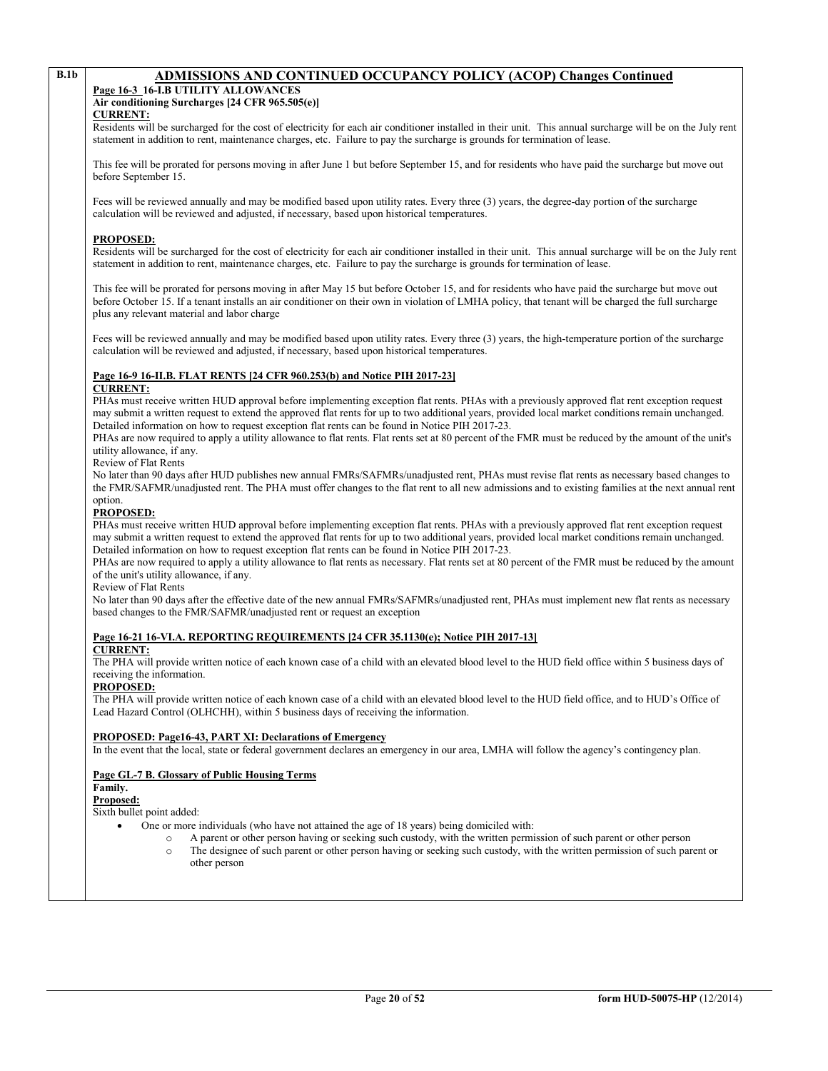**B.1b**

## ADMISSIONS AND CONTINUED OCCUPANCY POLICY (ACOP) Changes Continued

**Page 16-3 16-I.B UTILITY ALLOWANCES**

**Air conditioning Surcharges [24 CFR 965.505(e)]**

**CURRENT:**

Residents will be surcharged for the cost of electricity for each air conditioner installed in their unit. This annual surcharge will be on the July rent statement in addition to rent, maintenance charges, etc. Failure to pay the surcharge is grounds for termination of lease.

This fee will be prorated for persons moving in after June 1 but before September 15, and for residents who have paid the surcharge but move out before September 15.

Fees will be reviewed annually and may be modified based upon utility rates. Every three (3) years, the degree-day portion of the surcharge calculation will be reviewed and adjusted, if necessary, based upon historical temperatures.

**PROPOSED:**

Residents will be surcharged for the cost of electricity for each air conditioner installed in their unit. This annual surcharge will be on the July rent statement in addition to rent, maintenance charges, etc. Failure to pay the surcharge is grounds for termination of lease.

This fee will be prorated for persons moving in after May 15 but before October 15, and for residents who have paid the surcharge but move out before October 15. If a tenant installs an air conditioner on their own in violation of LMHA policy, that tenant will be charged the full surcharge plus any relevant material and labor charge

Fees will be reviewed annually and may be modified based upon utility rates. Every three (3) years, the high-temperature portion of the surcharge calculation will be reviewed and adjusted, if necessary, based upon historical temperatures.

**Page 16-9 16-II.B. FLAT RENTS [24 CFR 960.253(b) and Notice PIH 2017-23]**

**CURRENT:**

PHAs must receive written HUD approval before implementing exception flat rents. PHAs with a previously approved flat rent exception request may submit a written request to extend the approved flat rents for up to two additional years, provided local market conditions remain unchanged. Detailed information on how to request exception flat rents can be found in Notice PIH 2017-23.

PHAs are now required to apply a utility allowance to flat rents. Flat rents set at 80 percent of the FMR must be reduced by the amount of the unit's utility allowance, if any.

Review of Flat Rents

No later than 90 days after HUD publishes new annual FMRs/SAFMRs/unadjusted rent, PHAs must revise flat rents as necessary based changes to the FMR/SAFMR/unadjusted rent. The PHA must offer changes to the flat rent to all new admissions and to existing families at the next annual rent option.

**PROPOSED:**

PHAs must receive written HUD approval before implementing exception flat rents. PHAs with a previously approved flat rent exception request may submit a written request to extend the approved flat rents for up to two additional years, provided local market conditions remain unchanged. Detailed information on how to request exception flat rents can be found in Notice PIH 2017-23.

PHAs are now required to apply a utility allowance to flat rents as necessary. Flat rents set at 80 percent of the FMR must be reduced by the amount of the unit's utility allowance, if any.

Review of Flat Rents

No later than 90 days after the effective date of the new annual FMRs/SAFMRs/unadjusted rent, PHAs must implement new flat rents as necessary based changes to the FMR/SAFMR/unadjusted rent or request an exception

**Page 16-21 16-VI.A. REPORTING REQUIREMENTS [24 CFR 35.1130(e); Notice PIH 2017-13]**

**CURRENT:**

The PHA will provide written notice of each known case of a child with an elevated blood level to the HUD field office within 5 business days of receiving the information.

**PROPOSED:**

The PHA will provide written notice of each known case of a child with an elevated blood level to the HUD field office, and to HUD's Office of Lead Hazard Control (OLHCHH), within 5 business days of receiving the information.

**PROPOSED: Page16-43, PART XI: Declarations of Emergency**

In the event that the local, state or federal government declares an emergency in our area, LMHA will follow the agency's contingency plan.

**Page GL-7 B. Glossary of Public Housing Terms**

**Family.**

**Proposed:**

Sixth bullet point added:

- One or more individuals (who have not attained the age of 18 years) being domiciled with:
  - A parent or other person having or seeking such custody, with the written permission of such parent or other person
  - The designee of such parent or other person having or seeking such custody, with the written permission of such parent or other person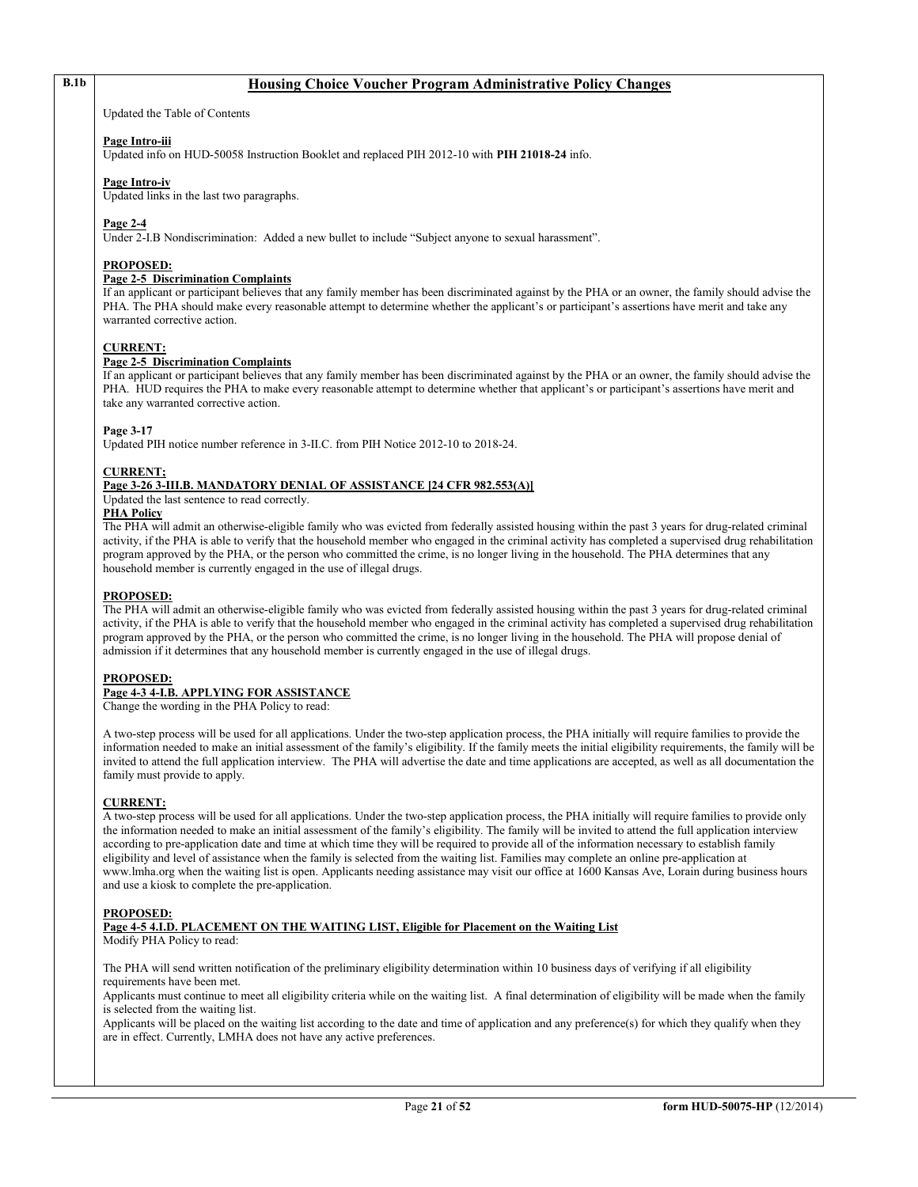**B.1b**

## Housing Choice Voucher Program Administrative Policy Changes

Updated the Table of Contents

**Page Intro-iii**
Updated info on HUD-50058 Instruction Booklet and replaced PIH 2012-10 with **PIH 21018-24** info.

**Page Intro-iv**
Updated links in the last two paragraphs.

**Page 2-4**
Under 2-I.B Nondiscrimination: Added a new bullet to include "Subject anyone to sexual harassment".

**PROPOSED:**
**Page 2-5 Discrimination Complaints**
If an applicant or participant believes that any family member has been discriminated against by the PHA or an owner, the family should advise the PHA. The PHA should make every reasonable attempt to determine whether the applicant's or participant's assertions have merit and take any warranted corrective action.

**CURRENT:**
**Page 2-5 Discrimination Complaints**
If an applicant or participant believes that any family member has been discriminated against by the PHA or an owner, the family should advise the PHA. HUD requires the PHA to make every reasonable attempt to determine whether that applicant's or participant's assertions have merit and take any warranted corrective action.

**Page 3-17**
Updated PIH notice number reference in 3-II.C. from PIH Notice 2012-10 to 2018-24.

**CURRENT;**
**Page 3-26 3-III.B. MANDATORY DENIAL OF ASSISTANCE [24 CFR 982.553(A)]**
Updated the last sentence to read correctly.
**PHA Policy**
The PHA will admit an otherwise-eligible family who was evicted from federally assisted housing within the past 3 years for drug-related criminal activity, if the PHA is able to verify that the household member who engaged in the criminal activity has completed a supervised drug rehabilitation program approved by the PHA, or the person who committed the crime, is no longer living in the household. The PHA determines that any household member is currently engaged in the use of illegal drugs.

**PROPOSED:**
The PHA will admit an otherwise-eligible family who was evicted from federally assisted housing within the past 3 years for drug-related criminal activity, if the PHA is able to verify that the household member who engaged in the criminal activity has completed a supervised drug rehabilitation program approved by the PHA, or the person who committed the crime, is no longer living in the household. The PHA will propose denial of admission if it determines that any household member is currently engaged in the use of illegal drugs.

**PROPOSED:**
**Page 4-3 4-I.B. APPLYING FOR ASSISTANCE**
Change the wording in the PHA Policy to read:

A two-step process will be used for all applications. Under the two-step application process, the PHA initially will require families to provide the information needed to make an initial assessment of the family's eligibility. If the family meets the initial eligibility requirements, the family will be invited to attend the full application interview. The PHA will advertise the date and time applications are accepted, as well as all documentation the family must provide to apply.

**CURRENT:**
A two-step process will be used for all applications. Under the two-step application process, the PHA initially will require families to provide only the information needed to make an initial assessment of the family's eligibility. The family will be invited to attend the full application interview according to pre-application date and time at which time they will be required to provide all of the information necessary to establish family eligibility and level of assistance when the family is selected from the waiting list. Families may complete an online pre-application at www.lmha.org when the waiting list is open. Applicants needing assistance may visit our office at 1600 Kansas Ave, Lorain during business hours and use a kiosk to complete the pre-application.

**PROPOSED:**
**Page 4-5 4.I.D. PLACEMENT ON THE WAITING LIST, Eligible for Placement on the Waiting List**
Modify PHA Policy to read:

The PHA will send written notification of the preliminary eligibility determination within 10 business days of verifying if all eligibility requirements have been met.
Applicants must continue to meet all eligibility criteria while on the waiting list. A final determination of eligibility will be made when the family is selected from the waiting list.
Applicants will be placed on the waiting list according to the date and time of application and any preference(s) for which they qualify when they are in effect. Currently, LMHA does not have any active preferences.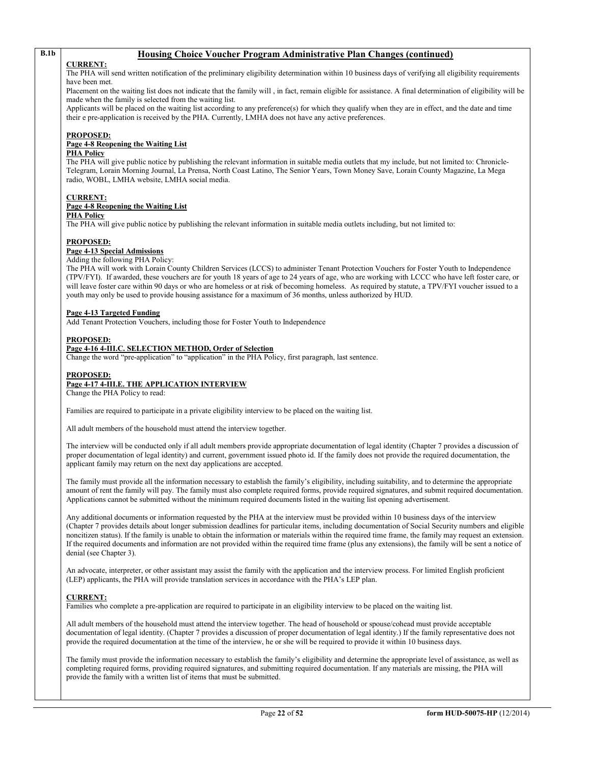**B.1b**

## Housing Choice Voucher Program Administrative Plan Changes (continued)

**CURRENT:**

The PHA will send written notification of the preliminary eligibility determination within 10 business days of verifying all eligibility requirements have been met.

Placement on the waiting list does not indicate that the family will , in fact, remain eligible for assistance. A final determination of eligibility will be made when the family is selected from the waiting list.

Applicants will be placed on the waiting list according to any preference(s) for which they qualify when they are in effect, and the date and time their e pre-application is received by the PHA. Currently, LMHA does not have any active preferences.

**PROPOSED:**

**Page 4-8 Reopening the Waiting List**

**PHA Policy**

The PHA will give public notice by publishing the relevant information in suitable media outlets that my include, but not limited to: Chronicle-Telegram, Lorain Morning Journal, La Prensa, North Coast Latino, The Senior Years, Town Money Save, Lorain County Magazine, La Mega radio, WOBL, LMHA website, LMHA social media.

**CURRENT:**

**Page 4-8 Reopening the Waiting List**

**PHA Policy**

The PHA will give public notice by publishing the relevant information in suitable media outlets including, but not limited to:

**PROPOSED:**

**Page 4-13 Special Admissions**

Adding the following PHA Policy:

The PHA will work with Lorain County Children Services (LCCS) to administer Tenant Protection Vouchers for Foster Youth to Independence (TPV/FYI). If awarded, these vouchers are for youth 18 years of age to 24 years of age, who are working with LCCC who have left foster care, or will leave foster care within 90 days or who are homeless or at risk of becoming homeless. As required by statute, a TPV/FYI voucher issued to a youth may only be used to provide housing assistance for a maximum of 36 months, unless authorized by HUD.

**Page 4-13 Targeted Funding**

Add Tenant Protection Vouchers, including those for Foster Youth to Independence

**PROPOSED:**

**Page 4-16 4-III.C. SELECTION METHOD, Order of Selection**

Change the word "pre-application" to "application" in the PHA Policy, first paragraph, last sentence.

**PROPOSED:**

**Page 4-17 4-III.E. THE APPLICATION INTERVIEW**

Change the PHA Policy to read:

Families are required to participate in a private eligibility interview to be placed on the waiting list.

All adult members of the household must attend the interview together.

The interview will be conducted only if all adult members provide appropriate documentation of legal identity (Chapter 7 provides a discussion of proper documentation of legal identity) and current, government issued photo id. If the family does not provide the required documentation, the applicant family may return on the next day applications are accepted.

The family must provide all the information necessary to establish the family's eligibility, including suitability, and to determine the appropriate amount of rent the family will pay. The family must also complete required forms, provide required signatures, and submit required documentation. Applications cannot be submitted without the minimum required documents listed in the waiting list opening advertisement.

Any additional documents or information requested by the PHA at the interview must be provided within 10 business days of the interview (Chapter 7 provides details about longer submission deadlines for particular items, including documentation of Social Security numbers and eligible noncitizen status). If the family is unable to obtain the information or materials within the required time frame, the family may request an extension. If the required documents and information are not provided within the required time frame (plus any extensions), the family will be sent a notice of denial (see Chapter 3).

An advocate, interpreter, or other assistant may assist the family with the application and the interview process. For limited English proficient (LEP) applicants, the PHA will provide translation services in accordance with the PHA's LEP plan.

**CURRENT:**

Families who complete a pre-application are required to participate in an eligibility interview to be placed on the waiting list.

All adult members of the household must attend the interview together. The head of household or spouse/cohead must provide acceptable documentation of legal identity. (Chapter 7 provides a discussion of proper documentation of legal identity.) If the family representative does not provide the required documentation at the time of the interview, he or she will be required to provide it within 10 business days.

The family must provide the information necessary to establish the family's eligibility and determine the appropriate level of assistance, as well as completing required forms, providing required signatures, and submitting required documentation. If any materials are missing, the PHA will provide the family with a written list of items that must be submitted.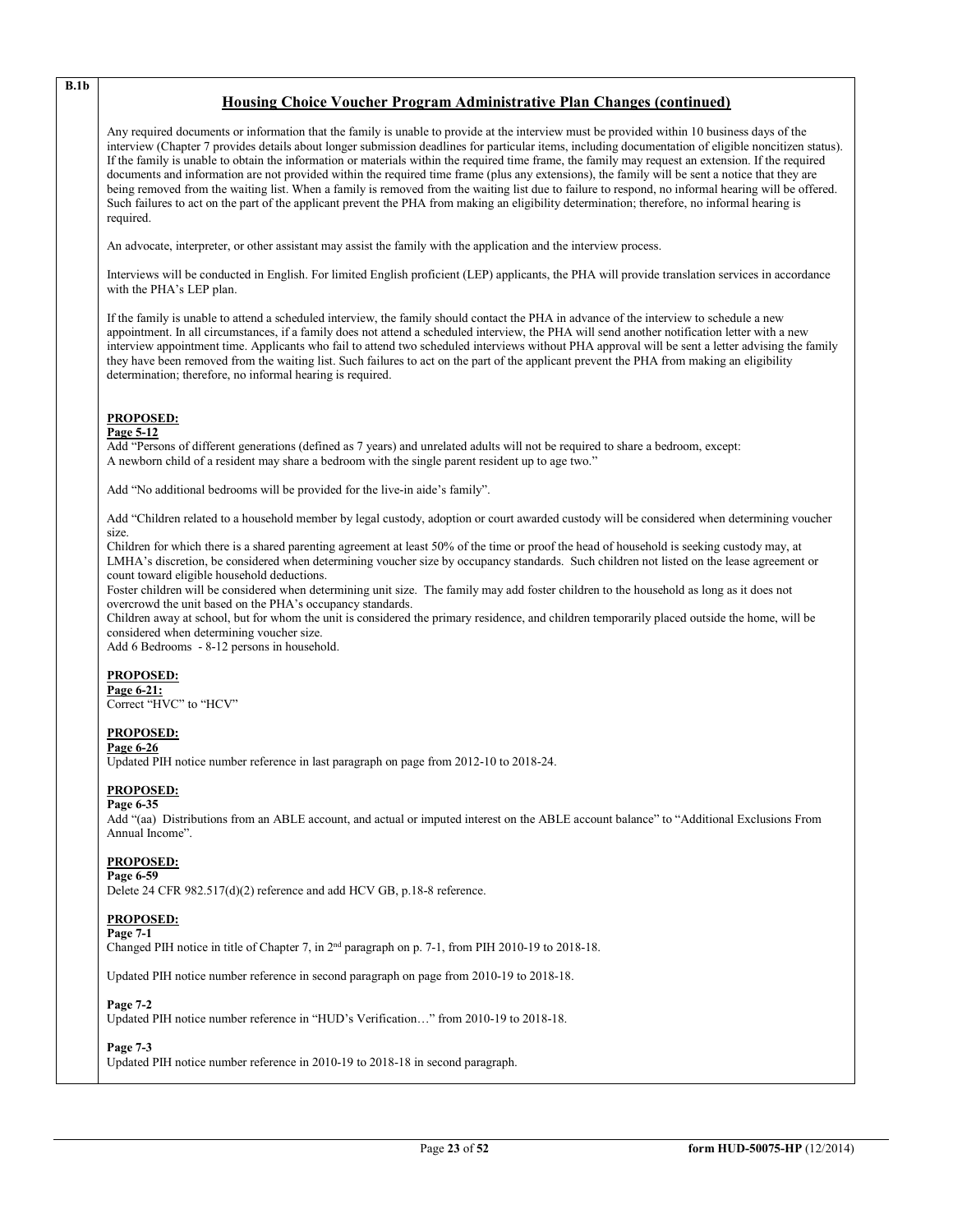**B.1b**

## Housing Choice Voucher Program Administrative Plan Changes (continued)

Any required documents or information that the family is unable to provide at the interview must be provided within 10 business days of the interview (Chapter 7 provides details about longer submission deadlines for particular items, including documentation of eligible noncitizen status). If the family is unable to obtain the information or materials within the required time frame, the family may request an extension. If the required documents and information are not provided within the required time frame (plus any extensions), the family will be sent a notice that they are being removed from the waiting list. When a family is removed from the waiting list due to failure to respond, no informal hearing will be offered. Such failures to act on the part of the applicant prevent the PHA from making an eligibility determination; therefore, no informal hearing is required.

An advocate, interpreter, or other assistant may assist the family with the application and the interview process.

Interviews will be conducted in English. For limited English proficient (LEP) applicants, the PHA will provide translation services in accordance with the PHA's LEP plan.

If the family is unable to attend a scheduled interview, the family should contact the PHA in advance of the interview to schedule a new appointment. In all circumstances, if a family does not attend a scheduled interview, the PHA will send another notification letter with a new interview appointment time. Applicants who fail to attend two scheduled interviews without PHA approval will be sent a letter advising the family they have been removed from the waiting list. Such failures to act on the part of the applicant prevent the PHA from making an eligibility determination; therefore, no informal hearing is required.

**PROPOSED:**
**Page 5-12**
Add "Persons of different generations (defined as 7 years) and unrelated adults will not be required to share a bedroom, except:
A newborn child of a resident may share a bedroom with the single parent resident up to age two."

Add "No additional bedrooms will be provided for the live-in aide's family".

Add "Children related to a household member by legal custody, adoption or court awarded custody will be considered when determining voucher size.
Children for which there is a shared parenting agreement at least 50% of the time or proof the head of household is seeking custody may, at LMHA's discretion, be considered when determining voucher size by occupancy standards. Such children not listed on the lease agreement or count toward eligible household deductions.
Foster children will be considered when determining unit size. The family may add foster children to the household as long as it does not overcrowd the unit based on the PHA's occupancy standards.
Children away at school, but for whom the unit is considered the primary residence, and children temporarily placed outside the home, will be considered when determining voucher size.
Add 6 Bedrooms - 8-12 persons in household.

**PROPOSED:**
**Page 6-21:**
Correct "HVC" to "HCV"

**PROPOSED:**
**Page 6-26**
Updated PIH notice number reference in last paragraph on page from 2012-10 to 2018-24.

**PROPOSED:**
**Page 6-35**
Add "(aa) Distributions from an ABLE account, and actual or imputed interest on the ABLE account balance" to "Additional Exclusions From Annual Income".

**PROPOSED:**
**Page 6-59**
Delete 24 CFR 982.517(d)(2) reference and add HCV GB, p.18-8 reference.

**PROPOSED:**
**Page 7-1**
Changed PIH notice in title of Chapter 7, in 2nd paragraph on p. 7-1, from PIH 2010-19 to 2018-18.

Updated PIH notice number reference in second paragraph on page from 2010-19 to 2018-18.

**Page 7-2**
Updated PIH notice number reference in "HUD's Verification…" from 2010-19 to 2018-18.

**Page 7-3**
Updated PIH notice number reference in 2010-19 to 2018-18 in second paragraph.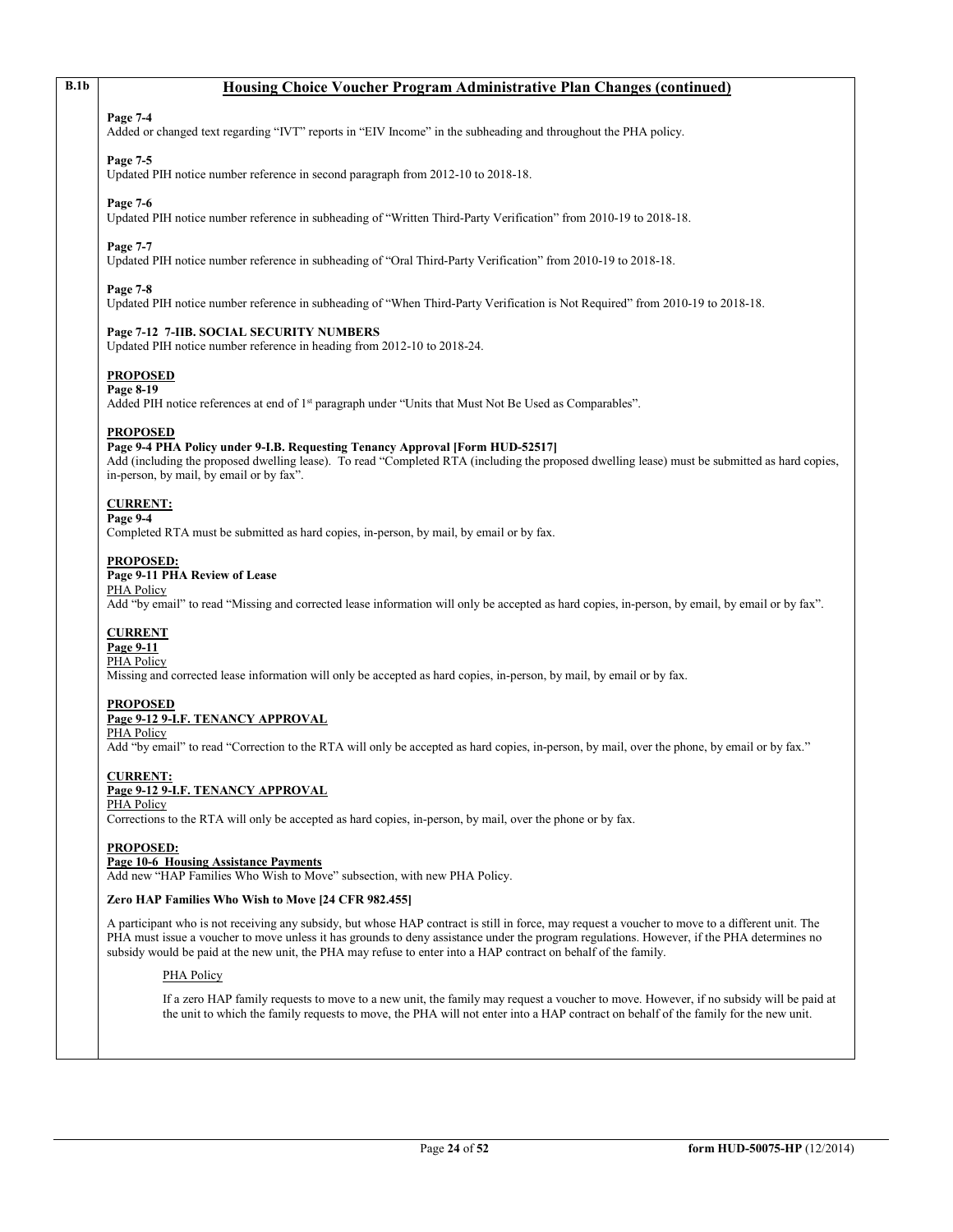**B.1b**

## Housing Choice Voucher Program Administrative Plan Changes (continued)

**Page 7-4**
Added or changed text regarding "IVT" reports in "EIV Income" in the subheading and throughout the PHA policy.

**Page 7-5**
Updated PIH notice number reference in second paragraph from 2012-10 to 2018-18.

**Page 7-6**
Updated PIH notice number reference in subheading of "Written Third-Party Verification" from 2010-19 to 2018-18.

**Page 7-7**
Updated PIH notice number reference in subheading of "Oral Third-Party Verification" from 2010-19 to 2018-18.

**Page 7-8**
Updated PIH notice number reference in subheading of "When Third-Party Verification is Not Required" from 2010-19 to 2018-18.

**Page 7-12 7-IIB. SOCIAL SECURITY NUMBERS**
Updated PIH notice number reference in heading from 2012-10 to 2018-24.

**PROPOSED**
**Page 8-19**
Added PIH notice references at end of 1st paragraph under "Units that Must Not Be Used as Comparables".

**PROPOSED**
**Page 9-4 PHA Policy under 9-I.B. Requesting Tenancy Approval [Form HUD-52517]**
Add (including the proposed dwelling lease). To read "Completed RTA (including the proposed dwelling lease) must be submitted as hard copies, in-person, by mail, by email or by fax".

**CURRENT:**
**Page 9-4**
Completed RTA must be submitted as hard copies, in-person, by mail, by email or by fax.

**PROPOSED:**
**Page 9-11 PHA Review of Lease**
PHA Policy
Add "by email" to read "Missing and corrected lease information will only be accepted as hard copies, in-person, by email, by email or by fax".

**CURRENT**
**Page 9-11**
PHA Policy
Missing and corrected lease information will only be accepted as hard copies, in-person, by mail, by email or by fax.

**PROPOSED**
**Page 9-12 9-I.F. TENANCY APPROVAL**
PHA Policy
Add "by email" to read "Correction to the RTA will only be accepted as hard copies, in-person, by mail, over the phone, by email or by fax."

**CURRENT:**
**Page 9-12 9-I.F. TENANCY APPROVAL**
PHA Policy
Corrections to the RTA will only be accepted as hard copies, in-person, by mail, over the phone or by fax.

**PROPOSED:**
**Page 10-6 Housing Assistance Payments**
Add new "HAP Families Who Wish to Move" subsection, with new PHA Policy.

**Zero HAP Families Who Wish to Move [24 CFR 982.455]**

A participant who is not receiving any subsidy, but whose HAP contract is still in force, may request a voucher to move to a different unit. The PHA must issue a voucher to move unless it has grounds to deny assistance under the program regulations. However, if the PHA determines no subsidy would be paid at the new unit, the PHA may refuse to enter into a HAP contract on behalf of the family.

PHA Policy

If a zero HAP family requests to move to a new unit, the family may request a voucher to move. However, if no subsidy will be paid at the unit to which the family requests to move, the PHA will not enter into a HAP contract on behalf of the family for the new unit.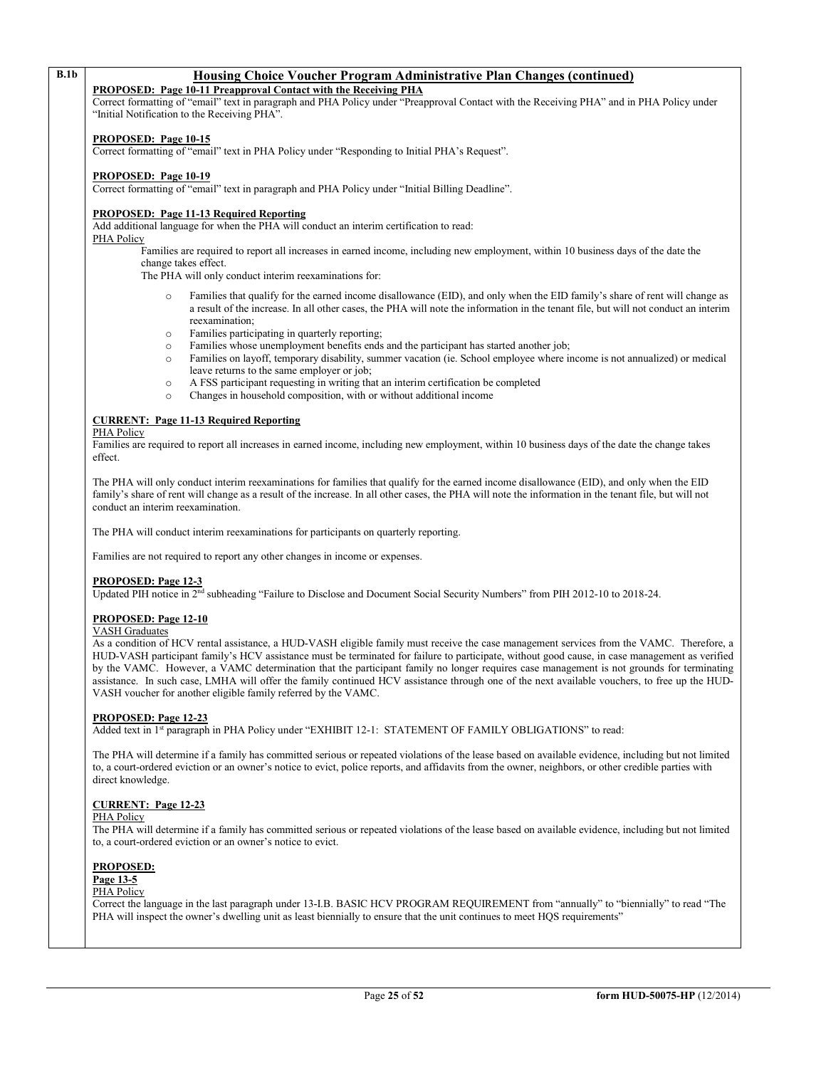B.1b

## Housing Choice Voucher Program Administrative Plan Changes (continued)

**PROPOSED: Page 10-11 Preapproval Contact with the Receiving PHA**

Correct formatting of "email" text in paragraph and PHA Policy under "Preapproval Contact with the Receiving PHA" and in PHA Policy under "Initial Notification to the Receiving PHA".

**PROPOSED: Page 10-15**

Correct formatting of "email" text in PHA Policy under "Responding to Initial PHA's Request".

**PROPOSED: Page 10-19**

Correct formatting of "email" text in paragraph and PHA Policy under "Initial Billing Deadline".

**PROPOSED: Page 11-13 Required Reporting**

Add additional language for when the PHA will conduct an interim certification to read:

PHA Policy

Families are required to report all increases in earned income, including new employment, within 10 business days of the date the change takes effect.

The PHA will only conduct interim reexaminations for:

- Families that qualify for the earned income disallowance (EID), and only when the EID family's share of rent will change as a result of the increase. In all other cases, the PHA will note the information in the tenant file, but will not conduct an interim reexamination;
- Families participating in quarterly reporting;
- Families whose unemployment benefits ends and the participant has started another job;
- Families on layoff, temporary disability, summer vacation (ie. School employee where income is not annualized) or medical leave returns to the same employer or job;
- A FSS participant requesting in writing that an interim certification be completed
- Changes in household composition, with or without additional income

**CURRENT: Page 11-13 Required Reporting**

PHA Policy

Families are required to report all increases in earned income, including new employment, within 10 business days of the date the change takes effect.

The PHA will only conduct interim reexaminations for families that qualify for the earned income disallowance (EID), and only when the EID family's share of rent will change as a result of the increase. In all other cases, the PHA will note the information in the tenant file, but will not conduct an interim reexamination.

The PHA will conduct interim reexaminations for participants on quarterly reporting.

Families are not required to report any other changes in income or expenses.

**PROPOSED: Page 12-3**

Updated PIH notice in 2nd subheading "Failure to Disclose and Document Social Security Numbers" from PIH 2012-10 to 2018-24.

**PROPOSED: Page 12-10**

VASH Graduates

As a condition of HCV rental assistance, a HUD-VASH eligible family must receive the case management services from the VAMC. Therefore, a HUD-VASH participant family's HCV assistance must be terminated for failure to participate, without good cause, in case management as verified by the VAMC. However, a VAMC determination that the participant family no longer requires case management is not grounds for terminating assistance. In such case, LMHA will offer the family continued HCV assistance through one of the next available vouchers, to free up the HUD-VASH voucher for another eligible family referred by the VAMC.

**PROPOSED: Page 12-23**

Added text in 1st paragraph in PHA Policy under "EXHIBIT 12-1: STATEMENT OF FAMILY OBLIGATIONS" to read:

The PHA will determine if a family has committed serious or repeated violations of the lease based on available evidence, including but not limited to, a court-ordered eviction or an owner's notice to evict, police reports, and affidavits from the owner, neighbors, or other credible parties with direct knowledge.

**CURRENT: Page 12-23**

PHA Policy

The PHA will determine if a family has committed serious or repeated violations of the lease based on available evidence, including but not limited to, a court-ordered eviction or an owner's notice to evict.

**PROPOSED:**

**Page 13-5**

PHA Policy

Correct the language in the last paragraph under 13-I.B. BASIC HCV PROGRAM REQUIREMENT from "annually" to "biennially" to read "The PHA will inspect the owner's dwelling unit as least biennially to ensure that the unit continues to meet HQS requirements"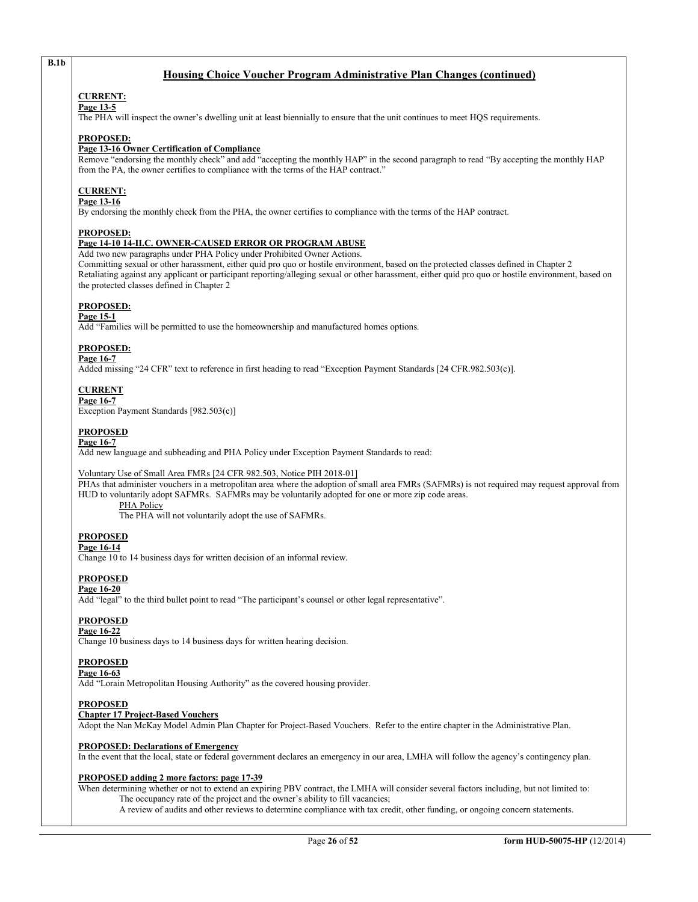B.1b

## Housing Choice Voucher Program Administrative Plan Changes (continued)

**CURRENT:**
**Page 13-5**
The PHA will inspect the owner's dwelling unit at least biennially to ensure that the unit continues to meet HQS requirements.

**PROPOSED:**
**Page 13-16 Owner Certification of Compliance**
Remove "endorsing the monthly check" and add "accepting the monthly HAP" in the second paragraph to read "By accepting the monthly HAP from the PA, the owner certifies to compliance with the terms of the HAP contract."

**CURRENT:**
**Page 13-16**
By endorsing the monthly check from the PHA, the owner certifies to compliance with the terms of the HAP contract.

**PROPOSED:**
**Page 14-10 14-II.C. OWNER-CAUSED ERROR OR PROGRAM ABUSE**
Add two new paragraphs under PHA Policy under Prohibited Owner Actions.
Committing sexual or other harassment, either quid pro quo or hostile environment, based on the protected classes defined in Chapter 2
Retaliating against any applicant or participant reporting/alleging sexual or other harassment, either quid pro quo or hostile environment, based on the protected classes defined in Chapter 2

**PROPOSED:**
**Page 15-1**
Add "Families will be permitted to use the homeownership and manufactured homes options.

**PROPOSED:**
**Page 16-7**
Added missing "24 CFR" text to reference in first heading to read "Exception Payment Standards [24 CFR.982.503(c)].

**CURRENT**
**Page 16-7**
Exception Payment Standards [982.503(c)]

**PROPOSED**
**Page 16-7**
Add new language and subheading and PHA Policy under Exception Payment Standards to read:

Voluntary Use of Small Area FMRs [24 CFR 982.503, Notice PIH 2018-01]
PHAs that administer vouchers in a metropolitan area where the adoption of small area FMRs (SAFMRs) is not required may request approval from HUD to voluntarily adopt SAFMRs. SAFMRs may be voluntarily adopted for one or more zip code areas.

PHA Policy
The PHA will not voluntarily adopt the use of SAFMRs.

**PROPOSED**
**Page 16-14**
Change 10 to 14 business days for written decision of an informal review.

**PROPOSED**
**Page 16-20**
Add "legal" to the third bullet point to read "The participant's counsel or other legal representative".

**PROPOSED**
**Page 16-22**
Change 10 business days to 14 business days for written hearing decision.

**PROPOSED**
**Page 16-63**
Add "Lorain Metropolitan Housing Authority" as the covered housing provider.

**PROPOSED**
**Chapter 17 Project-Based Vouchers**
Adopt the Nan McKay Model Admin Plan Chapter for Project-Based Vouchers. Refer to the entire chapter in the Administrative Plan.

**PROPOSED: Declarations of Emergency**
In the event that the local, state or federal government declares an emergency in our area, LMHA will follow the agency's contingency plan.

**PROPOSED adding 2 more factors: page 17-39**
When determining whether or not to extend an expiring PBV contract, the LMHA will consider several factors including, but not limited to:
The occupancy rate of the project and the owner's ability to fill vacancies;
A review of audits and other reviews to determine compliance with tax credit, other funding, or ongoing concern statements.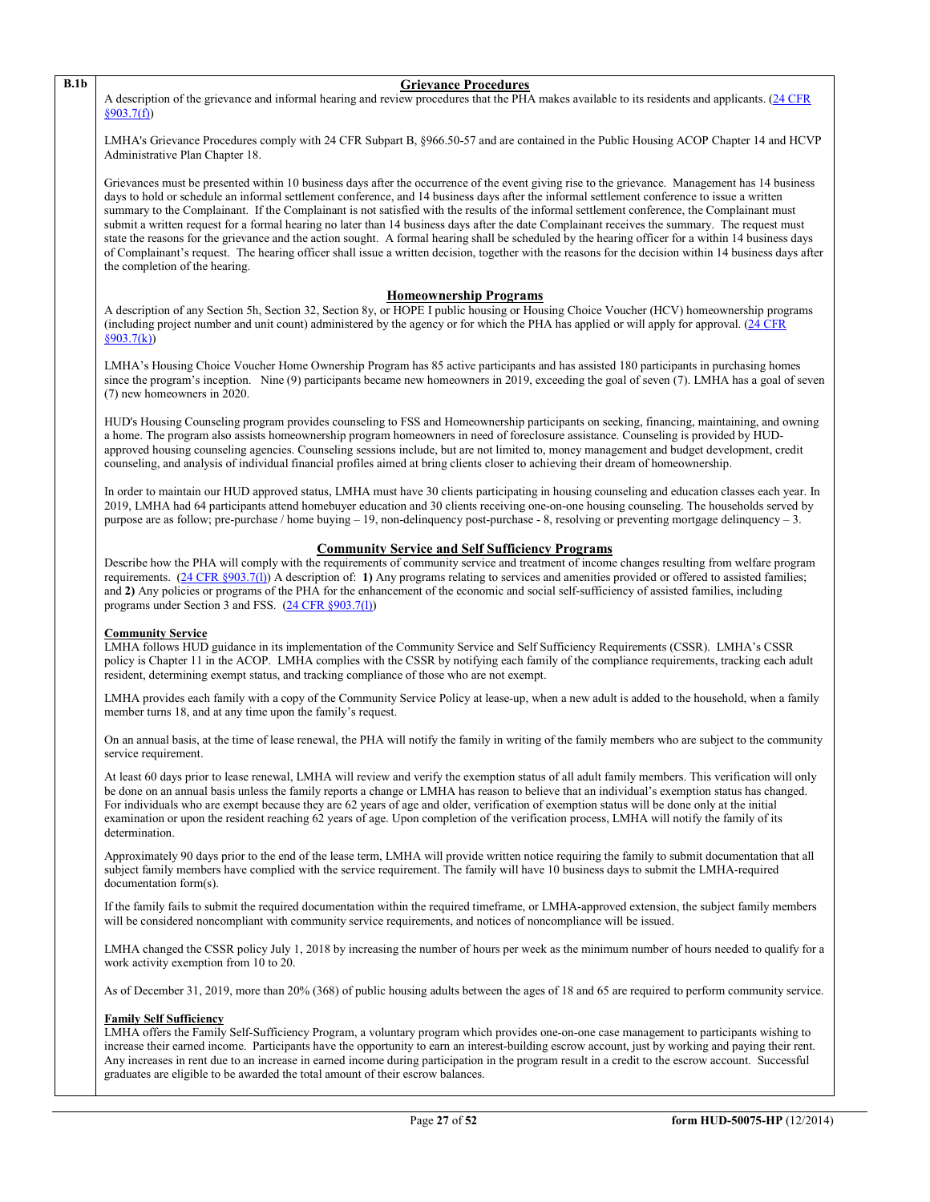**B.1b**

## Grievance Procedures

A description of the grievance and informal hearing and review procedures that the PHA makes available to its residents and applicants. (24 CFR §903.7(f))

LMHA's Grievance Procedures comply with 24 CFR Subpart B, §966.50-57 and are contained in the Public Housing ACOP Chapter 14 and HCVP Administrative Plan Chapter 18.

Grievances must be presented within 10 business days after the occurrence of the event giving rise to the grievance. Management has 14 business days to hold or schedule an informal settlement conference, and 14 business days after the informal settlement conference to issue a written summary to the Complainant. If the Complainant is not satisfied with the results of the informal settlement conference, the Complainant must submit a written request for a formal hearing no later than 14 business days after the date Complainant receives the summary. The request must state the reasons for the grievance and the action sought. A formal hearing shall be scheduled by the hearing officer for a within 14 business days of Complainant's request. The hearing officer shall issue a written decision, together with the reasons for the decision within 14 business days after the completion of the hearing.

## Homeownership Programs

A description of any Section 5h, Section 32, Section 8y, or HOPE I public housing or Housing Choice Voucher (HCV) homeownership programs (including project number and unit count) administered by the agency or for which the PHA has applied or will apply for approval. (24 CFR §903.7(k))

LMHA's Housing Choice Voucher Home Ownership Program has 85 active participants and has assisted 180 participants in purchasing homes since the program's inception. Nine (9) participants became new homeowners in 2019, exceeding the goal of seven (7). LMHA has a goal of seven (7) new homeowners in 2020.

HUD's Housing Counseling program provides counseling to FSS and Homeownership participants on seeking, financing, maintaining, and owning a home. The program also assists homeownership program homeowners in need of foreclosure assistance. Counseling is provided by HUD-approved housing counseling agencies. Counseling sessions include, but are not limited to, money management and budget development, credit counseling, and analysis of individual financial profiles aimed at bring clients closer to achieving their dream of homeownership.

In order to maintain our HUD approved status, LMHA must have 30 clients participating in housing counseling and education classes each year. In 2019, LMHA had 64 participants attend homebuyer education and 30 clients receiving one-on-one housing counseling. The households served by purpose are as follow; pre-purchase / home buying – 19, non-delinquency post-purchase - 8, resolving or preventing mortgage delinquency – 3.

## Community Service and Self Sufficiency Programs

Describe how the PHA will comply with the requirements of community service and treatment of income changes resulting from welfare program requirements. (24 CFR §903.7(l)) A description of: **1)** Any programs relating to services and amenities provided or offered to assisted families; and **2)** Any policies or programs of the PHA for the enhancement of the economic and social self-sufficiency of assisted families, including programs under Section 3 and FSS. (24 CFR §903.7(l))

### Community Service

LMHA follows HUD guidance in its implementation of the Community Service and Self Sufficiency Requirements (CSSR). LMHA's CSSR policy is Chapter 11 in the ACOP. LMHA complies with the CSSR by notifying each family of the compliance requirements, tracking each adult resident, determining exempt status, and tracking compliance of those who are not exempt.

LMHA provides each family with a copy of the Community Service Policy at lease-up, when a new adult is added to the household, when a family member turns 18, and at any time upon the family's request.

On an annual basis, at the time of lease renewal, the PHA will notify the family in writing of the family members who are subject to the community service requirement.

At least 60 days prior to lease renewal, LMHA will review and verify the exemption status of all adult family members. This verification will only be done on an annual basis unless the family reports a change or LMHA has reason to believe that an individual's exemption status has changed. For individuals who are exempt because they are 62 years of age and older, verification of exemption status will be done only at the initial examination or upon the resident reaching 62 years of age. Upon completion of the verification process, LMHA will notify the family of its determination.

Approximately 90 days prior to the end of the lease term, LMHA will provide written notice requiring the family to submit documentation that all subject family members have complied with the service requirement. The family will have 10 business days to submit the LMHA-required documentation form(s).

If the family fails to submit the required documentation within the required timeframe, or LMHA-approved extension, the subject family members will be considered noncompliant with community service requirements, and notices of noncompliance will be issued.

LMHA changed the CSSR policy July 1, 2018 by increasing the number of hours per week as the minimum number of hours needed to qualify for a work activity exemption from 10 to 20.

As of December 31, 2019, more than 20% (368) of public housing adults between the ages of 18 and 65 are required to perform community service.

### Family Self Sufficiency

LMHA offers the Family Self-Sufficiency Program, a voluntary program which provides one-on-one case management to participants wishing to increase their earned income. Participants have the opportunity to earn an interest-building escrow account, just by working and paying their rent. Any increases in rent due to an increase in earned income during participation in the program result in a credit to the escrow account. Successful graduates are eligible to be awarded the total amount of their escrow balances.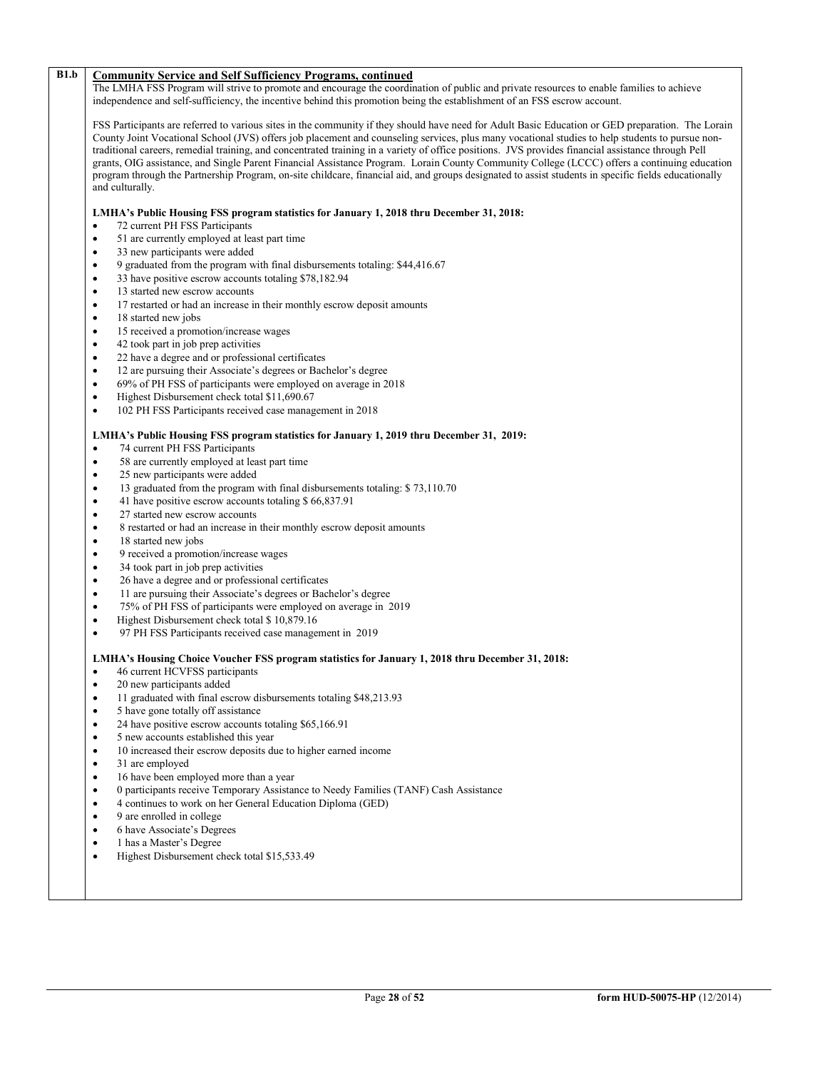**B1.b**

## Community Service and Self Sufficiency Programs, continued

The LMHA FSS Program will strive to promote and encourage the coordination of public and private resources to enable families to achieve independence and self-sufficiency, the incentive behind this promotion being the establishment of an FSS escrow account.

FSS Participants are referred to various sites in the community if they should have need for Adult Basic Education or GED preparation. The Lorain County Joint Vocational School (JVS) offers job placement and counseling services, plus many vocational studies to help students to pursue non-traditional careers, remedial training, and concentrated training in a variety of office positions. JVS provides financial assistance through Pell grants, OIG assistance, and Single Parent Financial Assistance Program. Lorain County Community College (LCCC) offers a continuing education program through the Partnership Program, on-site childcare, financial aid, and groups designated to assist students in specific fields educationally and culturally.

**LMHA's Public Housing FSS program statistics for January 1, 2018 thru December 31, 2018:**

- 72 current PH FSS Participants
- 51 are currently employed at least part time
- 33 new participants were added
- 9 graduated from the program with final disbursements totaling: $44,416.67
- 33 have positive escrow accounts totaling $78,182.94
- 13 started new escrow accounts
- 17 restarted or had an increase in their monthly escrow deposit amounts
- 18 started new jobs
- 15 received a promotion/increase wages
- 42 took part in job prep activities
- 22 have a degree and or professional certificates
- 12 are pursuing their Associate's degrees or Bachelor's degree
- 69% of PH FSS of participants were employed on average in 2018
- Highest Disbursement check total $11,690.67
- 102 PH FSS Participants received case management in 2018

**LMHA's Public Housing FSS program statistics for January 1, 2019 thru December 31, 2019:**

- 74 current PH FSS Participants
- 58 are currently employed at least part time
- 25 new participants were added
- 13 graduated from the program with final disbursements totaling: $ 73,110.70
- 41 have positive escrow accounts totaling $ 66,837.91
- 27 started new escrow accounts
- 8 restarted or had an increase in their monthly escrow deposit amounts
- 18 started new jobs
- 9 received a promotion/increase wages
- 34 took part in job prep activities
- 26 have a degree and or professional certificates
- 11 are pursuing their Associate's degrees or Bachelor's degree
- 75% of PH FSS of participants were employed on average in 2019
- Highest Disbursement check total $ 10,879.16
- 97 PH FSS Participants received case management in 2019

**LMHA's Housing Choice Voucher FSS program statistics for January 1, 2018 thru December 31, 2018:**

- 46 current HCVFSS participants
- 20 new participants added
- 11 graduated with final escrow disbursements totaling $48,213.93
- 5 have gone totally off assistance
- 24 have positive escrow accounts totaling $65,166.91
- 5 new accounts established this year
- 10 increased their escrow deposits due to higher earned income
- 31 are employed
- 16 have been employed more than a year
- 0 participants receive Temporary Assistance to Needy Families (TANF) Cash Assistance
- 4 continues to work on her General Education Diploma (GED)
- 9 are enrolled in college
- 6 have Associate's Degrees
- 1 has a Master's Degree
- Highest Disbursement check total $15,533.49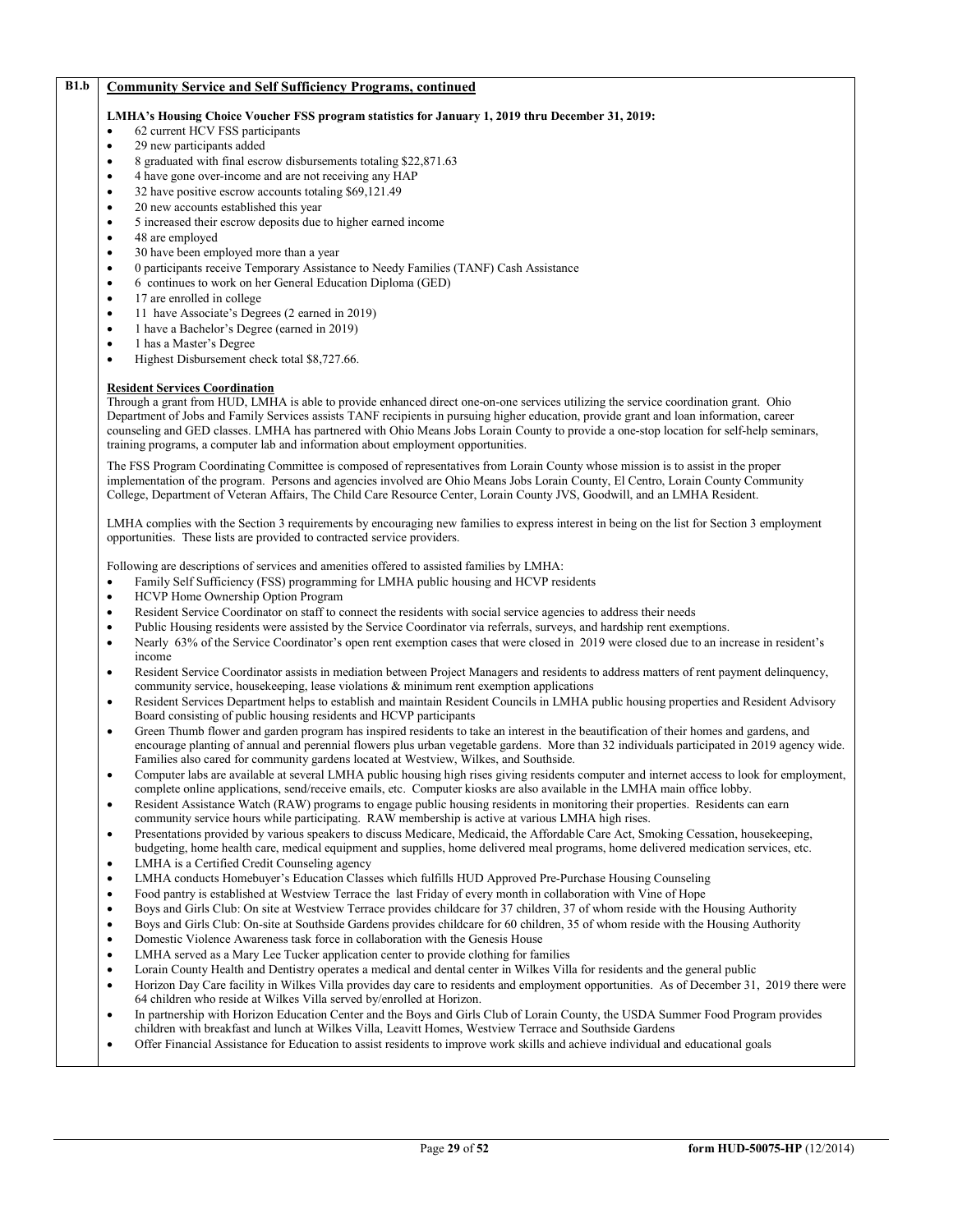**B1.b** **Community Service and Self Sufficiency Programs, continued**

**LMHA's Housing Choice Voucher FSS program statistics for January 1, 2019 thru December 31, 2019:**

- 62 current HCV FSS participants
- 29 new participants added
- 8 graduated with final escrow disbursements totaling $22,871.63
- 4 have gone over-income and are not receiving any HAP
- 32 have positive escrow accounts totaling $69,121.49
- 20 new accounts established this year
- 5 increased their escrow deposits due to higher earned income
- 48 are employed
- 30 have been employed more than a year
- 0 participants receive Temporary Assistance to Needy Families (TANF) Cash Assistance
- 6 continues to work on her General Education Diploma (GED)
- 17 are enrolled in college
- 11 have Associate's Degrees (2 earned in 2019)
- 1 have a Bachelor's Degree (earned in 2019)
- 1 has a Master's Degree
- Highest Disbursement check total $8,727.66.

**Resident Services Coordination**

Through a grant from HUD, LMHA is able to provide enhanced direct one-on-one services utilizing the service coordination grant. Ohio Department of Jobs and Family Services assists TANF recipients in pursuing higher education, provide grant and loan information, career counseling and GED classes. LMHA has partnered with Ohio Means Jobs Lorain County to provide a one-stop location for self-help seminars, training programs, a computer lab and information about employment opportunities.

The FSS Program Coordinating Committee is composed of representatives from Lorain County whose mission is to assist in the proper implementation of the program. Persons and agencies involved are Ohio Means Jobs Lorain County, El Centro, Lorain County Community College, Department of Veteran Affairs, The Child Care Resource Center, Lorain County JVS, Goodwill, and an LMHA Resident.

LMHA complies with the Section 3 requirements by encouraging new families to express interest in being on the list for Section 3 employment opportunities. These lists are provided to contracted service providers.

Following are descriptions of services and amenities offered to assisted families by LMHA:

- Family Self Sufficiency (FSS) programming for LMHA public housing and HCVP residents
- HCVP Home Ownership Option Program
- Resident Service Coordinator on staff to connect the residents with social service agencies to address their needs
- Public Housing residents were assisted by the Service Coordinator via referrals, surveys, and hardship rent exemptions.
- Nearly 63% of the Service Coordinator's open rent exemption cases that were closed in 2019 were closed due to an increase in resident's income
- Resident Service Coordinator assists in mediation between Project Managers and residents to address matters of rent payment delinquency, community service, housekeeping, lease violations & minimum rent exemption applications
- Resident Services Department helps to establish and maintain Resident Councils in LMHA public housing properties and Resident Advisory Board consisting of public housing residents and HCVP participants
- Green Thumb flower and garden program has inspired residents to take an interest in the beautification of their homes and gardens, and encourage planting of annual and perennial flowers plus urban vegetable gardens. More than 32 individuals participated in 2019 agency wide. Families also cared for community gardens located at Westview, Wilkes, and Southside.
- Computer labs are available at several LMHA public housing high rises giving residents computer and internet access to look for employment, complete online applications, send/receive emails, etc. Computer kiosks are also available in the LMHA main office lobby.
- Resident Assistance Watch (RAW) programs to engage public housing residents in monitoring their properties. Residents can earn community service hours while participating. RAW membership is active at various LMHA high rises.
- Presentations provided by various speakers to discuss Medicare, Medicaid, the Affordable Care Act, Smoking Cessation, housekeeping, budgeting, home health care, medical equipment and supplies, home delivered meal programs, home delivered medication services, etc.
- LMHA is a Certified Credit Counseling agency
- LMHA conducts Homebuyer's Education Classes which fulfills HUD Approved Pre-Purchase Housing Counseling
- Food pantry is established at Westview Terrace the last Friday of every month in collaboration with Vine of Hope
- Boys and Girls Club: On site at Westview Terrace provides childcare for 37 children, 37 of whom reside with the Housing Authority
- Boys and Girls Club: On-site at Southside Gardens provides childcare for 60 children, 35 of whom reside with the Housing Authority
- Domestic Violence Awareness task force in collaboration with the Genesis House
- LMHA served as a Mary Lee Tucker application center to provide clothing for families
- Lorain County Health and Dentistry operates a medical and dental center in Wilkes Villa for residents and the general public
- Horizon Day Care facility in Wilkes Villa provides day care to residents and employment opportunities. As of December 31, 2019 there were 64 children who reside at Wilkes Villa served by/enrolled at Horizon.
- In partnership with Horizon Education Center and the Boys and Girls Club of Lorain County, the USDA Summer Food Program provides children with breakfast and lunch at Wilkes Villa, Leavitt Homes, Westview Terrace and Southside Gardens
- Offer Financial Assistance for Education to assist residents to improve work skills and achieve individual and educational goals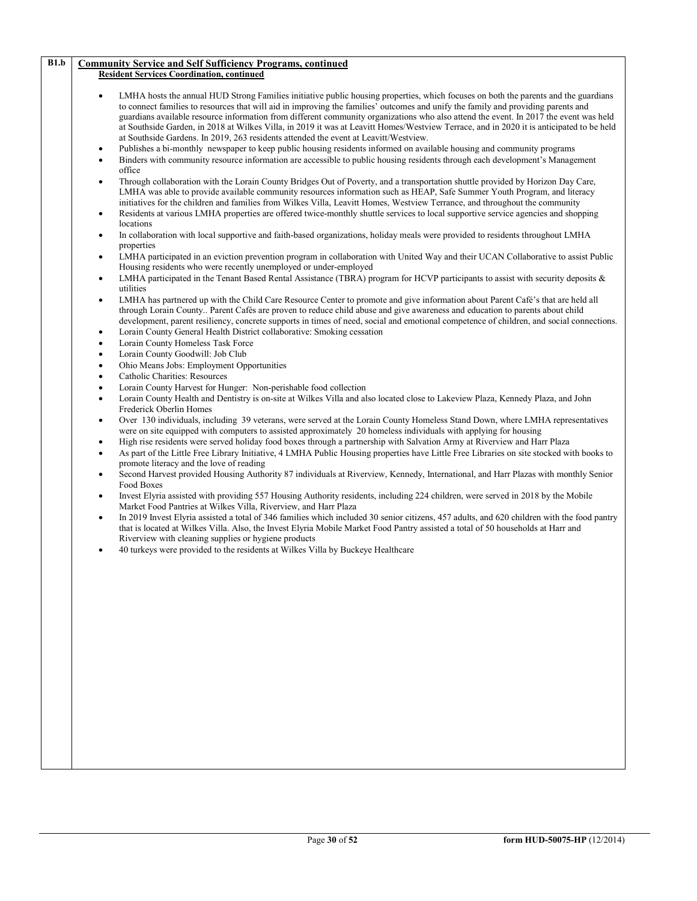**B1.b** **Community Service and Self Sufficiency Programs, continued**

**Resident Services Coordination, continued**

- LMHA hosts the annual HUD Strong Families initiative public housing properties, which focuses on both the parents and the guardians to connect families to resources that will aid in improving the families' outcomes and unify the family and providing parents and guardians available resource information from different community organizations who also attend the event. In 2017 the event was held at Southside Garden, in 2018 at Wilkes Villa, in 2019 it was at Leavitt Homes/Westview Terrace, and in 2020 it is anticipated to be held at Southside Gardens. In 2019, 263 residents attended the event at Leavitt/Westview.
- Publishes a bi-monthly newspaper to keep public housing residents informed on available housing and community programs
- Binders with community resource information are accessible to public housing residents through each development's Management office
- Through collaboration with the Lorain County Bridges Out of Poverty, and a transportation shuttle provided by Horizon Day Care, LMHA was able to provide available community resources information such as HEAP, Safe Summer Youth Program, and literacy initiatives for the children and families from Wilkes Villa, Leavitt Homes, Westview Terrace, and throughout the community
- Residents at various LMHA properties are offered twice-monthly shuttle services to local supportive service agencies and shopping locations
- In collaboration with local supportive and faith-based organizations, holiday meals were provided to residents throughout LMHA properties
- LMHA participated in an eviction prevention program in collaboration with United Way and their UCAN Collaborative to assist Public Housing residents who were recently unemployed or under-employed
- LMHA participated in the Tenant Based Rental Assistance (TBRA) program for HCVP participants to assist with security deposits & utilities
- LMHA has partnered up with the Child Care Resource Center to promote and give information about Parent Café's that are held all through Lorain County.. Parent Cafés are proven to reduce child abuse and give awareness and education to parents about child development, parent resiliency, concrete supports in times of need, social and emotional competence of children, and social connections.
- Lorain County General Health District collaborative: Smoking cessation
- Lorain County Homeless Task Force
- Lorain County Goodwill: Job Club
- Ohio Means Jobs: Employment Opportunities
- Catholic Charities: Resources
- Lorain County Harvest for Hunger: Non-perishable food collection
- Lorain County Health and Dentistry is on-site at Wilkes Villa and also located close to Lakeview Plaza, Kennedy Plaza, and John Frederick Oberlin Homes
- Over 130 individuals, including 39 veterans, were served at the Lorain County Homeless Stand Down, where LMHA representatives were on site equipped with computers to assisted approximately 20 homeless individuals with applying for housing
- High rise residents were served holiday food boxes through a partnership with Salvation Army at Riverview and Harr Plaza
- As part of the Little Free Library Initiative, 4 LMHA Public Housing properties have Little Free Libraries on site stocked with books to promote literacy and the love of reading
- Second Harvest provided Housing Authority 87 individuals at Riverview, Kennedy, International, and Harr Plazas with monthly Senior Food Boxes
- Invest Elyria assisted with providing 557 Housing Authority residents, including 224 children, were served in 2018 by the Mobile Market Food Pantries at Wilkes Villa, Riverview, and Harr Plaza
- In 2019 Invest Elyria assisted a total of 346 families which included 30 senior citizens, 457 adults, and 620 children with the food pantry that is located at Wilkes Villa. Also, the Invest Elyria Mobile Market Food Pantry assisted a total of 50 households at Harr and Riverview with cleaning supplies or hygiene products
- 40 turkeys were provided to the residents at Wilkes Villa by Buckeye Healthcare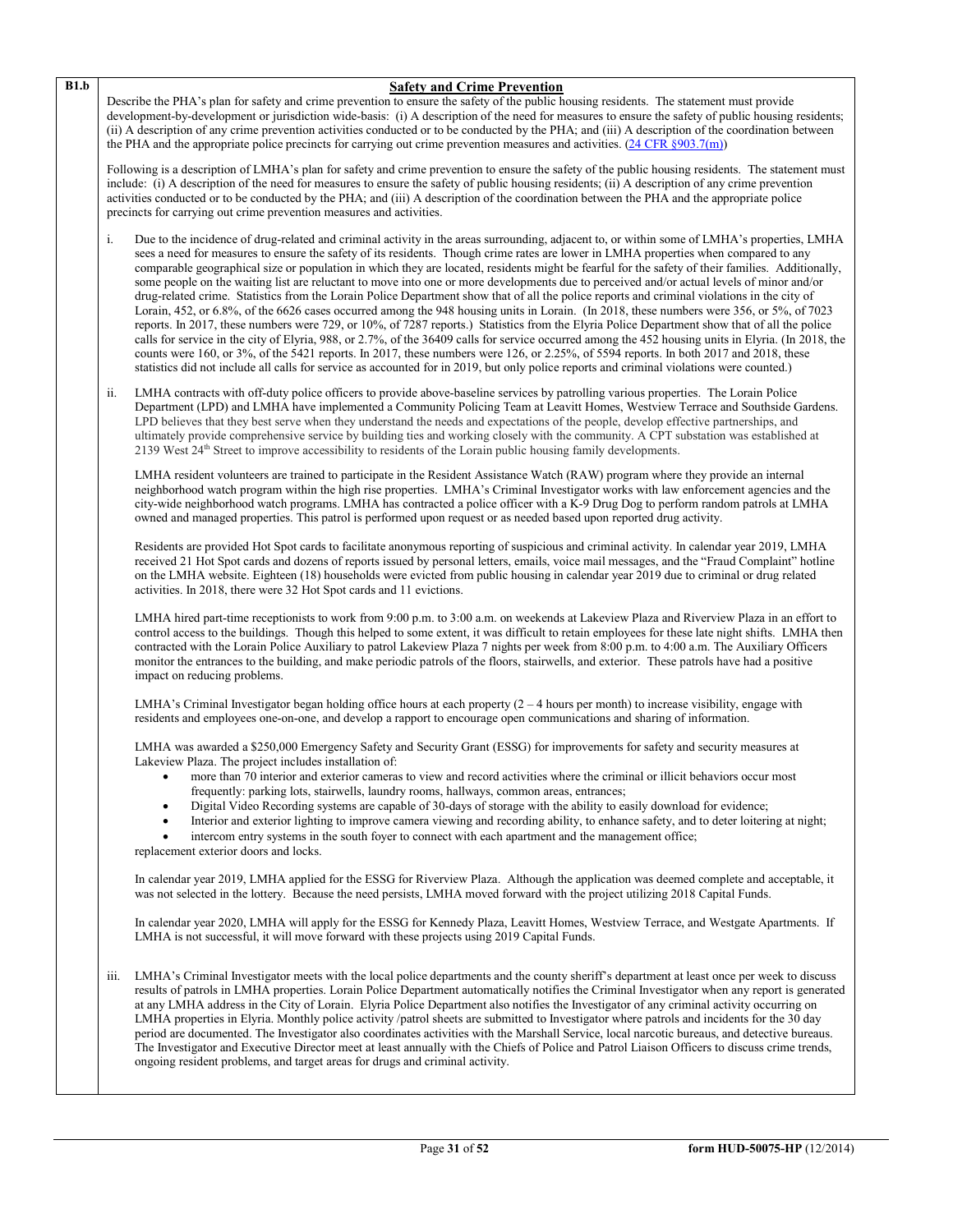**B1.b**

## Safety and Crime Prevention

Describe the PHA's plan for safety and crime prevention to ensure the safety of the public housing residents. The statement must provide development-by-development or jurisdiction wide-basis: (i) A description of the need for measures to ensure the safety of public housing residents; (ii) A description of any crime prevention activities conducted or to be conducted by the PHA; and (iii) A description of the coordination between the PHA and the appropriate police precincts for carrying out crime prevention measures and activities. (24 CFR §903.7(m))

Following is a description of LMHA's plan for safety and crime prevention to ensure the safety of the public housing residents. The statement must include: (i) A description of the need for measures to ensure the safety of public housing residents; (ii) A description of any crime prevention activities conducted or to be conducted by the PHA; and (iii) A description of the coordination between the PHA and the appropriate police precincts for carrying out crime prevention measures and activities.

i. Due to the incidence of drug-related and criminal activity in the areas surrounding, adjacent to, or within some of LMHA's properties, LMHA sees a need for measures to ensure the safety of its residents. Though crime rates are lower in LMHA properties when compared to any comparable geographical size or population in which they are located, residents might be fearful for the safety of their families. Additionally, some people on the waiting list are reluctant to move into one or more developments due to perceived and/or actual levels of minor and/or drug-related crime. Statistics from the Lorain Police Department show that of all the police reports and criminal violations in the city of Lorain, 452, or 6.8%, of the 6626 cases occurred among the 948 housing units in Lorain. (In 2018, these numbers were 356, or 5%, of 7023 reports. In 2017, these numbers were 729, or 10%, of 7287 reports.) Statistics from the Elyria Police Department show that of all the police calls for service in the city of Elyria, 988, or 2.7%, of the 36409 calls for service occurred among the 452 housing units in Elyria. (In 2018, the counts were 160, or 3%, of the 5421 reports. In 2017, these numbers were 126, or 2.25%, of 5594 reports. In both 2017 and 2018, these statistics did not include all calls for service as accounted for in 2019, but only police reports and criminal violations were counted.)

ii. LMHA contracts with off-duty police officers to provide above-baseline services by patrolling various properties. The Lorain Police Department (LPD) and LMHA have implemented a Community Policing Team at Leavitt Homes, Westview Terrace and Southside Gardens. LPD believes that they best serve when they understand the needs and expectations of the people, develop effective partnerships, and ultimately provide comprehensive service by building ties and working closely with the community. A CPT substation was established at 2139 West 24th Street to improve accessibility to residents of the Lorain public housing family developments.

LMHA resident volunteers are trained to participate in the Resident Assistance Watch (RAW) program where they provide an internal neighborhood watch program within the high rise properties. LMHA's Criminal Investigator works with law enforcement agencies and the city-wide neighborhood watch programs. LMHA has contracted a police officer with a K-9 Drug Dog to perform random patrols at LMHA owned and managed properties. This patrol is performed upon request or as needed based upon reported drug activity.

Residents are provided Hot Spot cards to facilitate anonymous reporting of suspicious and criminal activity. In calendar year 2019, LMHA received 21 Hot Spot cards and dozens of reports issued by personal letters, emails, voice mail messages, and the "Fraud Complaint" hotline on the LMHA website. Eighteen (18) households were evicted from public housing in calendar year 2019 due to criminal or drug related activities. In 2018, there were 32 Hot Spot cards and 11 evictions.

LMHA hired part-time receptionists to work from 9:00 p.m. to 3:00 a.m. on weekends at Lakeview Plaza and Riverview Plaza in an effort to control access to the buildings. Though this helped to some extent, it was difficult to retain employees for these late night shifts. LMHA then contracted with the Lorain Police Auxiliary to patrol Lakeview Plaza 7 nights per week from 8:00 p.m. to 4:00 a.m. The Auxiliary Officers monitor the entrances to the building, and make periodic patrols of the floors, stairwells, and exterior. These patrols have had a positive impact on reducing problems.

LMHA's Criminal Investigator began holding office hours at each property (2 – 4 hours per month) to increase visibility, engage with residents and employees one-on-one, and develop a rapport to encourage open communications and sharing of information.

LMHA was awarded a $250,000 Emergency Safety and Security Grant (ESSG) for improvements for safety and security measures at Lakeview Plaza. The project includes installation of:

- more than 70 interior and exterior cameras to view and record activities where the criminal or illicit behaviors occur most frequently: parking lots, stairwells, laundry rooms, hallways, common areas, entrances;
- Digital Video Recording systems are capable of 30-days of storage with the ability to easily download for evidence;
- Interior and exterior lighting to improve camera viewing and recording ability, to enhance safety, and to deter loitering at night;
- intercom entry systems in the south foyer to connect with each apartment and the management office;

replacement exterior doors and locks.

In calendar year 2019, LMHA applied for the ESSG for Riverview Plaza. Although the application was deemed complete and acceptable, it was not selected in the lottery. Because the need persists, LMHA moved forward with the project utilizing 2018 Capital Funds.

In calendar year 2020, LMHA will apply for the ESSG for Kennedy Plaza, Leavitt Homes, Westview Terrace, and Westgate Apartments. If LMHA is not successful, it will move forward with these projects using 2019 Capital Funds.

iii. LMHA's Criminal Investigator meets with the local police departments and the county sheriff's department at least once per week to discuss results of patrols in LMHA properties. Lorain Police Department automatically notifies the Criminal Investigator when any report is generated at any LMHA address in the City of Lorain. Elyria Police Department also notifies the Investigator of any criminal activity occurring on LMHA properties in Elyria. Monthly police activity /patrol sheets are submitted to Investigator where patrols and incidents for the 30 day period are documented. The Investigator also coordinates activities with the Marshall Service, local narcotic bureaus, and detective bureaus. The Investigator and Executive Director meet at least annually with the Chiefs of Police and Patrol Liaison Officers to discuss crime trends, ongoing resident problems, and target areas for drugs and criminal activity.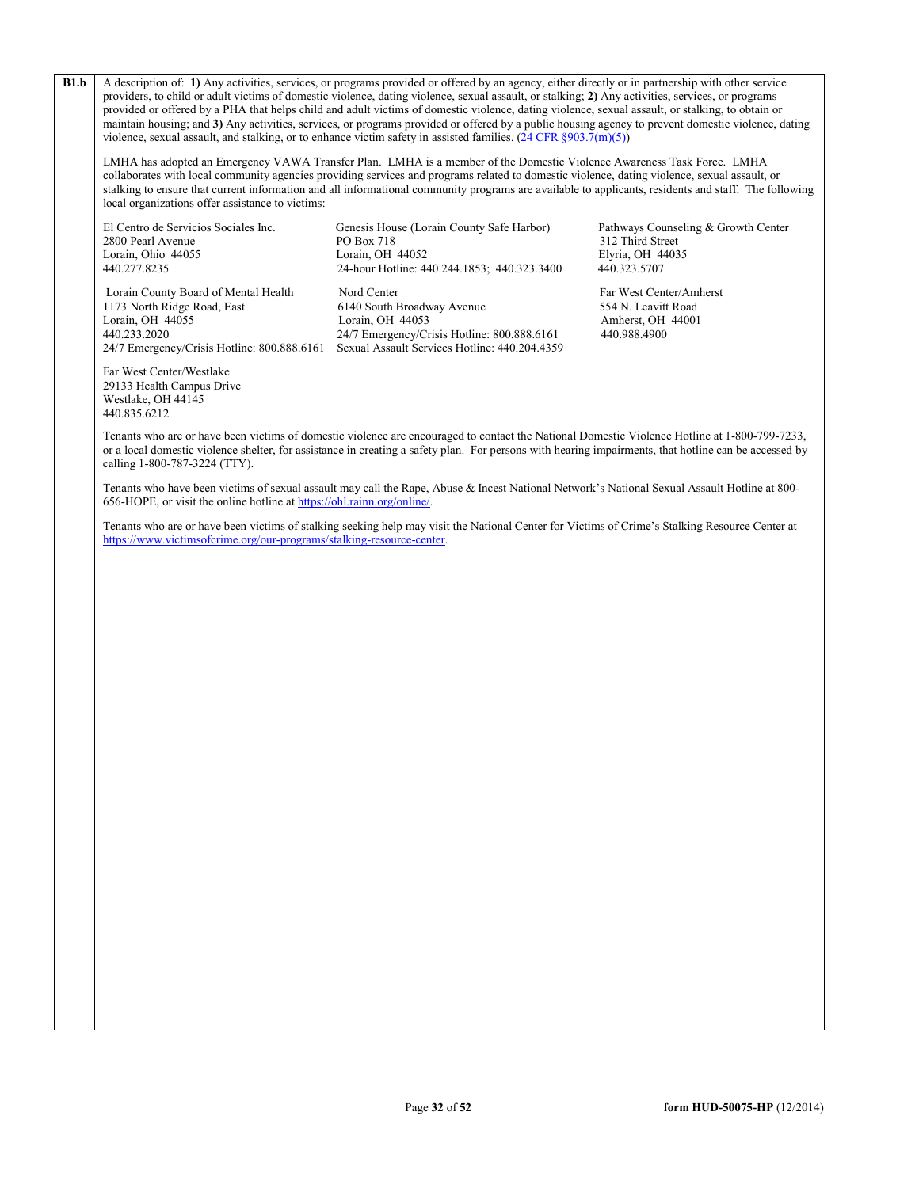**B1.b** A description of: **1)** Any activities, services, or programs provided or offered by an agency, either directly or in partnership with other service providers, to child or adult victims of domestic violence, dating violence, sexual assault, or stalking; **2)** Any activities, services, or programs provided or offered by a PHA that helps child and adult victims of domestic violence, dating violence, sexual assault, or stalking, to obtain or maintain housing; and **3)** Any activities, services, or programs provided or offered by a public housing agency to prevent domestic violence, dating violence, sexual assault, and stalking, or to enhance victim safety in assisted families. ([24 CFR §903.7(m)(5)](https://www.ecfr.gov/))

LMHA has adopted an Emergency VAWA Transfer Plan. LMHA is a member of the Domestic Violence Awareness Task Force. LMHA collaborates with local community agencies providing services and programs related to domestic violence, dating violence, sexual assault, or stalking to ensure that current information and all informational community programs are available to applicants, residents and staff. The following local organizations offer assistance to victims:

El Centro de Servicios Sociales Inc.
2800 Pearl Avenue
Lorain, Ohio 44055
440.277.8235

Genesis House (Lorain County Safe Harbor)
PO Box 718
Lorain, OH 44052
24-hour Hotline: 440.244.1853; 440.323.3400

Pathways Counseling & Growth Center
312 Third Street
Elyria, OH 44035
440.323.5707

Lorain County Board of Mental Health
1173 North Ridge Road, East
Lorain, OH 44055
440.233.2020
24/7 Emergency/Crisis Hotline: 800.888.6161

Nord Center
6140 South Broadway Avenue
Lorain, OH 44053
24/7 Emergency/Crisis Hotline: 800.888.6161
Sexual Assault Services Hotline: 440.204.4359

Far West Center/Amherst
554 N. Leavitt Road
Amherst, OH 44001
440.988.4900

Far West Center/Westlake
29133 Health Campus Drive
Westlake, OH 44145
440.835.6212

Tenants who are or have been victims of domestic violence are encouraged to contact the National Domestic Violence Hotline at 1-800-799-7233, or a local domestic violence shelter, for assistance in creating a safety plan. For persons with hearing impairments, that hotline can be accessed by calling 1-800-787-3224 (TTY).

Tenants who have been victims of sexual assault may call the Rape, Abuse & Incest National Network's National Sexual Assault Hotline at 800-656-HOPE, or visit the online hotline at [https://ohl.rainn.org/online/](https://ohl.rainn.org/online/).

Tenants who are or have been victims of stalking seeking help may visit the National Center for Victims of Crime's Stalking Resource Center at [https://www.victimsofcrime.org/our-programs/stalking-resource-center](https://www.victimsofcrime.org/our-programs/stalking-resource-center).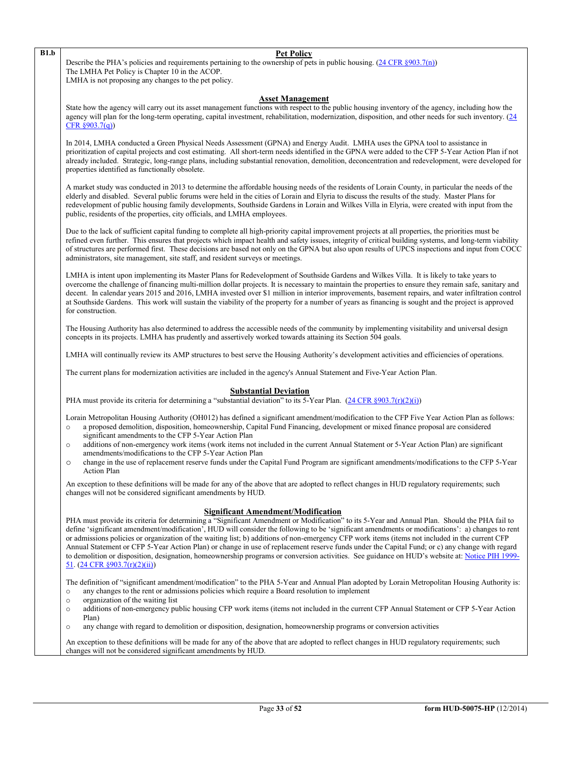**B1.b**

## Pet Policy

Describe the PHA's policies and requirements pertaining to the ownership of pets in public housing. (24 CFR §903.7(n))
The LMHA Pet Policy is Chapter 10 in the ACOP.
LMHA is not proposing any changes to the pet policy.

## Asset Management

State how the agency will carry out its asset management functions with respect to the public housing inventory of the agency, including how the agency will plan for the long-term operating, capital investment, rehabilitation, modernization, disposition, and other needs for such inventory. (24 CFR §903.7(q))

In 2014, LMHA conducted a Green Physical Needs Assessment (GPNA) and Energy Audit. LMHA uses the GPNA tool to assistance in prioritization of capital projects and cost estimating. All short-term needs identified in the GPNA were added to the CFP 5-Year Action Plan if not already included. Strategic, long-range plans, including substantial renovation, demolition, deconcentration and redevelopment, were developed for properties identified as functionally obsolete.

A market study was conducted in 2013 to determine the affordable housing needs of the residents of Lorain County, in particular the needs of the elderly and disabled. Several public forums were held in the cities of Lorain and Elyria to discuss the results of the study. Master Plans for redevelopment of public housing family developments, Southside Gardens in Lorain and Wilkes Villa in Elyria, were created with input from the public, residents of the properties, city officials, and LMHA employees.

Due to the lack of sufficient capital funding to complete all high-priority capital improvement projects at all properties, the priorities must be refined even further. This ensures that projects which impact health and safety issues, integrity of critical building systems, and long-term viability of structures are performed first. These decisions are based not only on the GPNA but also upon results of UPCS inspections and input from COCC administrators, site management, site staff, and resident surveys or meetings.

LMHA is intent upon implementing its Master Plans for Redevelopment of Southside Gardens and Wilkes Villa. It is likely to take years to overcome the challenge of financing multi-million dollar projects. It is necessary to maintain the properties to ensure they remain safe, sanitary and decent. In calendar years 2015 and 2016, LMHA invested over $1 million in interior improvements, basement repairs, and water infiltration control at Southside Gardens. This work will sustain the viability of the property for a number of years as financing is sought and the project is approved for construction.

The Housing Authority has also determined to address the accessible needs of the community by implementing visitability and universal design concepts in its projects. LMHA has prudently and assertively worked towards attaining its Section 504 goals.

LMHA will continually review its AMP structures to best serve the Housing Authority's development activities and efficiencies of operations.

The current plans for modernization activities are included in the agency's Annual Statement and Five-Year Action Plan.

## Substantial Deviation

PHA must provide its criteria for determining a "substantial deviation" to its 5-Year Plan. (24 CFR §903.7(r)(2)(i))

Lorain Metropolitan Housing Authority (OH012) has defined a significant amendment/modification to the CFP Five Year Action Plan as follows:

- a proposed demolition, disposition, homeownership, Capital Fund Financing, development or mixed finance proposal are considered significant amendments to the CFP 5-Year Action Plan
- additions of non-emergency work items (work items not included in the current Annual Statement or 5-Year Action Plan) are significant amendments/modifications to the CFP 5-Year Action Plan
- change in the use of replacement reserve funds under the Capital Fund Program are significant amendments/modifications to the CFP 5-Year Action Plan

An exception to these definitions will be made for any of the above that are adopted to reflect changes in HUD regulatory requirements; such changes will not be considered significant amendments by HUD.

## Significant Amendment/Modification

PHA must provide its criteria for determining a "Significant Amendment or Modification" to its 5-Year and Annual Plan. Should the PHA fail to define 'significant amendment/modification', HUD will consider the following to be 'significant amendments or modifications': a) changes to rent or admissions policies or organization of the waiting list; b) additions of non-emergency CFP work items (items not included in the current CFP Annual Statement or CFP 5-Year Action Plan) or change in use of replacement reserve funds under the Capital Fund; or c) any change with regard to demolition or disposition, designation, homeownership programs or conversion activities. See guidance on HUD's website at: Notice PIH 1999-51. (24 CFR §903.7(r)(2)(ii))

The definition of "significant amendment/modification" to the PHA 5-Year and Annual Plan adopted by Lorain Metropolitan Housing Authority is:

- any changes to the rent or admissions policies which require a Board resolution to implement
- organization of the waiting list
- additions of non-emergency public housing CFP work items (items not included in the current CFP Annual Statement or CFP 5-Year Action Plan)
- any change with regard to demolition or disposition, designation, homeownership programs or conversion activities

An exception to these definitions will be made for any of the above that are adopted to reflect changes in HUD regulatory requirements; such changes will not be considered significant amendments by HUD.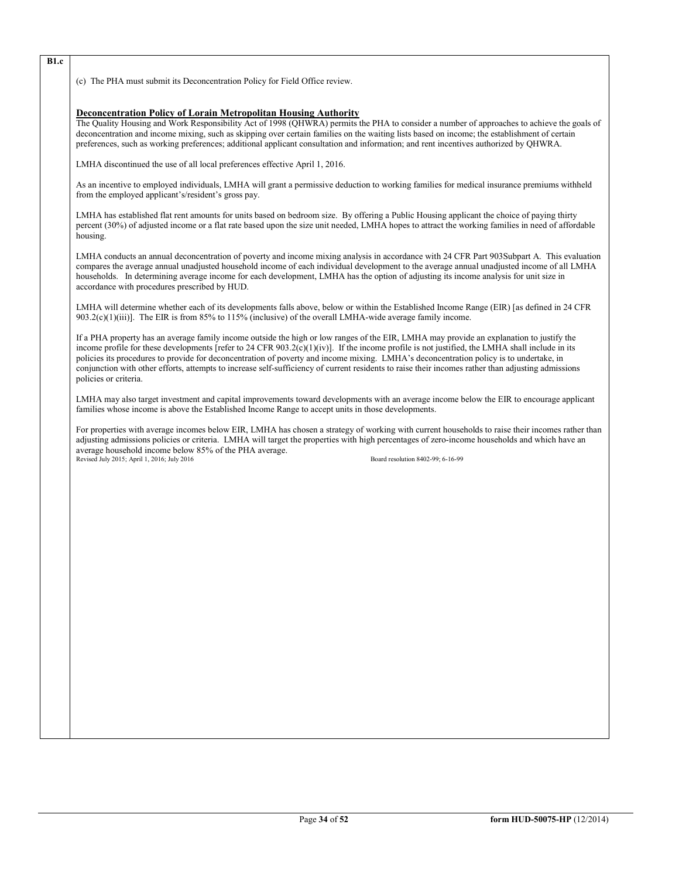**B1.c**

(c) The PHA must submit its Deconcentration Policy for Field Office review.

**Deconcentration Policy of Lorain Metropolitan Housing Authority**

The Quality Housing and Work Responsibility Act of 1998 (QHWRA) permits the PHA to consider a number of approaches to achieve the goals of deconcentration and income mixing, such as skipping over certain families on the waiting lists based on income; the establishment of certain preferences, such as working preferences; additional applicant consultation and information; and rent incentives authorized by QHWRA.

LMHA discontinued the use of all local preferences effective April 1, 2016.

As an incentive to employed individuals, LMHA will grant a permissive deduction to working families for medical insurance premiums withheld from the employed applicant's/resident's gross pay.

LMHA has established flat rent amounts for units based on bedroom size. By offering a Public Housing applicant the choice of paying thirty percent (30%) of adjusted income or a flat rate based upon the size unit needed, LMHA hopes to attract the working families in need of affordable housing.

LMHA conducts an annual deconcentration of poverty and income mixing analysis in accordance with 24 CFR Part 903Subpart A. This evaluation compares the average annual unadjusted household income of each individual development to the average annual unadjusted income of all LMHA households. In determining average income for each development, LMHA has the option of adjusting its income analysis for unit size in accordance with procedures prescribed by HUD.

LMHA will determine whether each of its developments falls above, below or within the Established Income Range (EIR) [as defined in 24 CFR 903.2(c)(1)(iii)]. The EIR is from 85% to 115% (inclusive) of the overall LMHA-wide average family income.

If a PHA property has an average family income outside the high or low ranges of the EIR, LMHA may provide an explanation to justify the income profile for these developments [refer to 24 CFR 903.2(c)(1)(iv)]. If the income profile is not justified, the LMHA shall include in its policies its procedures to provide for deconcentration of poverty and income mixing. LMHA's deconcentration policy is to undertake, in conjunction with other efforts, attempts to increase self-sufficiency of current residents to raise their incomes rather than adjusting admissions policies or criteria.

LMHA may also target investment and capital improvements toward developments with an average income below the EIR to encourage applicant families whose income is above the Established Income Range to accept units in those developments.

For properties with average incomes below EIR, LMHA has chosen a strategy of working with current households to raise their incomes rather than adjusting admissions policies or criteria. LMHA will target the properties with high percentages of zero-income households and which have an average household income below 85% of the PHA average.

Revised July 2015; April 1, 2016; July 2016 Board resolution 8402-99; 6-16-99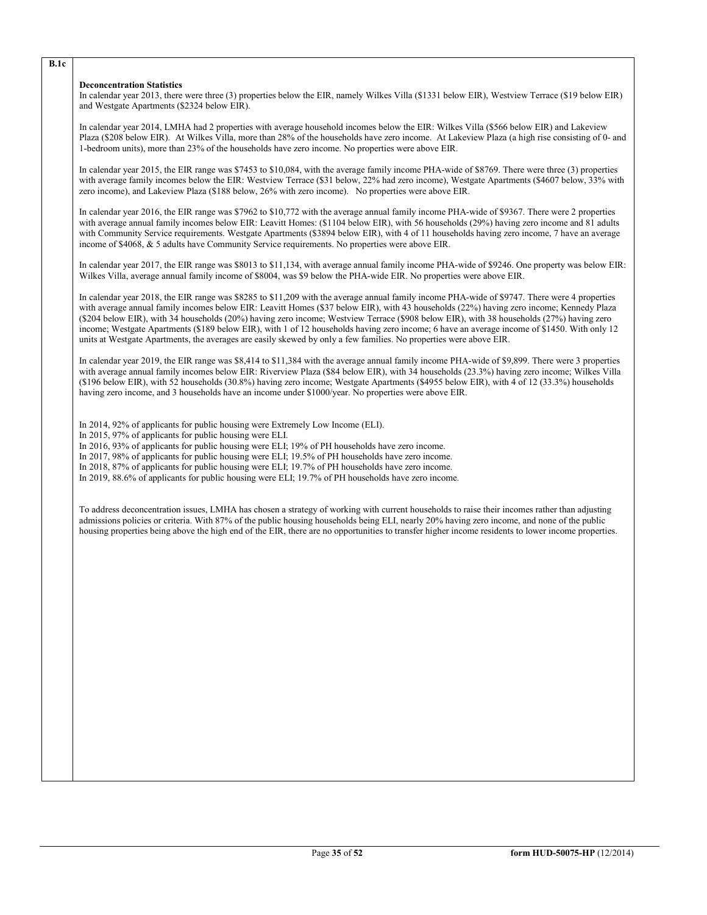B.1c

**Deconcentration Statistics**

In calendar year 2013, there were three (3) properties below the EIR, namely Wilkes Villa ($1331 below EIR), Westview Terrace ($19 below EIR) and Westgate Apartments ($2324 below EIR).

In calendar year 2014, LMHA had 2 properties with average household incomes below the EIR: Wilkes Villa ($566 below EIR) and Lakeview Plaza ($208 below EIR). At Wilkes Villa, more than 28% of the households have zero income. At Lakeview Plaza (a high rise consisting of 0- and 1-bedroom units), more than 23% of the households have zero income. No properties were above EIR.

In calendar year 2015, the EIR range was $7453 to $10,084, with the average family income PHA-wide of $8769. There were three (3) properties with average family incomes below the EIR: Westview Terrace ($31 below, 22% had zero income), Westgate Apartments ($4607 below, 33% with zero income), and Lakeview Plaza ($188 below, 26% with zero income). No properties were above EIR.

In calendar year 2016, the EIR range was $7962 to $10,772 with the average annual family income PHA-wide of $9367. There were 2 properties with average annual family incomes below EIR: Leavitt Homes: ($1104 below EIR), with 56 households (29%) having zero income and 81 adults with Community Service requirements. Westgate Apartments ($3894 below EIR), with 4 of 11 households having zero income, 7 have an average income of $4068, & 5 adults have Community Service requirements. No properties were above EIR.

In calendar year 2017, the EIR range was $8013 to $11,134, with average annual family income PHA-wide of $9246. One property was below EIR: Wilkes Villa, average annual family income of $8004, was $9 below the PHA-wide EIR. No properties were above EIR.

In calendar year 2018, the EIR range was $8285 to $11,209 with the average annual family income PHA-wide of $9747. There were 4 properties with average annual family incomes below EIR: Leavitt Homes ($37 below EIR), with 43 households (22%) having zero income; Kennedy Plaza ($204 below EIR), with 34 households (20%) having zero income; Westview Terrace ($908 below EIR), with 38 households (27%) having zero income; Westgate Apartments ($189 below EIR), with 1 of 12 households having zero income; 6 have an average income of $1450. With only 12 units at Westgate Apartments, the averages are easily skewed by only a few families. No properties were above EIR.

In calendar year 2019, the EIR range was $8,414 to $11,384 with the average annual family income PHA-wide of $9,899. There were 3 properties with average annual family incomes below EIR: Riverview Plaza ($84 below EIR), with 34 households (23.3%) having zero income; Wilkes Villa ($196 below EIR), with 52 households (30.8%) having zero income; Westgate Apartments ($4955 below EIR), with 4 of 12 (33.3%) households having zero income, and 3 households have an income under $1000/year. No properties were above EIR.

In 2014, 92% of applicants for public housing were Extremely Low Income (ELI).
In 2015, 97% of applicants for public housing were ELI.
In 2016, 93% of applicants for public housing were ELI; 19% of PH households have zero income.
In 2017, 98% of applicants for public housing were ELI; 19.5% of PH households have zero income.
In 2018, 87% of applicants for public housing were ELI; 19.7% of PH households have zero income.
In 2019, 88.6% of applicants for public housing were ELI; 19.7% of PH households have zero income.

To address deconcentration issues, LMHA has chosen a strategy of working with current households to raise their incomes rather than adjusting admissions policies or criteria. With 87% of the public housing households being ELI, nearly 20% having zero income, and none of the public housing properties being above the high end of the EIR, there are no opportunities to transfer higher income residents to lower income properties.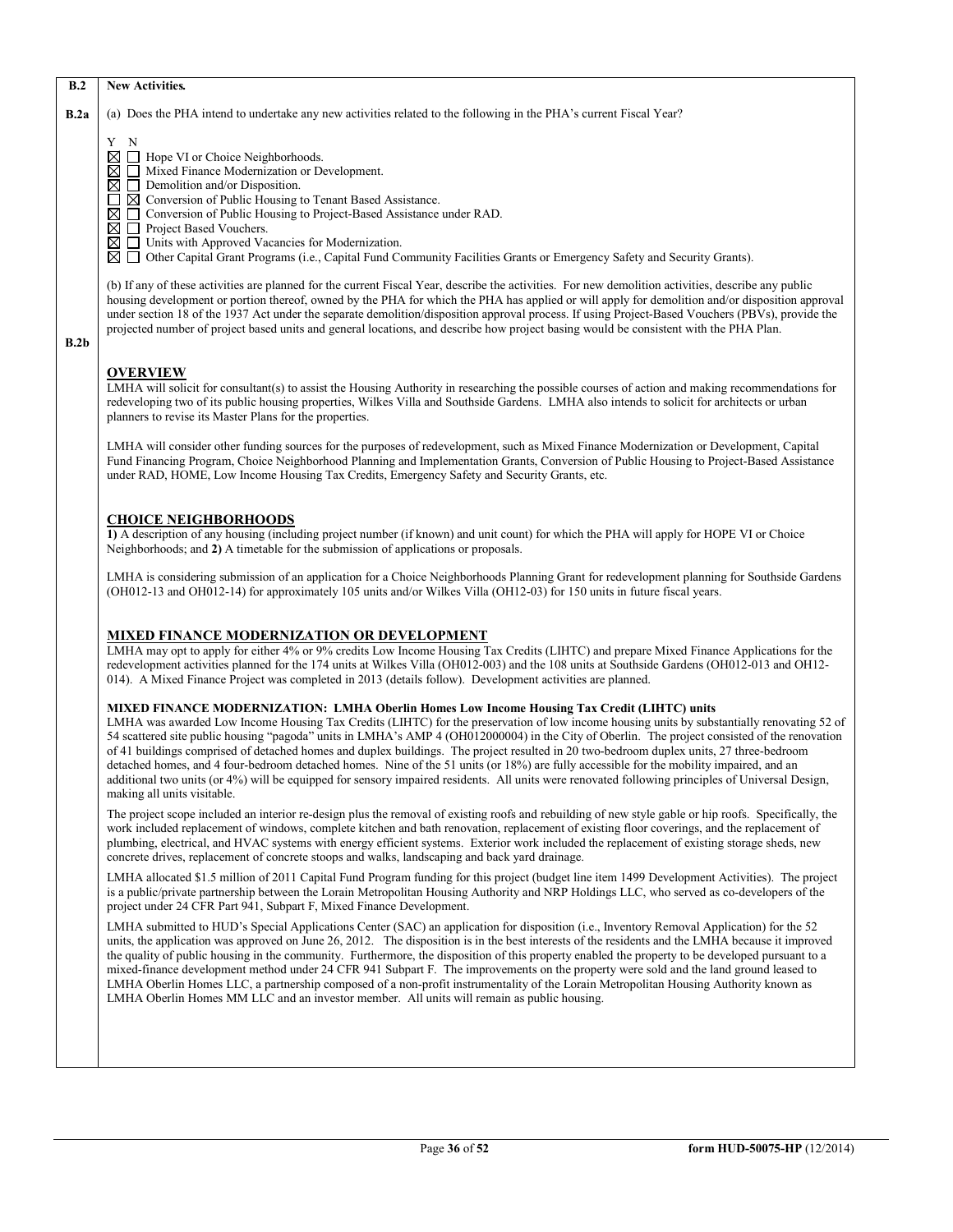**B.2** **New Activities.**

**B.2a** (a) Does the PHA intend to undertake any new activities related to the following in the PHA's current Fiscal Year?

Y N
- ☒ ☐ Hope VI or Choice Neighborhoods.
- ☒ ☐ Mixed Finance Modernization or Development.
- ☒ ☐ Demolition and/or Disposition.
- ☐ ☒ Conversion of Public Housing to Tenant Based Assistance.
- ☒ ☐ Conversion of Public Housing to Project-Based Assistance under RAD.
- ☒ ☐ Project Based Vouchers.
- ☒ ☐ Units with Approved Vacancies for Modernization.
- ☒ ☐ Other Capital Grant Programs (i.e., Capital Fund Community Facilities Grants or Emergency Safety and Security Grants).

**B.2b** (b) If any of these activities are planned for the current Fiscal Year, describe the activities. For new demolition activities, describe any public housing development or portion thereof, owned by the PHA for which the PHA has applied or will apply for demolition and/or disposition approval under section 18 of the 1937 Act under the separate demolition/disposition approval process. If using Project-Based Vouchers (PBVs), provide the projected number of project based units and general locations, and describe how project basing would be consistent with the PHA Plan.

## OVERVIEW

LMHA will solicit for consultant(s) to assist the Housing Authority in researching the possible courses of action and making recommendations for redeveloping two of its public housing properties, Wilkes Villa and Southside Gardens. LMHA also intends to solicit for architects or urban planners to revise its Master Plans for the properties.

LMHA will consider other funding sources for the purposes of redevelopment, such as Mixed Finance Modernization or Development, Capital Fund Financing Program, Choice Neighborhood Planning and Implementation Grants, Conversion of Public Housing to Project-Based Assistance under RAD, HOME, Low Income Housing Tax Credits, Emergency Safety and Security Grants, etc.

## CHOICE NEIGHBORHOODS

**1)** A description of any housing (including project number (if known) and unit count) for which the PHA will apply for HOPE VI or Choice Neighborhoods; and **2)** A timetable for the submission of applications or proposals.

LMHA is considering submission of an application for a Choice Neighborhoods Planning Grant for redevelopment planning for Southside Gardens (OH012-13 and OH012-14) for approximately 105 units and/or Wilkes Villa (OH12-03) for 150 units in future fiscal years.

## MIXED FINANCE MODERNIZATION OR DEVELOPMENT

LMHA may opt to apply for either 4% or 9% credits Low Income Housing Tax Credits (LIHTC) and prepare Mixed Finance Applications for the redevelopment activities planned for the 174 units at Wilkes Villa (OH012-003) and the 108 units at Southside Gardens (OH012-013 and OH12-014). A Mixed Finance Project was completed in 2013 (details follow). Development activities are planned.

**MIXED FINANCE MODERNIZATION: LMHA Oberlin Homes Low Income Housing Tax Credit (LIHTC) units**

LMHA was awarded Low Income Housing Tax Credits (LIHTC) for the preservation of low income housing units by substantially renovating 52 of 54 scattered site public housing "pagoda" units in LMHA's AMP 4 (OH012000004) in the City of Oberlin. The project consisted of the renovation of 41 buildings comprised of detached homes and duplex buildings. The project resulted in 20 two-bedroom duplex units, 27 three-bedroom detached homes, and 4 four-bedroom detached homes. Nine of the 51 units (or 18%) are fully accessible for the mobility impaired, and an additional two units (or 4%) will be equipped for sensory impaired residents. All units were renovated following principles of Universal Design, making all units visitable.

The project scope included an interior re-design plus the removal of existing roofs and rebuilding of new style gable or hip roofs. Specifically, the work included replacement of windows, complete kitchen and bath renovation, replacement of existing floor coverings, and the replacement of plumbing, electrical, and HVAC systems with energy efficient systems. Exterior work included the replacement of existing storage sheds, new concrete drives, replacement of concrete stoops and walks, landscaping and back yard drainage.

LMHA allocated $1.5 million of 2011 Capital Fund Program funding for this project (budget line item 1499 Development Activities). The project is a public/private partnership between the Lorain Metropolitan Housing Authority and NRP Holdings LLC, who served as co-developers of the project under 24 CFR Part 941, Subpart F, Mixed Finance Development.

LMHA submitted to HUD's Special Applications Center (SAC) an application for disposition (i.e., Inventory Removal Application) for the 52 units, the application was approved on June 26, 2012. The disposition is in the best interests of the residents and the LMHA because it improved the quality of public housing in the community. Furthermore, the disposition of this property enabled the property to be developed pursuant to a mixed-finance development method under 24 CFR 941 Subpart F. The improvements on the property were sold and the land ground leased to LMHA Oberlin Homes LLC, a partnership composed of a non-profit instrumentality of the Lorain Metropolitan Housing Authority known as LMHA Oberlin Homes MM LLC and an investor member. All units will remain as public housing.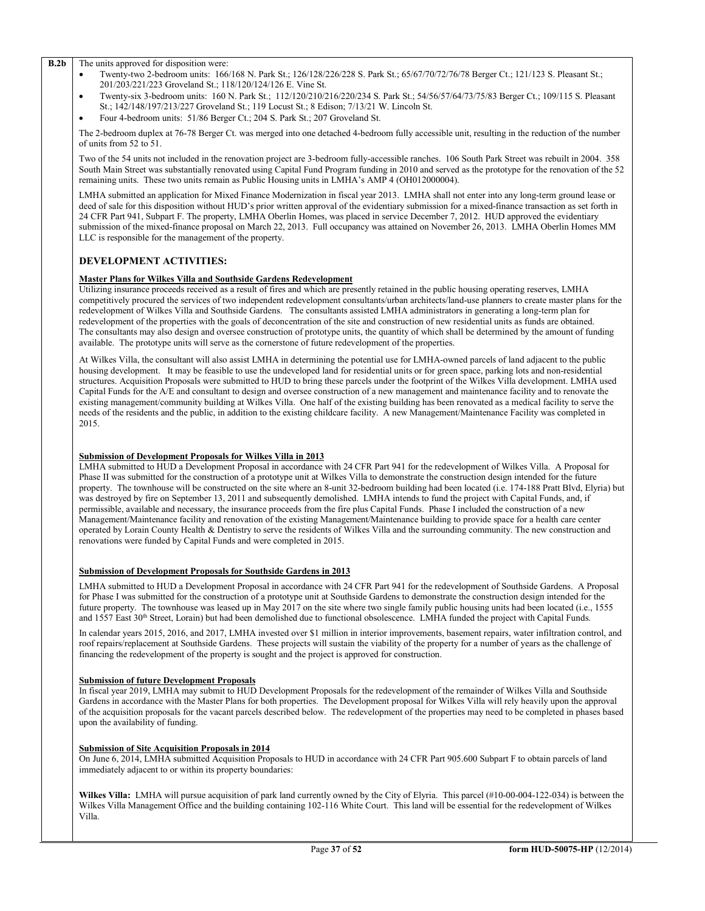**B.2b** The units approved for disposition were:

- Twenty-two 2-bedroom units: 166/168 N. Park St.; 126/128/226/228 S. Park St.; 65/67/70/72/76/78 Berger Ct.; 121/123 S. Pleasant St.; 201/203/221/223 Groveland St.; 118/120/124/126 E. Vine St.
- Twenty-six 3-bedroom units: 160 N. Park St.; 112/120/210/216/220/234 S. Park St.; 54/56/57/64/73/75/83 Berger Ct.; 109/115 S. Pleasant St.; 142/148/197/213/227 Groveland St.; 119 Locust St.; 8 Edison; 7/13/21 W. Lincoln St.
- Four 4-bedroom units: 51/86 Berger Ct.; 204 S. Park St.; 207 Groveland St.

The 2-bedroom duplex at 76-78 Berger Ct. was merged into one detached 4-bedroom fully accessible unit, resulting in the reduction of the number of units from 52 to 51.

Two of the 54 units not included in the renovation project are 3-bedroom fully-accessible ranches. 106 South Park Street was rebuilt in 2004. 358 South Main Street was substantially renovated using Capital Fund Program funding in 2010 and served as the prototype for the renovation of the 52 remaining units. These two units remain as Public Housing units in LMHA's AMP 4 (OH012000004).

LMHA submitted an application for Mixed Finance Modernization in fiscal year 2013. LMHA shall not enter into any long-term ground lease or deed of sale for this disposition without HUD's prior written approval of the evidentiary submission for a mixed-finance transaction as set forth in 24 CFR Part 941, Subpart F. The property, LMHA Oberlin Homes, was placed in service December 7, 2012. HUD approved the evidentiary submission of the mixed-finance proposal on March 22, 2013. Full occupancy was attained on November 26, 2013. LMHA Oberlin Homes MM LLC is responsible for the management of the property.

## DEVELOPMENT ACTIVITIES:

**Master Plans for Wilkes Villa and Southside Gardens Redevelopment**

Utilizing insurance proceeds received as a result of fires and which are presently retained in the public housing operating reserves, LMHA competitively procured the services of two independent redevelopment consultants/urban architects/land-use planners to create master plans for the redevelopment of Wilkes Villa and Southside Gardens. The consultants assisted LMHA administrators in generating a long-term plan for redevelopment of the properties with the goals of deconcentration of the site and construction of new residential units as funds are obtained. The consultants may also design and oversee construction of prototype units, the quantity of which shall be determined by the amount of funding available. The prototype units will serve as the cornerstone of future redevelopment of the properties.

At Wilkes Villa, the consultant will also assist LMHA in determining the potential use for LMHA-owned parcels of land adjacent to the public housing development. It may be feasible to use the undeveloped land for residential units or for green space, parking lots and non-residential structures. Acquisition Proposals were submitted to HUD to bring these parcels under the footprint of the Wilkes Villa development. LMHA used Capital Funds for the A/E and consultant to design and oversee construction of a new management and maintenance facility and to renovate the existing management/community building at Wilkes Villa. One half of the existing building has been renovated as a medical facility to serve the needs of the residents and the public, in addition to the existing childcare facility. A new Management/Maintenance Facility was completed in 2015.

**Submission of Development Proposals for Wilkes Villa in 2013**

LMHA submitted to HUD a Development Proposal in accordance with 24 CFR Part 941 for the redevelopment of Wilkes Villa. A Proposal for Phase II was submitted for the construction of a prototype unit at Wilkes Villa to demonstrate the construction design intended for the future property. The townhouse will be constructed on the site where an 8-unit 32-bedroom building had been located (i.e. 174-188 Pratt Blvd, Elyria) but was destroyed by fire on September 13, 2011 and subsequently demolished. LMHA intends to fund the project with Capital Funds, and, if permissible, available and necessary, the insurance proceeds from the fire plus Capital Funds. Phase I included the construction of a new Management/Maintenance facility and renovation of the existing Management/Maintenance building to provide space for a health care center operated by Lorain County Health & Dentistry to serve the residents of Wilkes Villa and the surrounding community. The new construction and renovations were funded by Capital Funds and were completed in 2015.

**Submission of Development Proposals for Southside Gardens in 2013**

LMHA submitted to HUD a Development Proposal in accordance with 24 CFR Part 941 for the redevelopment of Southside Gardens. A Proposal for Phase I was submitted for the construction of a prototype unit at Southside Gardens to demonstrate the construction design intended for the future property. The townhouse was leased up in May 2017 on the site where two single family public housing units had been located (i.e., 1555 and 1557 East 30th Street, Lorain) but had been demolished due to functional obsolescence. LMHA funded the project with Capital Funds.

In calendar years 2015, 2016, and 2017, LMHA invested over $1 million in interior improvements, basement repairs, water infiltration control, and roof repairs/replacement at Southside Gardens. These projects will sustain the viability of the property for a number of years as the challenge of financing the redevelopment of the property is sought and the project is approved for construction.

**Submission of future Development Proposals**

In fiscal year 2019, LMHA may submit to HUD Development Proposals for the redevelopment of the remainder of Wilkes Villa and Southside Gardens in accordance with the Master Plans for both properties. The Development proposal for Wilkes Villa will rely heavily upon the approval of the acquisition proposals for the vacant parcels described below. The redevelopment of the properties may need to be completed in phases based upon the availability of funding.

**Submission of Site Acquisition Proposals in 2014**

On June 6, 2014, LMHA submitted Acquisition Proposals to HUD in accordance with 24 CFR Part 905.600 Subpart F to obtain parcels of land immediately adjacent to or within its property boundaries:

**Wilkes Villa:** LMHA will pursue acquisition of park land currently owned by the City of Elyria. This parcel (#10-00-004-122-034) is between the Wilkes Villa Management Office and the building containing 102-116 White Court. This land will be essential for the redevelopment of Wilkes Villa.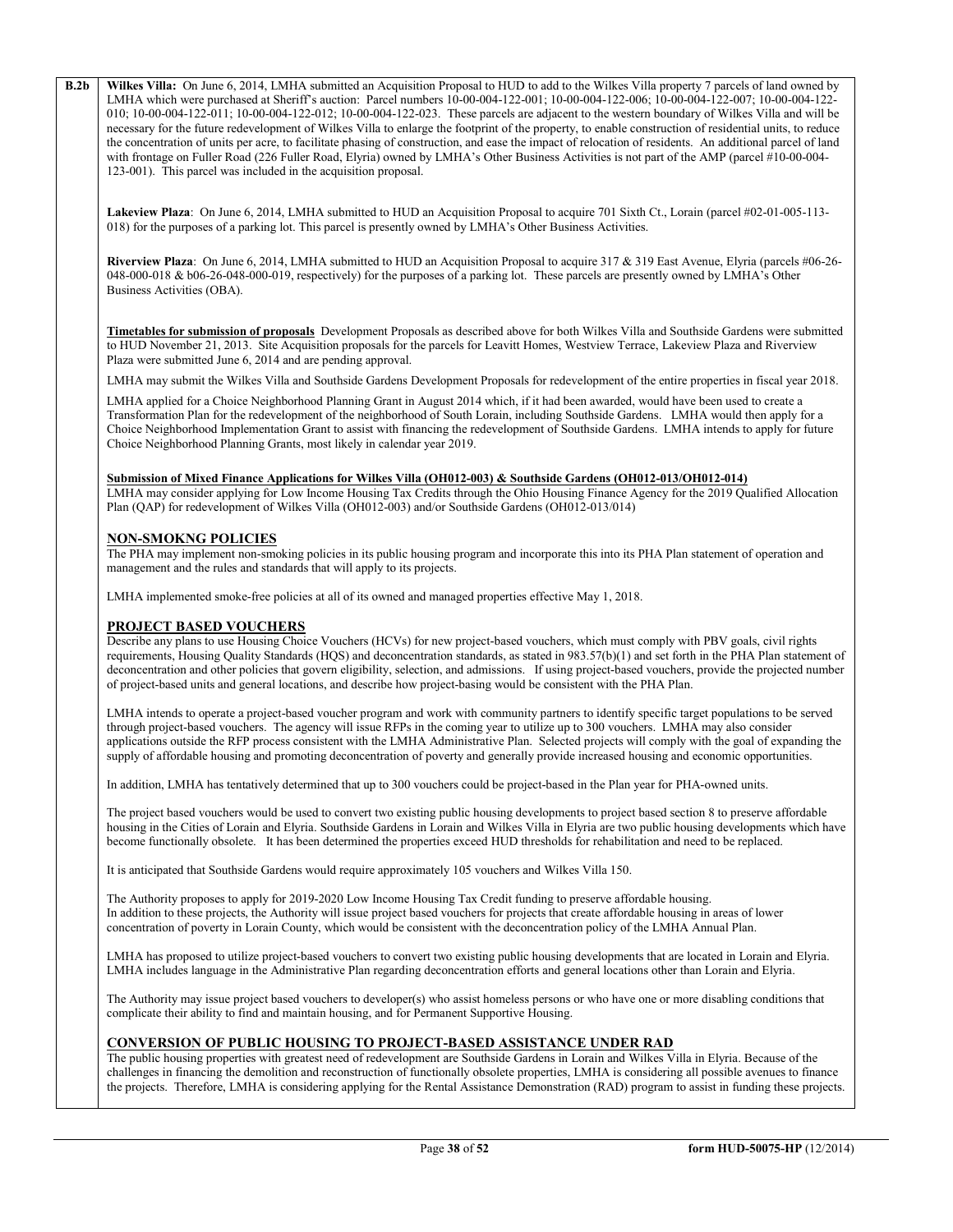**B.2b**

**Wilkes Villa:** On June 6, 2014, LMHA submitted an Acquisition Proposal to HUD to add to the Wilkes Villa property 7 parcels of land owned by LMHA which were purchased at Sheriff's auction: Parcel numbers 10-00-004-122-001; 10-00-004-122-006; 10-00-004-122-007; 10-00-004-122-010; 10-00-004-122-011; 10-00-004-122-012; 10-00-004-122-023. These parcels are adjacent to the western boundary of Wilkes Villa and will be necessary for the future redevelopment of Wilkes Villa to enlarge the footprint of the property, to enable construction of residential units, to reduce the concentration of units per acre, to facilitate phasing of construction, and ease the impact of relocation of residents. An additional parcel of land with frontage on Fuller Road (226 Fuller Road, Elyria) owned by LMHA's Other Business Activities is not part of the AMP (parcel #10-00-004-123-001). This parcel was included in the acquisition proposal.

**Lakeview Plaza**: On June 6, 2014, LMHA submitted to HUD an Acquisition Proposal to acquire 701 Sixth Ct., Lorain (parcel #02-01-005-113-018) for the purposes of a parking lot. This parcel is presently owned by LMHA's Other Business Activities.

**Riverview Plaza**: On June 6, 2014, LMHA submitted to HUD an Acquisition Proposal to acquire 317 & 319 East Avenue, Elyria (parcels #06-26-048-000-018 & b06-26-048-000-019, respectively) for the purposes of a parking lot. These parcels are presently owned by LMHA's Other Business Activities (OBA).

**Timetables for submission of proposals** Development Proposals as described above for both Wilkes Villa and Southside Gardens were submitted to HUD November 21, 2013. Site Acquisition proposals for the parcels for Leavitt Homes, Westview Terrace, Lakeview Plaza and Riverview Plaza were submitted June 6, 2014 and are pending approval.

LMHA may submit the Wilkes Villa and Southside Gardens Development Proposals for redevelopment of the entire properties in fiscal year 2018.

LMHA applied for a Choice Neighborhood Planning Grant in August 2014 which, if it had been awarded, would have been used to create a Transformation Plan for the redevelopment of the neighborhood of South Lorain, including Southside Gardens. LMHA would then apply for a Choice Neighborhood Implementation Grant to assist with financing the redevelopment of Southside Gardens. LMHA intends to apply for future Choice Neighborhood Planning Grants, most likely in calendar year 2019.

**Submission of Mixed Finance Applications for Wilkes Villa (OH012-003) & Southside Gardens (OH012-013/OH012-014)**

LMHA may consider applying for Low Income Housing Tax Credits through the Ohio Housing Finance Agency for the 2019 Qualified Allocation Plan (QAP) for redevelopment of Wilkes Villa (OH012-003) and/or Southside Gardens (OH012-013/014)

## NON-SMOKNG POLICIES

The PHA may implement non-smoking policies in its public housing program and incorporate this into its PHA Plan statement of operation and management and the rules and standards that will apply to its projects.

LMHA implemented smoke-free policies at all of its owned and managed properties effective May 1, 2018.

## PROJECT BASED VOUCHERS

Describe any plans to use Housing Choice Vouchers (HCVs) for new project-based vouchers, which must comply with PBV goals, civil rights requirements, Housing Quality Standards (HQS) and deconcentration standards, as stated in 983.57(b)(1) and set forth in the PHA Plan statement of deconcentration and other policies that govern eligibility, selection, and admissions. If using project-based vouchers, provide the projected number of project-based units and general locations, and describe how project-basing would be consistent with the PHA Plan.

LMHA intends to operate a project-based voucher program and work with community partners to identify specific target populations to be served through project-based vouchers. The agency will issue RFPs in the coming year to utilize up to 300 vouchers. LMHA may also consider applications outside the RFP process consistent with the LMHA Administrative Plan. Selected projects will comply with the goal of expanding the supply of affordable housing and promoting deconcentration of poverty and generally provide increased housing and economic opportunities.

In addition, LMHA has tentatively determined that up to 300 vouchers could be project-based in the Plan year for PHA-owned units.

The project based vouchers would be used to convert two existing public housing developments to project based section 8 to preserve affordable housing in the Cities of Lorain and Elyria. Southside Gardens in Lorain and Wilkes Villa in Elyria are two public housing developments which have become functionally obsolete. It has been determined the properties exceed HUD thresholds for rehabilitation and need to be replaced.

It is anticipated that Southside Gardens would require approximately 105 vouchers and Wilkes Villa 150.

The Authority proposes to apply for 2019-2020 Low Income Housing Tax Credit funding to preserve affordable housing.
In addition to these projects, the Authority will issue project based vouchers for projects that create affordable housing in areas of lower concentration of poverty in Lorain County, which would be consistent with the deconcentration policy of the LMHA Annual Plan.

LMHA has proposed to utilize project-based vouchers to convert two existing public housing developments that are located in Lorain and Elyria. LMHA includes language in the Administrative Plan regarding deconcentration efforts and general locations other than Lorain and Elyria.

The Authority may issue project based vouchers to developer(s) who assist homeless persons or who have one or more disabling conditions that complicate their ability to find and maintain housing, and for Permanent Supportive Housing.

## CONVERSION OF PUBLIC HOUSING TO PROJECT-BASED ASSISTANCE UNDER RAD

The public housing properties with greatest need of redevelopment are Southside Gardens in Lorain and Wilkes Villa in Elyria. Because of the challenges in financing the demolition and reconstruction of functionally obsolete properties, LMHA is considering all possible avenues to finance the projects. Therefore, LMHA is considering applying for the Rental Assistance Demonstration (RAD) program to assist in funding these projects.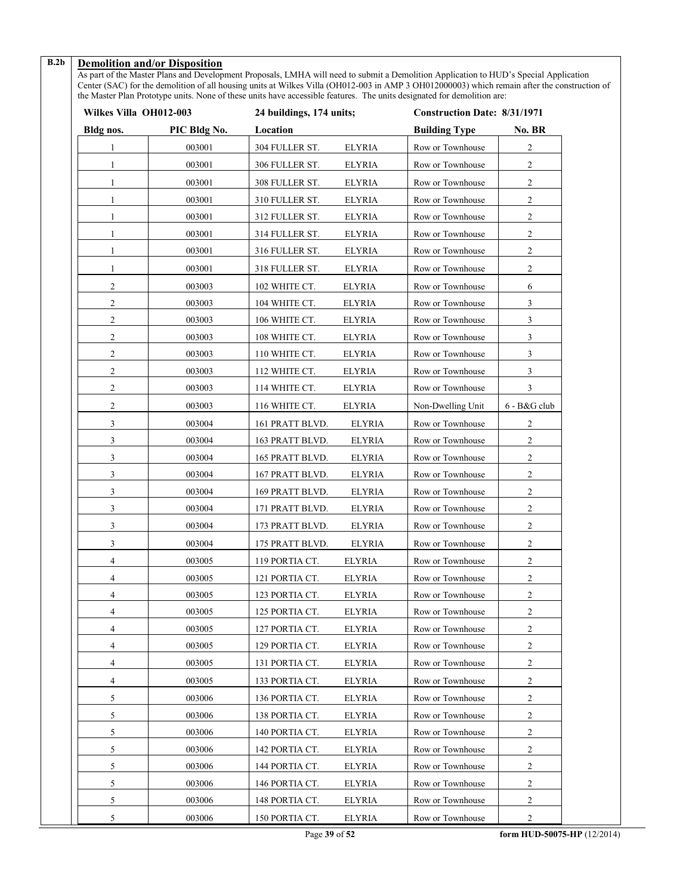**B.2b** **Demolition and/or Disposition**

As part of the Master Plans and Development Proposals, LMHA will need to submit a Demolition Application to HUD's Special Application Center (SAC) for the demolition of all housing units at Wilkes Villa (OH012-003 in AMP 3 OH012000003) which remain after the construction of the Master Plan Prototype units. None of these units have accessible features. The units designated for demolition are:

| Wilkes Villa OH012-003 | | 24 buildings, 174 units; | | Construction Date: 8/31/1971 | |
|---|---|---|---|---|---|
| **Bldg nos.** | **PIC Bldg No.** | **Location** | | **Building Type** | **No. BR** |
| 1 | 003001 | 304 FULLER ST. | ELYRIA | Row or Townhouse | 2 |
| 1 | 003001 | 306 FULLER ST. | ELYRIA | Row or Townhouse | 2 |
| 1 | 003001 | 308 FULLER ST. | ELYRIA | Row or Townhouse | 2 |
| 1 | 003001 | 310 FULLER ST. | ELYRIA | Row or Townhouse | 2 |
| 1 | 003001 | 312 FULLER ST. | ELYRIA | Row or Townhouse | 2 |
| 1 | 003001 | 314 FULLER ST. | ELYRIA | Row or Townhouse | 2 |
| 1 | 003001 | 316 FULLER ST. | ELYRIA | Row or Townhouse | 2 |
| 1 | 003001 | 318 FULLER ST. | ELYRIA | Row or Townhouse | 2 |
| 2 | 003003 | 102 WHITE CT. | ELYRIA | Row or Townhouse | 6 |
| 2 | 003003 | 104 WHITE CT. | ELYRIA | Row or Townhouse | 3 |
| 2 | 003003 | 106 WHITE CT. | ELYRIA | Row or Townhouse | 3 |
| 2 | 003003 | 108 WHITE CT. | ELYRIA | Row or Townhouse | 3 |
| 2 | 003003 | 110 WHITE CT. | ELYRIA | Row or Townhouse | 3 |
| 2 | 003003 | 112 WHITE CT. | ELYRIA | Row or Townhouse | 3 |
| 2 | 003003 | 114 WHITE CT. | ELYRIA | Row or Townhouse | 3 |
| 2 | 003003 | 116 WHITE CT. | ELYRIA | Non-Dwelling Unit | 6 - B&G club |
| 3 | 003004 | 161 PRATT BLVD. | ELYRIA | Row or Townhouse | 2 |
| 3 | 003004 | 163 PRATT BLVD. | ELYRIA | Row or Townhouse | 2 |
| 3 | 003004 | 165 PRATT BLVD. | ELYRIA | Row or Townhouse | 2 |
| 3 | 003004 | 167 PRATT BLVD. | ELYRIA | Row or Townhouse | 2 |
| 3 | 003004 | 169 PRATT BLVD. | ELYRIA | Row or Townhouse | 2 |
| 3 | 003004 | 171 PRATT BLVD. | ELYRIA | Row or Townhouse | 2 |
| 3 | 003004 | 173 PRATT BLVD. | ELYRIA | Row or Townhouse | 2 |
| 3 | 003004 | 175 PRATT BLVD. | ELYRIA | Row or Townhouse | 2 |
| 4 | 003005 | 119 PORTIA CT. | ELYRIA | Row or Townhouse | 2 |
| 4 | 003005 | 121 PORTIA CT. | ELYRIA | Row or Townhouse | 2 |
| 4 | 003005 | 123 PORTIA CT. | ELYRIA | Row or Townhouse | 2 |
| 4 | 003005 | 125 PORTIA CT. | ELYRIA | Row or Townhouse | 2 |
| 4 | 003005 | 127 PORTIA CT. | ELYRIA | Row or Townhouse | 2 |
| 4 | 003005 | 129 PORTIA CT. | ELYRIA | Row or Townhouse | 2 |
| 4 | 003005 | 131 PORTIA CT. | ELYRIA | Row or Townhouse | 2 |
| 4 | 003005 | 133 PORTIA CT. | ELYRIA | Row or Townhouse | 2 |
| 5 | 003006 | 136 PORTIA CT. | ELYRIA | Row or Townhouse | 2 |
| 5 | 003006 | 138 PORTIA CT. | ELYRIA | Row or Townhouse | 2 |
| 5 | 003006 | 140 PORTIA CT. | ELYRIA | Row or Townhouse | 2 |
| 5 | 003006 | 142 PORTIA CT. | ELYRIA | Row or Townhouse | 2 |
| 5 | 003006 | 144 PORTIA CT. | ELYRIA | Row or Townhouse | 2 |
| 5 | 003006 | 146 PORTIA CT. | ELYRIA | Row or Townhouse | 2 |
| 5 | 003006 | 148 PORTIA CT. | ELYRIA | Row or Townhouse | 2 |
| 5 | 003006 | 150 PORTIA CT. | ELYRIA | Row or Townhouse | 2 |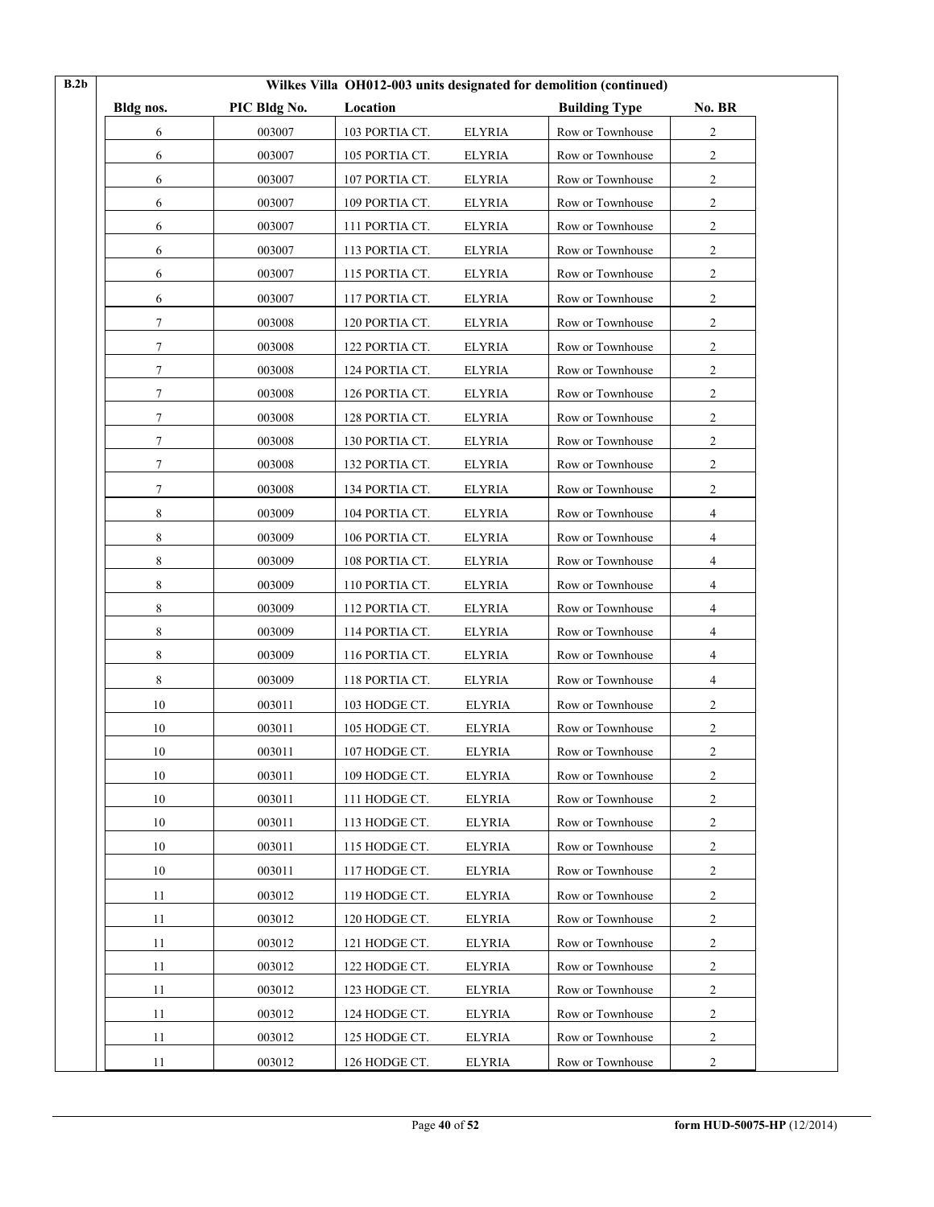**B.2b** Wilkes Villa OH012-003 units designated for demolition (continued)

| Bldg nos. | PIC Bldg No. | Location | | Building Type | No. BR |
|---|---|---|---|---|---|
| 6 | 003007 | 103 PORTIA CT. | ELYRIA | Row or Townhouse | 2 |
| 6 | 003007 | 105 PORTIA CT. | ELYRIA | Row or Townhouse | 2 |
| 6 | 003007 | 107 PORTIA CT. | ELYRIA | Row or Townhouse | 2 |
| 6 | 003007 | 109 PORTIA CT. | ELYRIA | Row or Townhouse | 2 |
| 6 | 003007 | 111 PORTIA CT. | ELYRIA | Row or Townhouse | 2 |
| 6 | 003007 | 113 PORTIA CT. | ELYRIA | Row or Townhouse | 2 |
| 6 | 003007 | 115 PORTIA CT. | ELYRIA | Row or Townhouse | 2 |
| 6 | 003007 | 117 PORTIA CT. | ELYRIA | Row or Townhouse | 2 |
| 7 | 003008 | 120 PORTIA CT. | ELYRIA | Row or Townhouse | 2 |
| 7 | 003008 | 122 PORTIA CT. | ELYRIA | Row or Townhouse | 2 |
| 7 | 003008 | 124 PORTIA CT. | ELYRIA | Row or Townhouse | 2 |
| 7 | 003008 | 126 PORTIA CT. | ELYRIA | Row or Townhouse | 2 |
| 7 | 003008 | 128 PORTIA CT. | ELYRIA | Row or Townhouse | 2 |
| 7 | 003008 | 130 PORTIA CT. | ELYRIA | Row or Townhouse | 2 |
| 7 | 003008 | 132 PORTIA CT. | ELYRIA | Row or Townhouse | 2 |
| 7 | 003008 | 134 PORTIA CT. | ELYRIA | Row or Townhouse | 2 |
| 8 | 003009 | 104 PORTIA CT. | ELYRIA | Row or Townhouse | 4 |
| 8 | 003009 | 106 PORTIA CT. | ELYRIA | Row or Townhouse | 4 |
| 8 | 003009 | 108 PORTIA CT. | ELYRIA | Row or Townhouse | 4 |
| 8 | 003009 | 110 PORTIA CT. | ELYRIA | Row or Townhouse | 4 |
| 8 | 003009 | 112 PORTIA CT. | ELYRIA | Row or Townhouse | 4 |
| 8 | 003009 | 114 PORTIA CT. | ELYRIA | Row or Townhouse | 4 |
| 8 | 003009 | 116 PORTIA CT. | ELYRIA | Row or Townhouse | 4 |
| 8 | 003009 | 118 PORTIA CT. | ELYRIA | Row or Townhouse | 4 |
| 10 | 003011 | 103 HODGE CT. | ELYRIA | Row or Townhouse | 2 |
| 10 | 003011 | 105 HODGE CT. | ELYRIA | Row or Townhouse | 2 |
| 10 | 003011 | 107 HODGE CT. | ELYRIA | Row or Townhouse | 2 |
| 10 | 003011 | 109 HODGE CT. | ELYRIA | Row or Townhouse | 2 |
| 10 | 003011 | 111 HODGE CT. | ELYRIA | Row or Townhouse | 2 |
| 10 | 003011 | 113 HODGE CT. | ELYRIA | Row or Townhouse | 2 |
| 10 | 003011 | 115 HODGE CT. | ELYRIA | Row or Townhouse | 2 |
| 10 | 003011 | 117 HODGE CT. | ELYRIA | Row or Townhouse | 2 |
| 11 | 003012 | 119 HODGE CT. | ELYRIA | Row or Townhouse | 2 |
| 11 | 003012 | 120 HODGE CT. | ELYRIA | Row or Townhouse | 2 |
| 11 | 003012 | 121 HODGE CT. | ELYRIA | Row or Townhouse | 2 |
| 11 | 003012 | 122 HODGE CT. | ELYRIA | Row or Townhouse | 2 |
| 11 | 003012 | 123 HODGE CT. | ELYRIA | Row or Townhouse | 2 |
| 11 | 003012 | 124 HODGE CT. | ELYRIA | Row or Townhouse | 2 |
| 11 | 003012 | 125 HODGE CT. | ELYRIA | Row or Townhouse | 2 |
| 11 | 003012 | 126 HODGE CT. | ELYRIA | Row or Townhouse | 2 |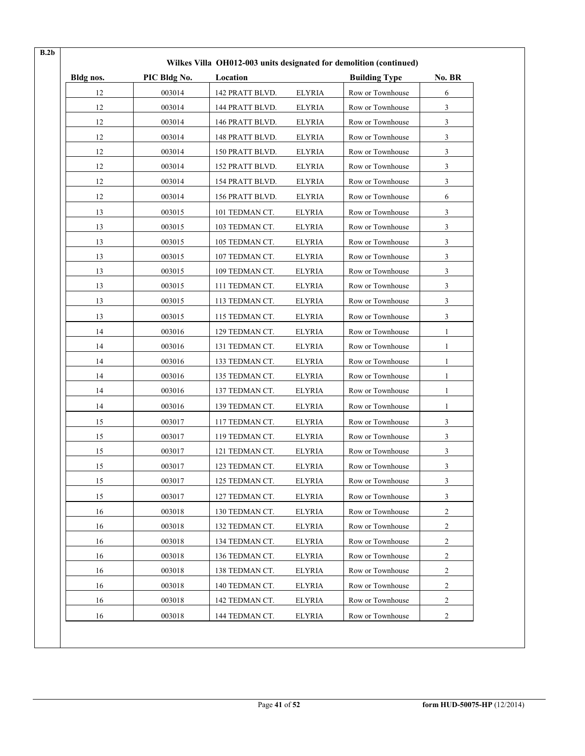B.2b

**Wilkes Villa OH012-003 units designated for demolition (continued)**

| Bldg nos. | PIC Bldg No. | Location | | Building Type | No. BR |
|---|---|---|---|---|---|
| 12 | 003014 | 142 PRATT BLVD. | ELYRIA | Row or Townhouse | 6 |
| 12 | 003014 | 144 PRATT BLVD. | ELYRIA | Row or Townhouse | 3 |
| 12 | 003014 | 146 PRATT BLVD. | ELYRIA | Row or Townhouse | 3 |
| 12 | 003014 | 148 PRATT BLVD. | ELYRIA | Row or Townhouse | 3 |
| 12 | 003014 | 150 PRATT BLVD. | ELYRIA | Row or Townhouse | 3 |
| 12 | 003014 | 152 PRATT BLVD. | ELYRIA | Row or Townhouse | 3 |
| 12 | 003014 | 154 PRATT BLVD. | ELYRIA | Row or Townhouse | 3 |
| 12 | 003014 | 156 PRATT BLVD. | ELYRIA | Row or Townhouse | 6 |
| 13 | 003015 | 101 TEDMAN CT. | ELYRIA | Row or Townhouse | 3 |
| 13 | 003015 | 103 TEDMAN CT. | ELYRIA | Row or Townhouse | 3 |
| 13 | 003015 | 105 TEDMAN CT. | ELYRIA | Row or Townhouse | 3 |
| 13 | 003015 | 107 TEDMAN CT. | ELYRIA | Row or Townhouse | 3 |
| 13 | 003015 | 109 TEDMAN CT. | ELYRIA | Row or Townhouse | 3 |
| 13 | 003015 | 111 TEDMAN CT. | ELYRIA | Row or Townhouse | 3 |
| 13 | 003015 | 113 TEDMAN CT. | ELYRIA | Row or Townhouse | 3 |
| 13 | 003015 | 115 TEDMAN CT. | ELYRIA | Row or Townhouse | 3 |
| 14 | 003016 | 129 TEDMAN CT. | ELYRIA | Row or Townhouse | 1 |
| 14 | 003016 | 131 TEDMAN CT. | ELYRIA | Row or Townhouse | 1 |
| 14 | 003016 | 133 TEDMAN CT. | ELYRIA | Row or Townhouse | 1 |
| 14 | 003016 | 135 TEDMAN CT. | ELYRIA | Row or Townhouse | 1 |
| 14 | 003016 | 137 TEDMAN CT. | ELYRIA | Row or Townhouse | 1 |
| 14 | 003016 | 139 TEDMAN CT. | ELYRIA | Row or Townhouse | 1 |
| 15 | 003017 | 117 TEDMAN CT. | ELYRIA | Row or Townhouse | 3 |
| 15 | 003017 | 119 TEDMAN CT. | ELYRIA | Row or Townhouse | 3 |
| 15 | 003017 | 121 TEDMAN CT. | ELYRIA | Row or Townhouse | 3 |
| 15 | 003017 | 123 TEDMAN CT. | ELYRIA | Row or Townhouse | 3 |
| 15 | 003017 | 125 TEDMAN CT. | ELYRIA | Row or Townhouse | 3 |
| 15 | 003017 | 127 TEDMAN CT. | ELYRIA | Row or Townhouse | 3 |
| 16 | 003018 | 130 TEDMAN CT. | ELYRIA | Row or Townhouse | 2 |
| 16 | 003018 | 132 TEDMAN CT. | ELYRIA | Row or Townhouse | 2 |
| 16 | 003018 | 134 TEDMAN CT. | ELYRIA | Row or Townhouse | 2 |
| 16 | 003018 | 136 TEDMAN CT. | ELYRIA | Row or Townhouse | 2 |
| 16 | 003018 | 138 TEDMAN CT. | ELYRIA | Row or Townhouse | 2 |
| 16 | 003018 | 140 TEDMAN CT. | ELYRIA | Row or Townhouse | 2 |
| 16 | 003018 | 142 TEDMAN CT. | ELYRIA | Row or Townhouse | 2 |
| 16 | 003018 | 144 TEDMAN CT. | ELYRIA | Row or Townhouse | 2 |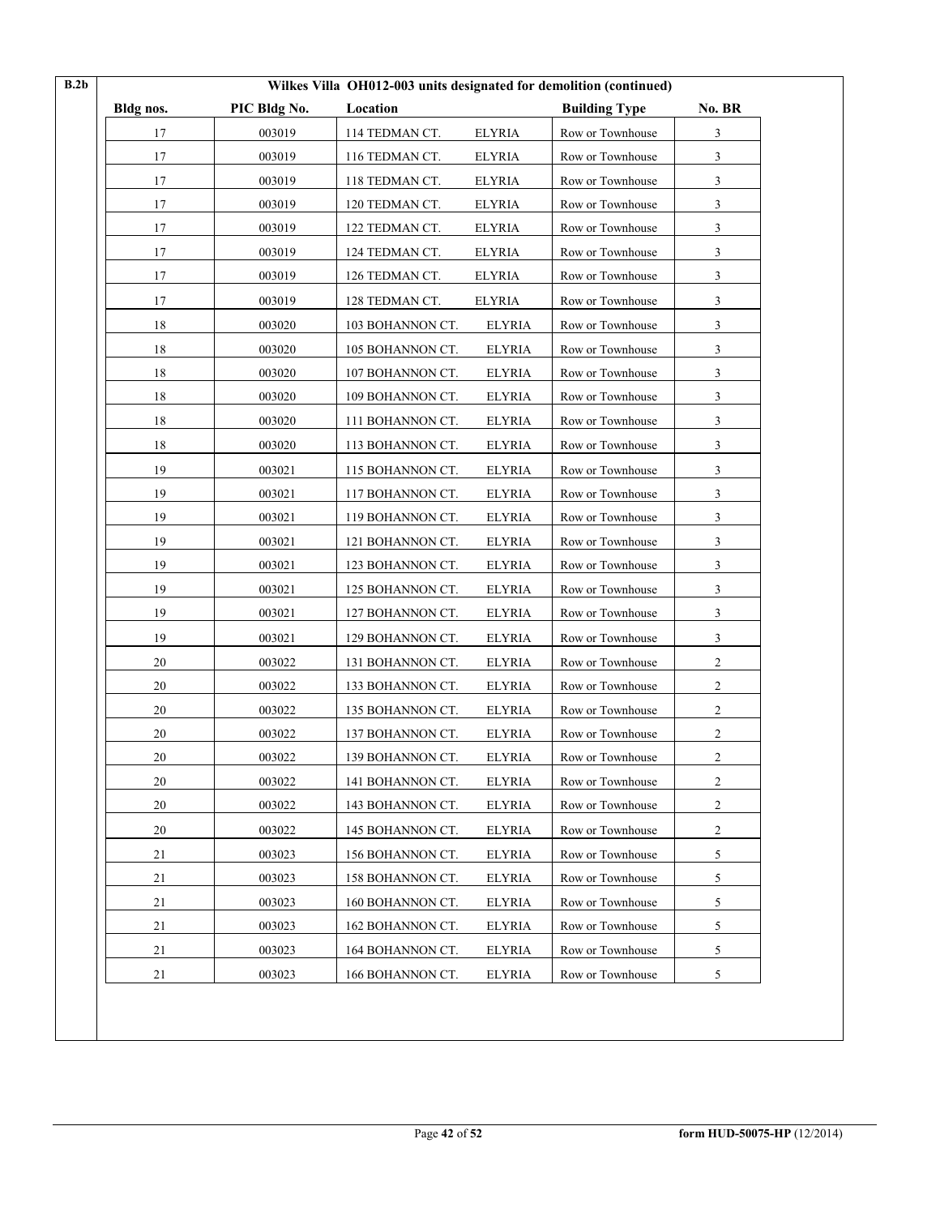**B.2b**

**Wilkes Villa OH012-003 units designated for demolition (continued)**

| Bldg nos. | PIC Bldg No. | Location | | Building Type | No. BR |
|---|---|---|---|---|---|
| 17 | 003019 | 114 TEDMAN CT. | ELYRIA | Row or Townhouse | 3 |
| 17 | 003019 | 116 TEDMAN CT. | ELYRIA | Row or Townhouse | 3 |
| 17 | 003019 | 118 TEDMAN CT. | ELYRIA | Row or Townhouse | 3 |
| 17 | 003019 | 120 TEDMAN CT. | ELYRIA | Row or Townhouse | 3 |
| 17 | 003019 | 122 TEDMAN CT. | ELYRIA | Row or Townhouse | 3 |
| 17 | 003019 | 124 TEDMAN CT. | ELYRIA | Row or Townhouse | 3 |
| 17 | 003019 | 126 TEDMAN CT. | ELYRIA | Row or Townhouse | 3 |
| 17 | 003019 | 128 TEDMAN CT. | ELYRIA | Row or Townhouse | 3 |
| 18 | 003020 | 103 BOHANNON CT. | ELYRIA | Row or Townhouse | 3 |
| 18 | 003020 | 105 BOHANNON CT. | ELYRIA | Row or Townhouse | 3 |
| 18 | 003020 | 107 BOHANNON CT. | ELYRIA | Row or Townhouse | 3 |
| 18 | 003020 | 109 BOHANNON CT. | ELYRIA | Row or Townhouse | 3 |
| 18 | 003020 | 111 BOHANNON CT. | ELYRIA | Row or Townhouse | 3 |
| 18 | 003020 | 113 BOHANNON CT. | ELYRIA | Row or Townhouse | 3 |
| 19 | 003021 | 115 BOHANNON CT. | ELYRIA | Row or Townhouse | 3 |
| 19 | 003021 | 117 BOHANNON CT. | ELYRIA | Row or Townhouse | 3 |
| 19 | 003021 | 119 BOHANNON CT. | ELYRIA | Row or Townhouse | 3 |
| 19 | 003021 | 121 BOHANNON CT. | ELYRIA | Row or Townhouse | 3 |
| 19 | 003021 | 123 BOHANNON CT. | ELYRIA | Row or Townhouse | 3 |
| 19 | 003021 | 125 BOHANNON CT. | ELYRIA | Row or Townhouse | 3 |
| 19 | 003021 | 127 BOHANNON CT. | ELYRIA | Row or Townhouse | 3 |
| 19 | 003021 | 129 BOHANNON CT. | ELYRIA | Row or Townhouse | 3 |
| 20 | 003022 | 131 BOHANNON CT. | ELYRIA | Row or Townhouse | 2 |
| 20 | 003022 | 133 BOHANNON CT. | ELYRIA | Row or Townhouse | 2 |
| 20 | 003022 | 135 BOHANNON CT. | ELYRIA | Row or Townhouse | 2 |
| 20 | 003022 | 137 BOHANNON CT. | ELYRIA | Row or Townhouse | 2 |
| 20 | 003022 | 139 BOHANNON CT. | ELYRIA | Row or Townhouse | 2 |
| 20 | 003022 | 141 BOHANNON CT. | ELYRIA | Row or Townhouse | 2 |
| 20 | 003022 | 143 BOHANNON CT. | ELYRIA | Row or Townhouse | 2 |
| 20 | 003022 | 145 BOHANNON CT. | ELYRIA | Row or Townhouse | 2 |
| 21 | 003023 | 156 BOHANNON CT. | ELYRIA | Row or Townhouse | 5 |
| 21 | 003023 | 158 BOHANNON CT. | ELYRIA | Row or Townhouse | 5 |
| 21 | 003023 | 160 BOHANNON CT. | ELYRIA | Row or Townhouse | 5 |
| 21 | 003023 | 162 BOHANNON CT. | ELYRIA | Row or Townhouse | 5 |
| 21 | 003023 | 164 BOHANNON CT. | ELYRIA | Row or Townhouse | 5 |
| 21 | 003023 | 166 BOHANNON CT. | ELYRIA | Row or Townhouse | 5 |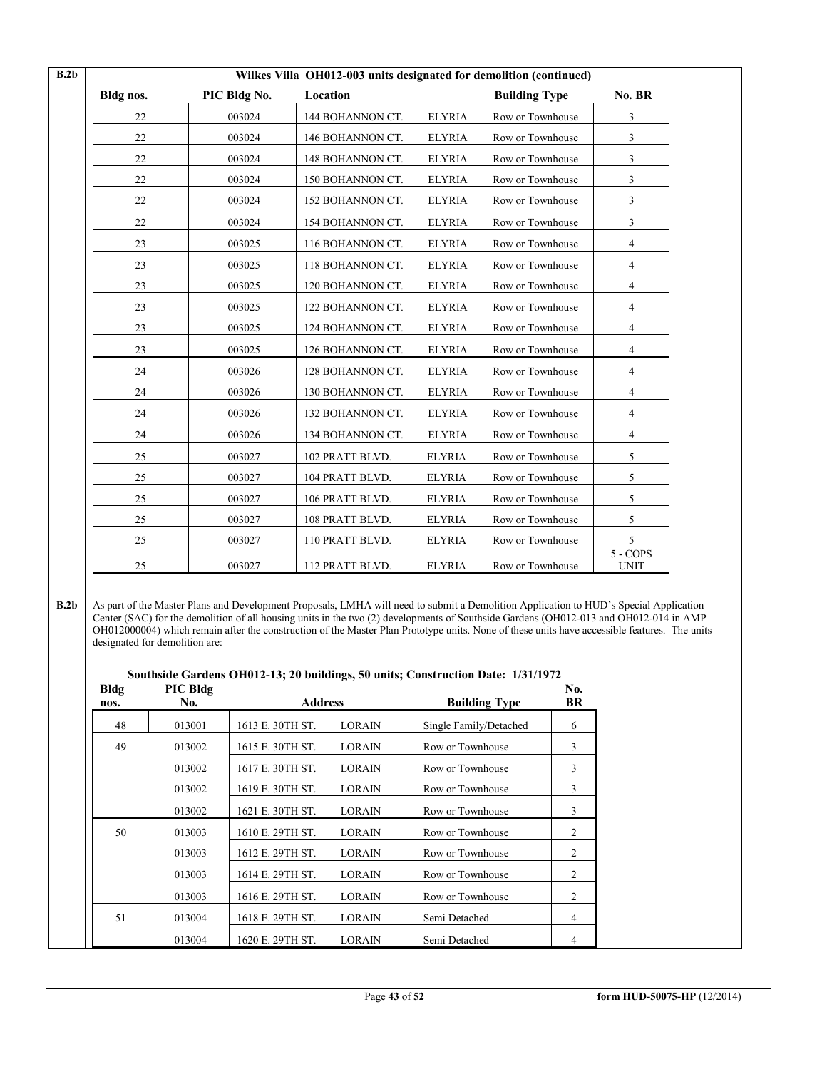**B.2b** Wilkes Villa OH012-003 units designated for demolition (continued)

| Bldg nos. | PIC Bldg No. | Location | | Building Type | No. BR |
|---|---|---|---|---|---|
| 22 | 003024 | 144 BOHANNON CT. | ELYRIA | Row or Townhouse | 3 |
| 22 | 003024 | 146 BOHANNON CT. | ELYRIA | Row or Townhouse | 3 |
| 22 | 003024 | 148 BOHANNON CT. | ELYRIA | Row or Townhouse | 3 |
| 22 | 003024 | 150 BOHANNON CT. | ELYRIA | Row or Townhouse | 3 |
| 22 | 003024 | 152 BOHANNON CT. | ELYRIA | Row or Townhouse | 3 |
| 22 | 003024 | 154 BOHANNON CT. | ELYRIA | Row or Townhouse | 3 |
| 23 | 003025 | 116 BOHANNON CT. | ELYRIA | Row or Townhouse | 4 |
| 23 | 003025 | 118 BOHANNON CT. | ELYRIA | Row or Townhouse | 4 |
| 23 | 003025 | 120 BOHANNON CT. | ELYRIA | Row or Townhouse | 4 |
| 23 | 003025 | 122 BOHANNON CT. | ELYRIA | Row or Townhouse | 4 |
| 23 | 003025 | 124 BOHANNON CT. | ELYRIA | Row or Townhouse | 4 |
| 23 | 003025 | 126 BOHANNON CT. | ELYRIA | Row or Townhouse | 4 |
| 24 | 003026 | 128 BOHANNON CT. | ELYRIA | Row or Townhouse | 4 |
| 24 | 003026 | 130 BOHANNON CT. | ELYRIA | Row or Townhouse | 4 |
| 24 | 003026 | 132 BOHANNON CT. | ELYRIA | Row or Townhouse | 4 |
| 24 | 003026 | 134 BOHANNON CT. | ELYRIA | Row or Townhouse | 4 |
| 25 | 003027 | 102 PRATT BLVD. | ELYRIA | Row or Townhouse | 5 |
| 25 | 003027 | 104 PRATT BLVD. | ELYRIA | Row or Townhouse | 5 |
| 25 | 003027 | 106 PRATT BLVD. | ELYRIA | Row or Townhouse | 5 |
| 25 | 003027 | 108 PRATT BLVD. | ELYRIA | Row or Townhouse | 5 |
| 25 | 003027 | 110 PRATT BLVD. | ELYRIA | Row or Townhouse | 5 |
| 25 | 003027 | 112 PRATT BLVD. | ELYRIA | Row or Townhouse | 5 - COPS UNIT |

**B.2b** As part of the Master Plans and Development Proposals, LMHA will need to submit a Demolition Application to HUD's Special Application Center (SAC) for the demolition of all housing units in the two (2) developments of Southside Gardens (OH012-013 and OH012-014 in AMP OH012000004) which remain after the construction of the Master Plan Prototype units. None of these units have accessible features. The units designated for demolition are:

**Southside Gardens OH012-13; 20 buildings, 50 units; Construction Date: 1/31/1972**

| Bldg nos. | PIC Bldg No. | Address | | Building Type | No. BR |
|---|---|---|---|---|---|
| 48 | 013001 | 1613 E. 30TH ST. | LORAIN | Single Family/Detached | 6 |
| 49 | 013002 | 1615 E. 30TH ST. | LORAIN | Row or Townhouse | 3 |
| | 013002 | 1617 E. 30TH ST. | LORAIN | Row or Townhouse | 3 |
| | 013002 | 1619 E. 30TH ST. | LORAIN | Row or Townhouse | 3 |
| | 013002 | 1621 E. 30TH ST. | LORAIN | Row or Townhouse | 3 |
| 50 | 013003 | 1610 E. 29TH ST. | LORAIN | Row or Townhouse | 2 |
| | 013003 | 1612 E. 29TH ST. | LORAIN | Row or Townhouse | 2 |
| | 013003 | 1614 E. 29TH ST. | LORAIN | Row or Townhouse | 2 |
| | 013003 | 1616 E. 29TH ST. | LORAIN | Row or Townhouse | 2 |
| 51 | 013004 | 1618 E. 29TH ST. | LORAIN | Semi Detached | 4 |
| | 013004 | 1620 E. 29TH ST. | LORAIN | Semi Detached | 4 |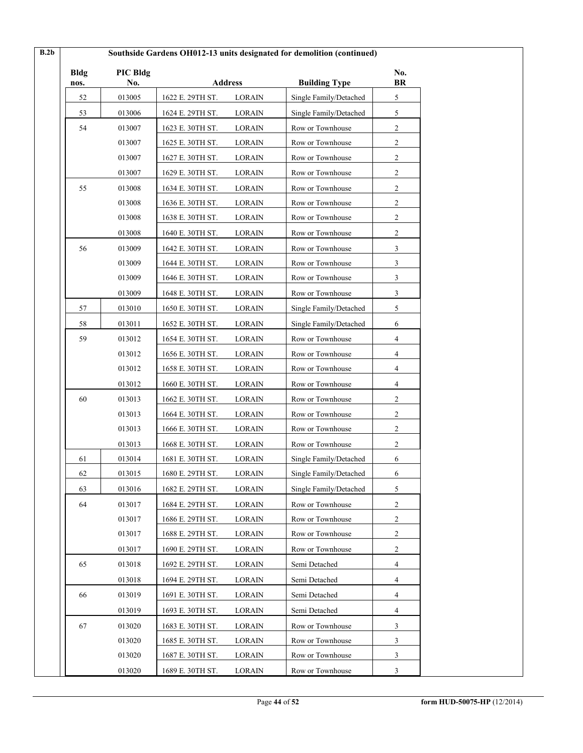**B.2b** Southside Gardens OH012-13 units designated for demolition (continued)

| Bldg nos. | PIC Bldg No. | Address | | Building Type | No. BR |
|---|---|---|---|---|---|
| 52 | 013005 | 1622 E. 29TH ST. | LORAIN | Single Family/Detached | 5 |
| 53 | 013006 | 1624 E. 29TH ST. | LORAIN | Single Family/Detached | 5 |
| 54 | 013007 | 1623 E. 30TH ST. | LORAIN | Row or Townhouse | 2 |
| | 013007 | 1625 E. 30TH ST. | LORAIN | Row or Townhouse | 2 |
| | 013007 | 1627 E. 30TH ST. | LORAIN | Row or Townhouse | 2 |
| | 013007 | 1629 E. 30TH ST. | LORAIN | Row or Townhouse | 2 |
| 55 | 013008 | 1634 E. 30TH ST. | LORAIN | Row or Townhouse | 2 |
| | 013008 | 1636 E. 30TH ST. | LORAIN | Row or Townhouse | 2 |
| | 013008 | 1638 E. 30TH ST. | LORAIN | Row or Townhouse | 2 |
| | 013008 | 1640 E. 30TH ST. | LORAIN | Row or Townhouse | 2 |
| 56 | 013009 | 1642 E. 30TH ST. | LORAIN | Row or Townhouse | 3 |
| | 013009 | 1644 E. 30TH ST. | LORAIN | Row or Townhouse | 3 |
| | 013009 | 1646 E. 30TH ST. | LORAIN | Row or Townhouse | 3 |
| | 013009 | 1648 E. 30TH ST. | LORAIN | Row or Townhouse | 3 |
| 57 | 013010 | 1650 E. 30TH ST. | LORAIN | Single Family/Detached | 5 |
| 58 | 013011 | 1652 E. 30TH ST. | LORAIN | Single Family/Detached | 6 |
| 59 | 013012 | 1654 E. 30TH ST. | LORAIN | Row or Townhouse | 4 |
| | 013012 | 1656 E. 30TH ST. | LORAIN | Row or Townhouse | 4 |
| | 013012 | 1658 E. 30TH ST. | LORAIN | Row or Townhouse | 4 |
| | 013012 | 1660 E. 30TH ST. | LORAIN | Row or Townhouse | 4 |
| 60 | 013013 | 1662 E. 30TH ST. | LORAIN | Row or Townhouse | 2 |
| | 013013 | 1664 E. 30TH ST. | LORAIN | Row or Townhouse | 2 |
| | 013013 | 1666 E. 30TH ST. | LORAIN | Row or Townhouse | 2 |
| | 013013 | 1668 E. 30TH ST. | LORAIN | Row or Townhouse | 2 |
| 61 | 013014 | 1681 E. 30TH ST. | LORAIN | Single Family/Detached | 6 |
| 62 | 013015 | 1680 E. 29TH ST. | LORAIN | Single Family/Detached | 6 |
| 63 | 013016 | 1682 E. 29TH ST. | LORAIN | Single Family/Detached | 5 |
| 64 | 013017 | 1684 E. 29TH ST. | LORAIN | Row or Townhouse | 2 |
| | 013017 | 1686 E. 29TH ST. | LORAIN | Row or Townhouse | 2 |
| | 013017 | 1688 E. 29TH ST. | LORAIN | Row or Townhouse | 2 |
| | 013017 | 1690 E. 29TH ST. | LORAIN | Row or Townhouse | 2 |
| 65 | 013018 | 1692 E. 29TH ST. | LORAIN | Semi Detached | 4 |
| | 013018 | 1694 E. 29TH ST. | LORAIN | Semi Detached | 4 |
| 66 | 013019 | 1691 E. 30TH ST. | LORAIN | Semi Detached | 4 |
| | 013019 | 1693 E. 30TH ST. | LORAIN | Semi Detached | 4 |
| 67 | 013020 | 1683 E. 30TH ST. | LORAIN | Row or Townhouse | 3 |
| | 013020 | 1685 E. 30TH ST. | LORAIN | Row or Townhouse | 3 |
| | 013020 | 1687 E. 30TH ST. | LORAIN | Row or Townhouse | 3 |
| | 013020 | 1689 E. 30TH ST. | LORAIN | Row or Townhouse | 3 |

form HUD-50075-HP (12/2014)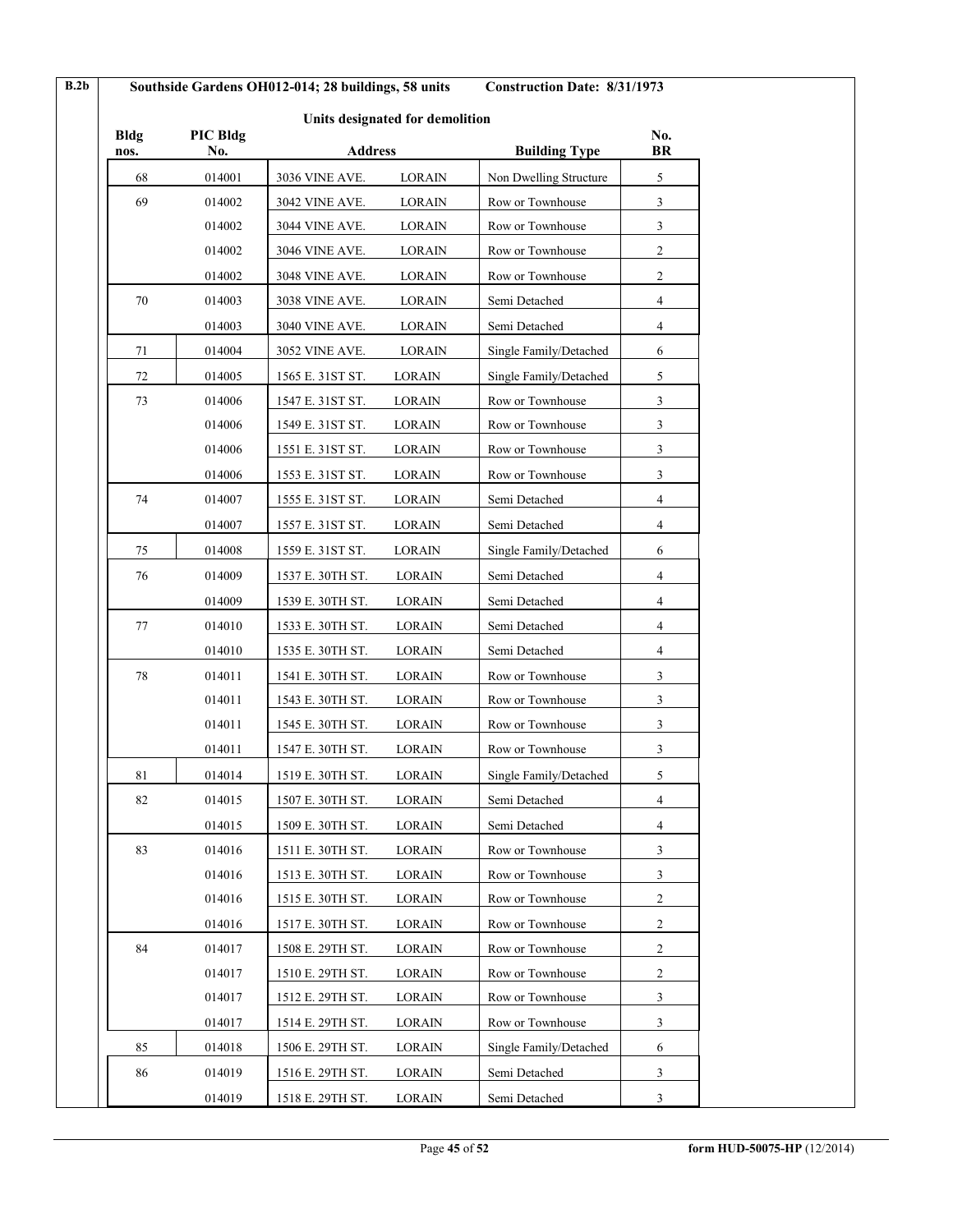**B.2b** **Southside Gardens OH012-014; 28 buildings, 58 units** **Construction Date: 8/31/1973**

**Units designated for demolition**

| Bldg nos. | PIC Bldg No. | Address | | Building Type | No. BR |
|---|---|---|---|---|---|
| 68 | 014001 | 3036 VINE AVE. | LORAIN | Non Dwelling Structure | 5 |
| 69 | 014002 | 3042 VINE AVE. | LORAIN | Row or Townhouse | 3 |
| | 014002 | 3044 VINE AVE. | LORAIN | Row or Townhouse | 3 |
| | 014002 | 3046 VINE AVE. | LORAIN | Row or Townhouse | 2 |
| | 014002 | 3048 VINE AVE. | LORAIN | Row or Townhouse | 2 |
| 70 | 014003 | 3038 VINE AVE. | LORAIN | Semi Detached | 4 |
| | 014003 | 3040 VINE AVE. | LORAIN | Semi Detached | 4 |
| 71 | 014004 | 3052 VINE AVE. | LORAIN | Single Family/Detached | 6 |
| 72 | 014005 | 1565 E. 31ST ST. | LORAIN | Single Family/Detached | 5 |
| 73 | 014006 | 1547 E. 31ST ST. | LORAIN | Row or Townhouse | 3 |
| | 014006 | 1549 E. 31ST ST. | LORAIN | Row or Townhouse | 3 |
| | 014006 | 1551 E. 31ST ST. | LORAIN | Row or Townhouse | 3 |
| | 014006 | 1553 E. 31ST ST. | LORAIN | Row or Townhouse | 3 |
| 74 | 014007 | 1555 E. 31ST ST. | LORAIN | Semi Detached | 4 |
| | 014007 | 1557 E. 31ST ST. | LORAIN | Semi Detached | 4 |
| 75 | 014008 | 1559 E. 31ST ST. | LORAIN | Single Family/Detached | 6 |
| 76 | 014009 | 1537 E. 30TH ST. | LORAIN | Semi Detached | 4 |
| | 014009 | 1539 E. 30TH ST. | LORAIN | Semi Detached | 4 |
| 77 | 014010 | 1533 E. 30TH ST. | LORAIN | Semi Detached | 4 |
| | 014010 | 1535 E. 30TH ST. | LORAIN | Semi Detached | 4 |
| 78 | 014011 | 1541 E. 30TH ST. | LORAIN | Row or Townhouse | 3 |
| | 014011 | 1543 E. 30TH ST. | LORAIN | Row or Townhouse | 3 |
| | 014011 | 1545 E. 30TH ST. | LORAIN | Row or Townhouse | 3 |
| | 014011 | 1547 E. 30TH ST. | LORAIN | Row or Townhouse | 3 |
| 81 | 014014 | 1519 E. 30TH ST. | LORAIN | Single Family/Detached | 5 |
| 82 | 014015 | 1507 E. 30TH ST. | LORAIN | Semi Detached | 4 |
| | 014015 | 1509 E. 30TH ST. | LORAIN | Semi Detached | 4 |
| 83 | 014016 | 1511 E. 30TH ST. | LORAIN | Row or Townhouse | 3 |
| | 014016 | 1513 E. 30TH ST. | LORAIN | Row or Townhouse | 3 |
| | 014016 | 1515 E. 30TH ST. | LORAIN | Row or Townhouse | 2 |
| | 014016 | 1517 E. 30TH ST. | LORAIN | Row or Townhouse | 2 |
| 84 | 014017 | 1508 E. 29TH ST. | LORAIN | Row or Townhouse | 2 |
| | 014017 | 1510 E. 29TH ST. | LORAIN | Row or Townhouse | 2 |
| | 014017 | 1512 E. 29TH ST. | LORAIN | Row or Townhouse | 3 |
| | 014017 | 1514 E. 29TH ST. | LORAIN | Row or Townhouse | 3 |
| 85 | 014018 | 1506 E. 29TH ST. | LORAIN | Single Family/Detached | 6 |
| 86 | 014019 | 1516 E. 29TH ST. | LORAIN | Semi Detached | 3 |
| | 014019 | 1518 E. 29TH ST. | LORAIN | Semi Detached | 3 |

form HUD-50075-HP (12/2014)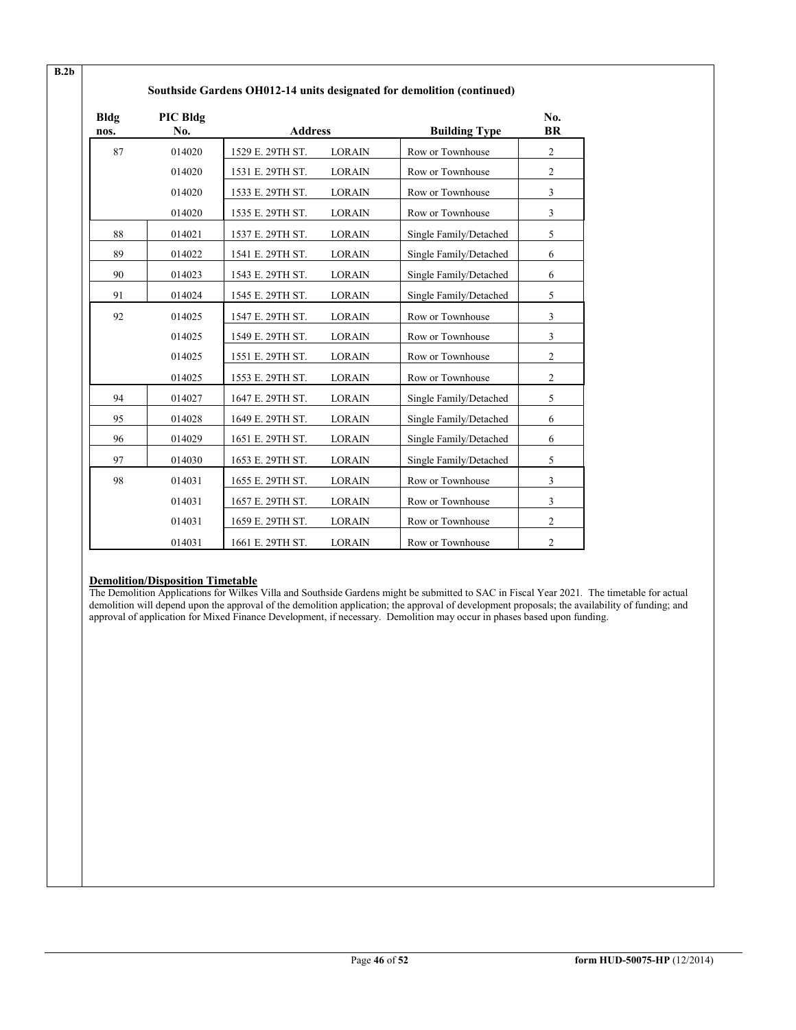**B.2b**

### Southside Gardens OH012-14 units designated for demolition (continued)

| Bldg nos. | PIC Bldg No. | Address | | Building Type | No. BR |
|---|---|---|---|---|---|
| 87 | 014020 | 1529 E. 29TH ST. | LORAIN | Row or Townhouse | 2 |
| | 014020 | 1531 E. 29TH ST. | LORAIN | Row or Townhouse | 2 |
| | 014020 | 1533 E. 29TH ST. | LORAIN | Row or Townhouse | 3 |
| | 014020 | 1535 E. 29TH ST. | LORAIN | Row or Townhouse | 3 |
| 88 | 014021 | 1537 E. 29TH ST. | LORAIN | Single Family/Detached | 5 |
| 89 | 014022 | 1541 E. 29TH ST. | LORAIN | Single Family/Detached | 6 |
| 90 | 014023 | 1543 E. 29TH ST. | LORAIN | Single Family/Detached | 6 |
| 91 | 014024 | 1545 E. 29TH ST. | LORAIN | Single Family/Detached | 5 |
| 92 | 014025 | 1547 E. 29TH ST. | LORAIN | Row or Townhouse | 3 |
| | 014025 | 1549 E. 29TH ST. | LORAIN | Row or Townhouse | 3 |
| | 014025 | 1551 E. 29TH ST. | LORAIN | Row or Townhouse | 2 |
| | 014025 | 1553 E. 29TH ST. | LORAIN | Row or Townhouse | 2 |
| 94 | 014027 | 1647 E. 29TH ST. | LORAIN | Single Family/Detached | 5 |
| 95 | 014028 | 1649 E. 29TH ST. | LORAIN | Single Family/Detached | 6 |
| 96 | 014029 | 1651 E. 29TH ST. | LORAIN | Single Family/Detached | 6 |
| 97 | 014030 | 1653 E. 29TH ST. | LORAIN | Single Family/Detached | 5 |
| 98 | 014031 | 1655 E. 29TH ST. | LORAIN | Row or Townhouse | 3 |
| | 014031 | 1657 E. 29TH ST. | LORAIN | Row or Townhouse | 3 |
| | 014031 | 1659 E. 29TH ST. | LORAIN | Row or Townhouse | 2 |
| | 014031 | 1661 E. 29TH ST. | LORAIN | Row or Townhouse | 2 |

**Demolition/Disposition Timetable**

The Demolition Applications for Wilkes Villa and Southside Gardens might be submitted to SAC in Fiscal Year 2021. The timetable for actual demolition will depend upon the approval of the demolition application; the approval of development proposals; the availability of funding; and approval of application for Mixed Finance Development, if necessary. Demolition may occur in phases based upon funding.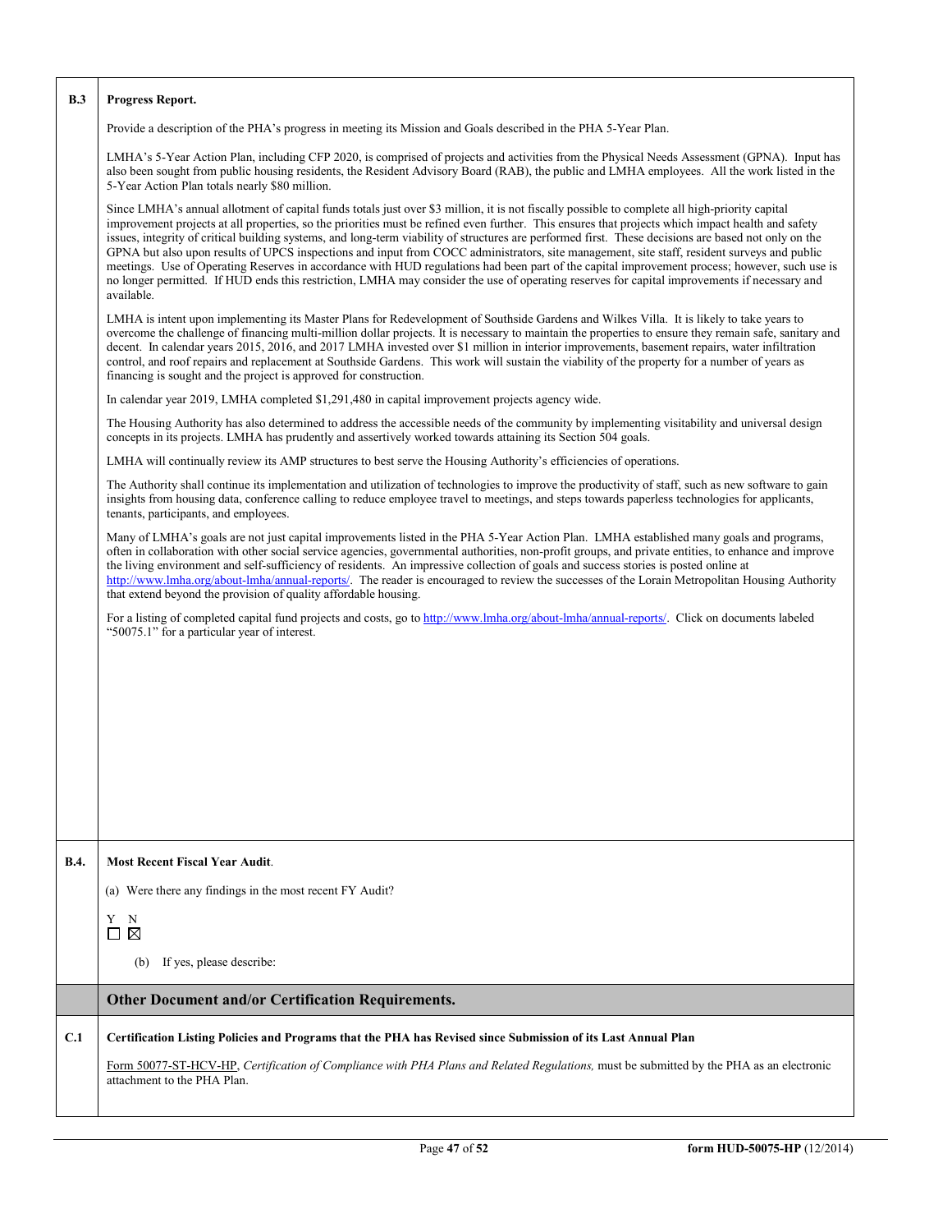**B.3 Progress Report.**

Provide a description of the PHA's progress in meeting its Mission and Goals described in the PHA 5-Year Plan.

LMHA's 5-Year Action Plan, including CFP 2020, is comprised of projects and activities from the Physical Needs Assessment (GPNA). Input has also been sought from public housing residents, the Resident Advisory Board (RAB), the public and LMHA employees. All the work listed in the 5-Year Action Plan totals nearly $80 million.

Since LMHA's annual allotment of capital funds totals just over $3 million, it is not fiscally possible to complete all high-priority capital improvement projects at all properties, so the priorities must be refined even further. This ensures that projects which impact health and safety issues, integrity of critical building systems, and long-term viability of structures are performed first. These decisions are based not only on the GPNA but also upon results of UPCS inspections and input from COCC administrators, site management, site staff, resident surveys and public meetings. Use of Operating Reserves in accordance with HUD regulations had been part of the capital improvement process; however, such use is no longer permitted. If HUD ends this restriction, LMHA may consider the use of operating reserves for capital improvements if necessary and available.

LMHA is intent upon implementing its Master Plans for Redevelopment of Southside Gardens and Wilkes Villa. It is likely to take years to overcome the challenge of financing multi-million dollar projects. It is necessary to maintain the properties to ensure they remain safe, sanitary and decent. In calendar years 2015, 2016, and 2017 LMHA invested over $1 million in interior improvements, basement repairs, water infiltration control, and roof repairs and replacement at Southside Gardens. This work will sustain the viability of the property for a number of years as financing is sought and the project is approved for construction.

In calendar year 2019, LMHA completed $1,291,480 in capital improvement projects agency wide.

The Housing Authority has also determined to address the accessible needs of the community by implementing visitability and universal design concepts in its projects. LMHA has prudently and assertively worked towards attaining its Section 504 goals.

LMHA will continually review its AMP structures to best serve the Housing Authority's efficiencies of operations.

The Authority shall continue its implementation and utilization of technologies to improve the productivity of staff, such as new software to gain insights from housing data, conference calling to reduce employee travel to meetings, and steps towards paperless technologies for applicants, tenants, participants, and employees.

Many of LMHA's goals are not just capital improvements listed in the PHA 5-Year Action Plan. LMHA established many goals and programs, often in collaboration with other social service agencies, governmental authorities, non-profit groups, and private entities, to enhance and improve the living environment and self-sufficiency of residents. An impressive collection of goals and success stories is posted online at http://www.lmha.org/about-lmha/annual-reports/. The reader is encouraged to review the successes of the Lorain Metropolitan Housing Authority that extend beyond the provision of quality affordable housing.

For a listing of completed capital fund projects and costs, go to http://www.lmha.org/about-lmha/annual-reports/. Click on documents labeled "50075.1" for a particular year of interest.

**B.4. Most Recent Fiscal Year Audit.**

(a) Were there any findings in the most recent FY Audit?

Y ☐ N ☒

(b) If yes, please describe:

## Other Document and/or Certification Requirements.

**C.1 Certification Listing Policies and Programs that the PHA has Revised since Submission of its Last Annual Plan**

Form 50077-ST-HCV-HP, *Certification of Compliance with PHA Plans and Related Regulations,* must be submitted by the PHA as an electronic attachment to the PHA Plan.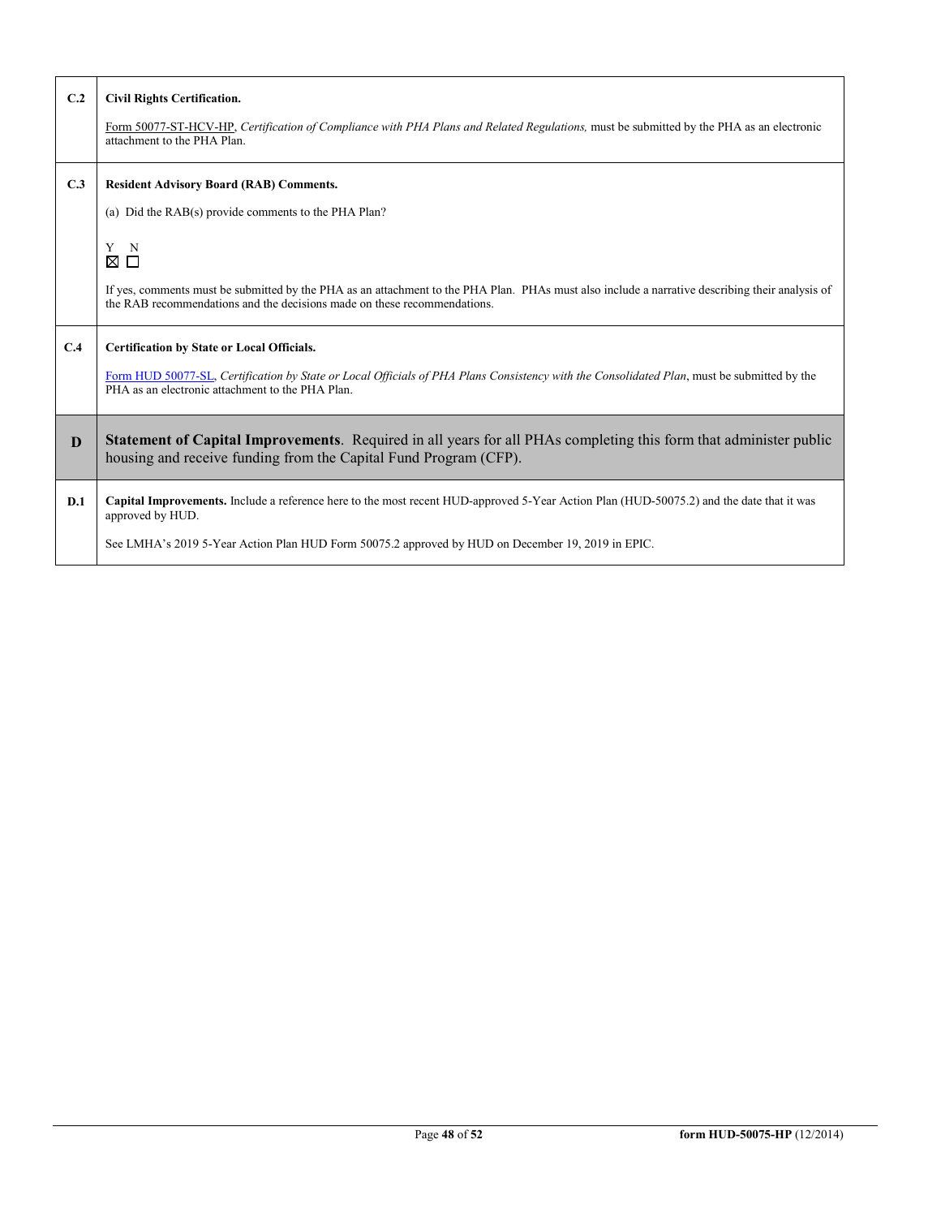| | |
|---|---|
| **C.2** | **Civil Rights Certification.**<br><br>Form 50077-ST-HCV-HP, *Certification of Compliance with PHA Plans and Related Regulations,* must be submitted by the PHA as an electronic attachment to the PHA Plan. |
| **C.3** | **Resident Advisory Board (RAB) Comments.**<br><br>(a) Did the RAB(s) provide comments to the PHA Plan?<br><br>Y N<br>☒ ☐<br><br>If yes, comments must be submitted by the PHA as an attachment to the PHA Plan. PHAs must also include a narrative describing their analysis of the RAB recommendations and the decisions made on these recommendations. |
| **C.4** | **Certification by State or Local Officials.**<br><br>Form HUD 50077-SL, *Certification by State or Local Officials of PHA Plans Consistency with the Consolidated Plan*, must be submitted by the PHA as an electronic attachment to the PHA Plan. |
| **D** | **Statement of Capital Improvements**. Required in all years for all PHAs completing this form that administer public housing and receive funding from the Capital Fund Program (CFP). |
| **D.1** | **Capital Improvements.** Include a reference here to the most recent HUD-approved 5-Year Action Plan (HUD-50075.2) and the date that it was approved by HUD.<br><br>See LMHA's 2019 5-Year Action Plan HUD Form 50075.2 approved by HUD on December 19, 2019 in EPIC. |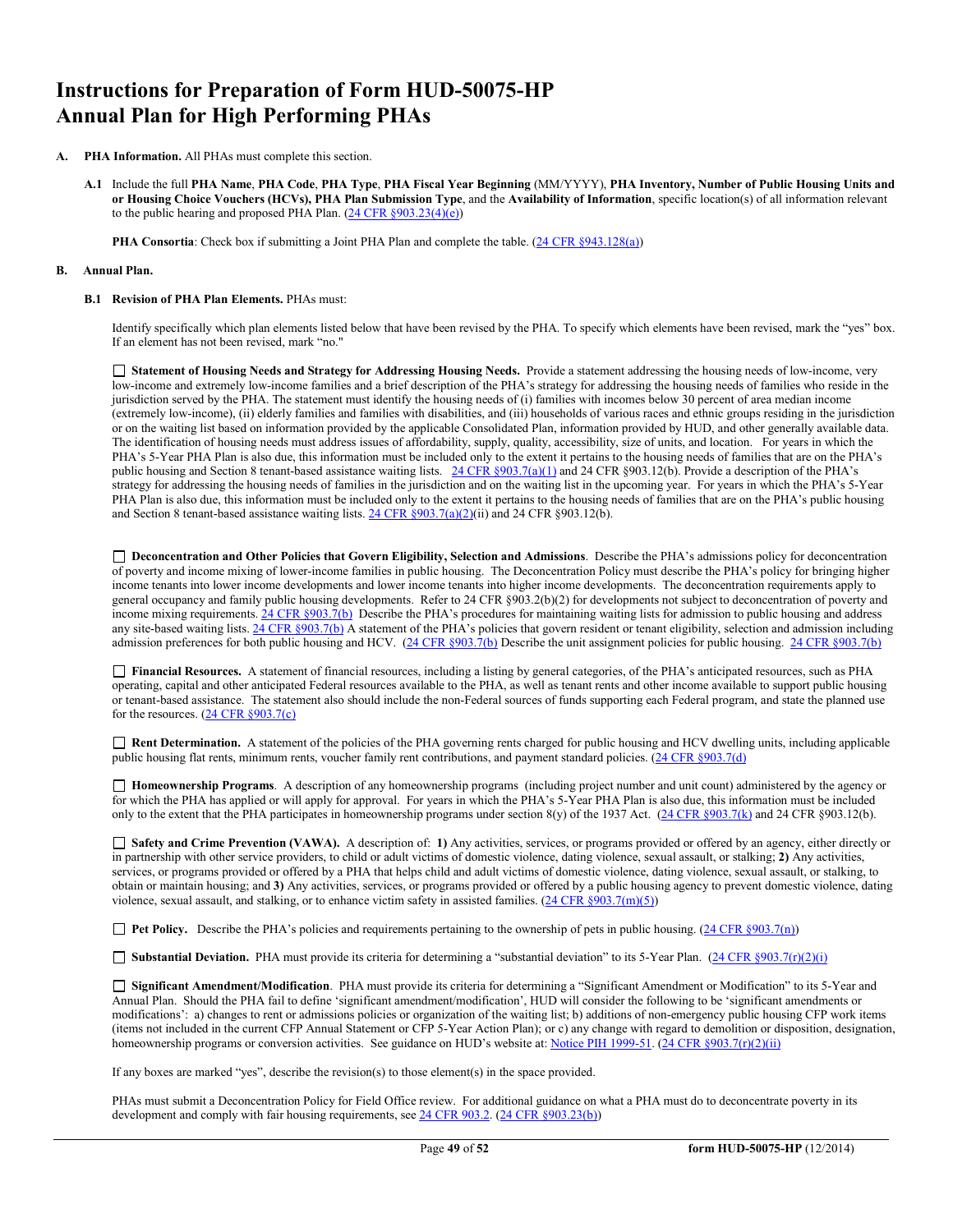# Instructions for Preparation of Form HUD-50075-HP Annual Plan for High Performing PHAs

**A. PHA Information.** All PHAs must complete this section.

**A.1** Include the full **PHA Name**, **PHA Code**, **PHA Type**, **PHA Fiscal Year Beginning** (MM/YYYY), **PHA Inventory, Number of Public Housing Units and or Housing Choice Vouchers (HCVs), PHA Plan Submission Type**, and the **Availability of Information**, specific location(s) of all information relevant to the public hearing and proposed PHA Plan. (24 CFR §903.23(4)(e))

**PHA Consortia**: Check box if submitting a Joint PHA Plan and complete the table. (24 CFR §943.128(a))

**B. Annual Plan.**

**B.1 Revision of PHA Plan Elements.** PHAs must:

Identify specifically which plan elements listed below that have been revised by the PHA. To specify which elements have been revised, mark the "yes" box. If an element has not been revised, mark "no."

☐ **Statement of Housing Needs and Strategy for Addressing Housing Needs.** Provide a statement addressing the housing needs of low-income, very low-income and extremely low-income families and a brief description of the PHA's strategy for addressing the housing needs of families who reside in the jurisdiction served by the PHA. The statement must identify the housing needs of (i) families with incomes below 30 percent of area median income (extremely low-income), (ii) elderly families and families with disabilities, and (iii) households of various races and ethnic groups residing in the jurisdiction or on the waiting list based on information provided by the applicable Consolidated Plan, information provided by HUD, and other generally available data. The identification of housing needs must address issues of affordability, supply, quality, accessibility, size of units, and location. For years in which the PHA's 5-Year PHA Plan is also due, this information must be included only to the extent it pertains to the housing needs of families that are on the PHA's public housing and Section 8 tenant-based assistance waiting lists. 24 CFR §903.7(a)(1) and 24 CFR §903.12(b). Provide a description of the PHA's strategy for addressing the housing needs of families in the jurisdiction and on the waiting list in the upcoming year. For years in which the PHA's 5-Year PHA Plan is also due, this information must be included only to the extent it pertains to the housing needs of families that are on the PHA's public housing and Section 8 tenant-based assistance waiting lists. 24 CFR §903.7(a)(2)(ii) and 24 CFR §903.12(b).

☐ **Deconcentration and Other Policies that Govern Eligibility, Selection and Admissions**. Describe the PHA's admissions policy for deconcentration of poverty and income mixing of lower-income families in public housing. The Deconcentration Policy must describe the PHA's policy for bringing higher income tenants into lower income developments and lower income tenants into higher income developments. The deconcentration requirements apply to general occupancy and family public housing developments. Refer to 24 CFR §903.2(b)(2) for developments not subject to deconcentration of poverty and income mixing requirements. 24 CFR §903.7(b) Describe the PHA's procedures for maintaining waiting lists for admission to public housing and address any site-based waiting lists. 24 CFR §903.7(b) A statement of the PHA's policies that govern resident or tenant eligibility, selection and admission including admission preferences for both public housing and HCV. (24 CFR §903.7(b) Describe the unit assignment policies for public housing. 24 CFR §903.7(b)

☐ **Financial Resources.** A statement of financial resources, including a listing by general categories, of the PHA's anticipated resources, such as PHA operating, capital and other anticipated Federal resources available to the PHA, as well as tenant rents and other income available to support public housing or tenant-based assistance. The statement also should include the non-Federal sources of funds supporting each Federal program, and state the planned use for the resources. (24 CFR §903.7(c)

☐ **Rent Determination.** A statement of the policies of the PHA governing rents charged for public housing and HCV dwelling units, including applicable public housing flat rents, minimum rents, voucher family rent contributions, and payment standard policies. (24 CFR §903.7(d)

☐ **Homeownership Programs**. A description of any homeownership programs (including project number and unit count) administered by the agency or for which the PHA has applied or will apply for approval. For years in which the PHA's 5-Year PHA Plan is also due, this information must be included only to the extent that the PHA participates in homeownership programs under section 8(y) of the 1937 Act. (24 CFR §903.7(k) and 24 CFR §903.12(b).

☐ **Safety and Crime Prevention (VAWA).** A description of: **1)** Any activities, services, or programs provided or offered by an agency, either directly or in partnership with other service providers, to child or adult victims of domestic violence, dating violence, sexual assault, or stalking; **2)** Any activities, services, or programs provided or offered by a PHA that helps child and adult victims of domestic violence, dating violence, sexual assault, or stalking, to obtain or maintain housing; and **3)** Any activities, services, or programs provided or offered by a public housing agency to prevent domestic violence, dating violence, sexual assault, and stalking, or to enhance victim safety in assisted families. (24 CFR §903.7(m)(5))

☐ **Pet Policy.** Describe the PHA's policies and requirements pertaining to the ownership of pets in public housing. (24 CFR §903.7(n))

☐ **Substantial Deviation.** PHA must provide its criteria for determining a "substantial deviation" to its 5-Year Plan. (24 CFR §903.7(r)(2)(i)

☐ **Significant Amendment/Modification**. PHA must provide its criteria for determining a "Significant Amendment or Modification" to its 5-Year and Annual Plan. Should the PHA fail to define 'significant amendment/modification', HUD will consider the following to be 'significant amendments or modifications': a) changes to rent or admissions policies or organization of the waiting list; b) additions of non-emergency public housing CFP work items (items not included in the current CFP Annual Statement or CFP 5-Year Action Plan); or c) any change with regard to demolition or disposition, designation, homeownership programs or conversion activities. See guidance on HUD's website at: Notice PIH 1999-51. (24 CFR §903.7(r)(2)(ii)

If any boxes are marked "yes", describe the revision(s) to those element(s) in the space provided.

PHAs must submit a Deconcentration Policy for Field Office review. For additional guidance on what a PHA must do to deconcentrate poverty in its development and comply with fair housing requirements, see 24 CFR 903.2. (24 CFR §903.23(b))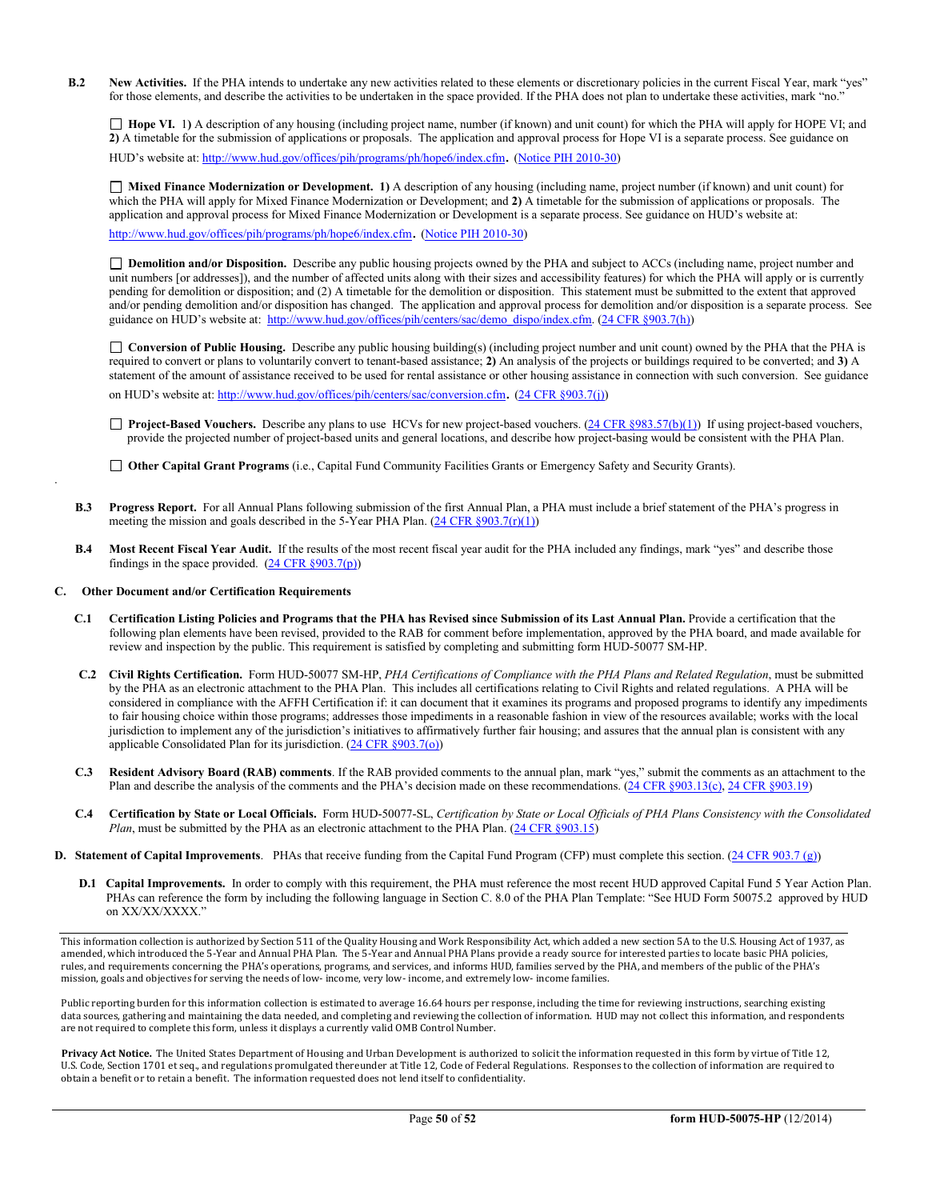**B.2 New Activities.** If the PHA intends to undertake any new activities related to these elements or discretionary policies in the current Fiscal Year, mark "yes" for those elements, and describe the activities to be undertaken in the space provided. If the PHA does not plan to undertake these activities, mark "no."

☐ **Hope VI.** 1**)** A description of any housing (including project name, number (if known) and unit count) for which the PHA will apply for HOPE VI; and **2)** A timetable for the submission of applications or proposals. The application and approval process for Hope VI is a separate process. See guidance on HUD's website at: http://www.hud.gov/offices/pih/programs/ph/hope6/index.cfm. (Notice PIH 2010-30)

☐ **Mixed Finance Modernization or Development. 1)** A description of any housing (including name, project number (if known) and unit count) for which the PHA will apply for Mixed Finance Modernization or Development; and **2)** A timetable for the submission of applications or proposals. The application and approval process for Mixed Finance Modernization or Development is a separate process. See guidance on HUD's website at: http://www.hud.gov/offices/pih/programs/ph/hope6/index.cfm. (Notice PIH 2010-30)

☐ **Demolition and/or Disposition.** Describe any public housing projects owned by the PHA and subject to ACCs (including name, project number and unit numbers [or addresses]), and the number of affected units along with their sizes and accessibility features) for which the PHA will apply or is currently pending for demolition or disposition; and (2) A timetable for the demolition or disposition. This statement must be submitted to the extent that approved and/or pending demolition and/or disposition has changed. The application and approval process for demolition and/or disposition is a separate process. See guidance on HUD's website at: http://www.hud.gov/offices/pih/centers/sac/demo_dispo/index.cfm. (24 CFR §903.7(h))

☐ **Conversion of Public Housing.** Describe any public housing building(s) (including project number and unit count) owned by the PHA that the PHA is required to convert or plans to voluntarily convert to tenant-based assistance; **2)** An analysis of the projects or buildings required to be converted; and **3)** A statement of the amount of assistance received to be used for rental assistance or other housing assistance in connection with such conversion. See guidance on HUD's website at: http://www.hud.gov/offices/pih/centers/sac/conversion.cfm. (24 CFR §903.7(j))

☐ **Project-Based Vouchers.** Describe any plans to use HCVs for new project-based vouchers. (24 CFR §983.57(b)(1)) If using project-based vouchers, provide the projected number of project-based units and general locations, and describe how project-basing would be consistent with the PHA Plan.

☐ **Other Capital Grant Programs** (i.e., Capital Fund Community Facilities Grants or Emergency Safety and Security Grants).

**B.3 Progress Report.** For all Annual Plans following submission of the first Annual Plan, a PHA must include a brief statement of the PHA's progress in meeting the mission and goals described in the 5-Year PHA Plan. (24 CFR §903.7(r)(1))

**B.4 Most Recent Fiscal Year Audit.** If the results of the most recent fiscal year audit for the PHA included any findings, mark "yes" and describe those findings in the space provided. (24 CFR §903.7(p))

## C. Other Document and/or Certification Requirements

**C.1 Certification Listing Policies and Programs that the PHA has Revised since Submission of its Last Annual Plan.** Provide a certification that the following plan elements have been revised, provided to the RAB for comment before implementation, approved by the PHA board, and made available for review and inspection by the public. This requirement is satisfied by completing and submitting form HUD-50077 SM-HP.

**C.2 Civil Rights Certification.** Form HUD-50077 SM-HP, *PHA Certifications of Compliance with the PHA Plans and Related Regulation*, must be submitted by the PHA as an electronic attachment to the PHA Plan. This includes all certifications relating to Civil Rights and related regulations. A PHA will be considered in compliance with the AFFH Certification if: it can document that it examines its programs and proposed programs to identify any impediments to fair housing choice within those programs; addresses those impediments in a reasonable fashion in view of the resources available; works with the local jurisdiction to implement any of the jurisdiction's initiatives to affirmatively further fair housing; and assures that the annual plan is consistent with any applicable Consolidated Plan for its jurisdiction. (24 CFR §903.7(o))

**C.3 Resident Advisory Board (RAB) comments**. If the RAB provided comments to the annual plan, mark "yes," submit the comments as an attachment to the Plan and describe the analysis of the comments and the PHA's decision made on these recommendations. (24 CFR §903.13(c), 24 CFR §903.19)

**C.4 Certification by State or Local Officials.** Form HUD-50077-SL, *Certification by State or Local Officials of PHA Plans Consistency with the Consolidated Plan*, must be submitted by the PHA as an electronic attachment to the PHA Plan. (24 CFR §903.15)

## D. Statement of Capital Improvements

**D. Statement of Capital Improvements**. PHAs that receive funding from the Capital Fund Program (CFP) must complete this section. (24 CFR 903.7 (g))

**D.1 Capital Improvements.** In order to comply with this requirement, the PHA must reference the most recent HUD approved Capital Fund 5 Year Action Plan. PHAs can reference the form by including the following language in Section C. 8.0 of the PHA Plan Template: "See HUD Form 50075.2 approved by HUD on XX/XX/XXXX."

---

This information collection is authorized by Section 511 of the Quality Housing and Work Responsibility Act, which added a new section 5A to the U.S. Housing Act of 1937, as amended, which introduced the 5-Year and Annual PHA Plan. The 5-Year and Annual PHA Plans provide a ready source for interested parties to locate basic PHA policies, rules, and requirements concerning the PHA's operations, programs, and services, and informs HUD, families served by the PHA, and members of the public of the PHA's mission, goals and objectives for serving the needs of low- income, very low- income, and extremely low- income families.

Public reporting burden for this information collection is estimated to average 16.64 hours per response, including the time for reviewing instructions, searching existing data sources, gathering and maintaining the data needed, and completing and reviewing the collection of information. HUD may not collect this information, and respondents are not required to complete this form, unless it displays a currently valid OMB Control Number.

**Privacy Act Notice.** The United States Department of Housing and Urban Development is authorized to solicit the information requested in this form by virtue of Title 12, U.S. Code, Section 1701 et seq., and regulations promulgated thereunder at Title 12, Code of Federal Regulations. Responses to the collection of information are required to obtain a benefit or to retain a benefit. The information requested does not lend itself to confidentiality.

**form HUD-50075-HP** (12/2014)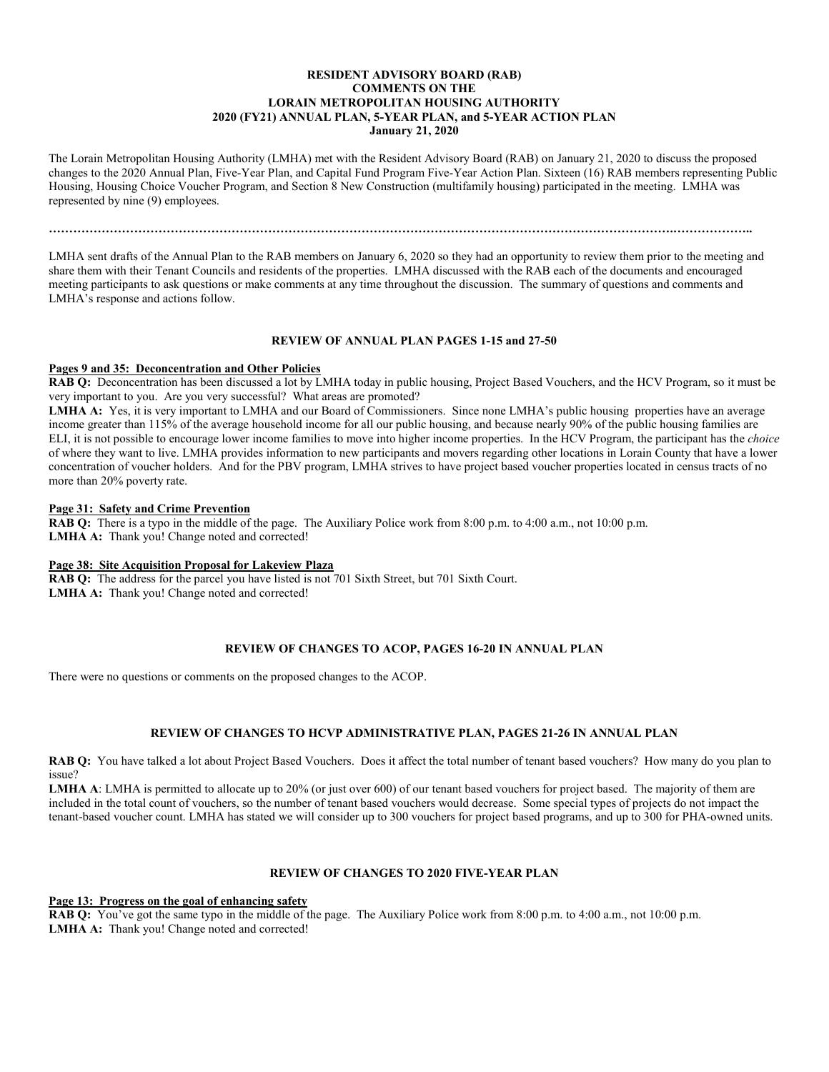**RESIDENT ADVISORY BOARD (RAB)**
**COMMENTS ON THE**
**LORAIN METROPOLITAN HOUSING AUTHORITY**
**2020 (FY21) ANNUAL PLAN, 5-YEAR PLAN, and 5-YEAR ACTION PLAN**
**January 21, 2020**

The Lorain Metropolitan Housing Authority (LMHA) met with the Resident Advisory Board (RAB) on January 21, 2020 to discuss the proposed changes to the 2020 Annual Plan, Five-Year Plan, and Capital Fund Program Five-Year Action Plan. Sixteen (16) RAB members representing Public Housing, Housing Choice Voucher Program, and Section 8 New Construction (multifamily housing) participated in the meeting. LMHA was represented by nine (9) employees.

**…………………………………………………………………………………………………………………………………………..………………..**

LMHA sent drafts of the Annual Plan to the RAB members on January 6, 2020 so they had an opportunity to review them prior to the meeting and share them with their Tenant Councils and residents of the properties. LMHA discussed with the RAB each of the documents and encouraged meeting participants to ask questions or make comments at any time throughout the discussion. The summary of questions and comments and LMHA's response and actions follow.

**REVIEW OF ANNUAL PLAN PAGES 1-15 and 27-50**

**Pages 9 and 35: Deconcentration and Other Policies**

**RAB Q:** Deconcentration has been discussed a lot by LMHA today in public housing, Project Based Vouchers, and the HCV Program, so it must be very important to you. Are you very successful? What areas are promoted?

**LMHA A:** Yes, it is very important to LMHA and our Board of Commissioners. Since none LMHA's public housing properties have an average income greater than 115% of the average household income for all our public housing, and because nearly 90% of the public housing families are ELI, it is not possible to encourage lower income families to move into higher income properties. In the HCV Program, the participant has the *choice* of where they want to live. LMHA provides information to new participants and movers regarding other locations in Lorain County that have a lower concentration of voucher holders. And for the PBV program, LMHA strives to have project based voucher properties located in census tracts of no more than 20% poverty rate.

**Page 31: Safety and Crime Prevention**

**RAB Q:** There is a typo in the middle of the page. The Auxiliary Police work from 8:00 p.m. to 4:00 a.m., not 10:00 p.m.

**LMHA A:** Thank you! Change noted and corrected!

**Page 38: Site Acquisition Proposal for Lakeview Plaza**

**RAB Q:** The address for the parcel you have listed is not 701 Sixth Street, but 701 Sixth Court.

**LMHA A:** Thank you! Change noted and corrected!

**REVIEW OF CHANGES TO ACOP, PAGES 16-20 IN ANNUAL PLAN**

There were no questions or comments on the proposed changes to the ACOP.

**REVIEW OF CHANGES TO HCVP ADMINISTRATIVE PLAN, PAGES 21-26 IN ANNUAL PLAN**

**RAB Q:** You have talked a lot about Project Based Vouchers. Does it affect the total number of tenant based vouchers? How many do you plan to issue?

**LMHA A**: LMHA is permitted to allocate up to 20% (or just over 600) of our tenant based vouchers for project based. The majority of them are included in the total count of vouchers, so the number of tenant based vouchers would decrease. Some special types of projects do not impact the tenant-based voucher count. LMHA has stated we will consider up to 300 vouchers for project based programs, and up to 300 for PHA-owned units.

**REVIEW OF CHANGES TO 2020 FIVE-YEAR PLAN**

**Page 13: Progress on the goal of enhancing safety**

**RAB Q:** You've got the same typo in the middle of the page. The Auxiliary Police work from 8:00 p.m. to 4:00 a.m., not 10:00 p.m.

**LMHA A:** Thank you! Change noted and corrected!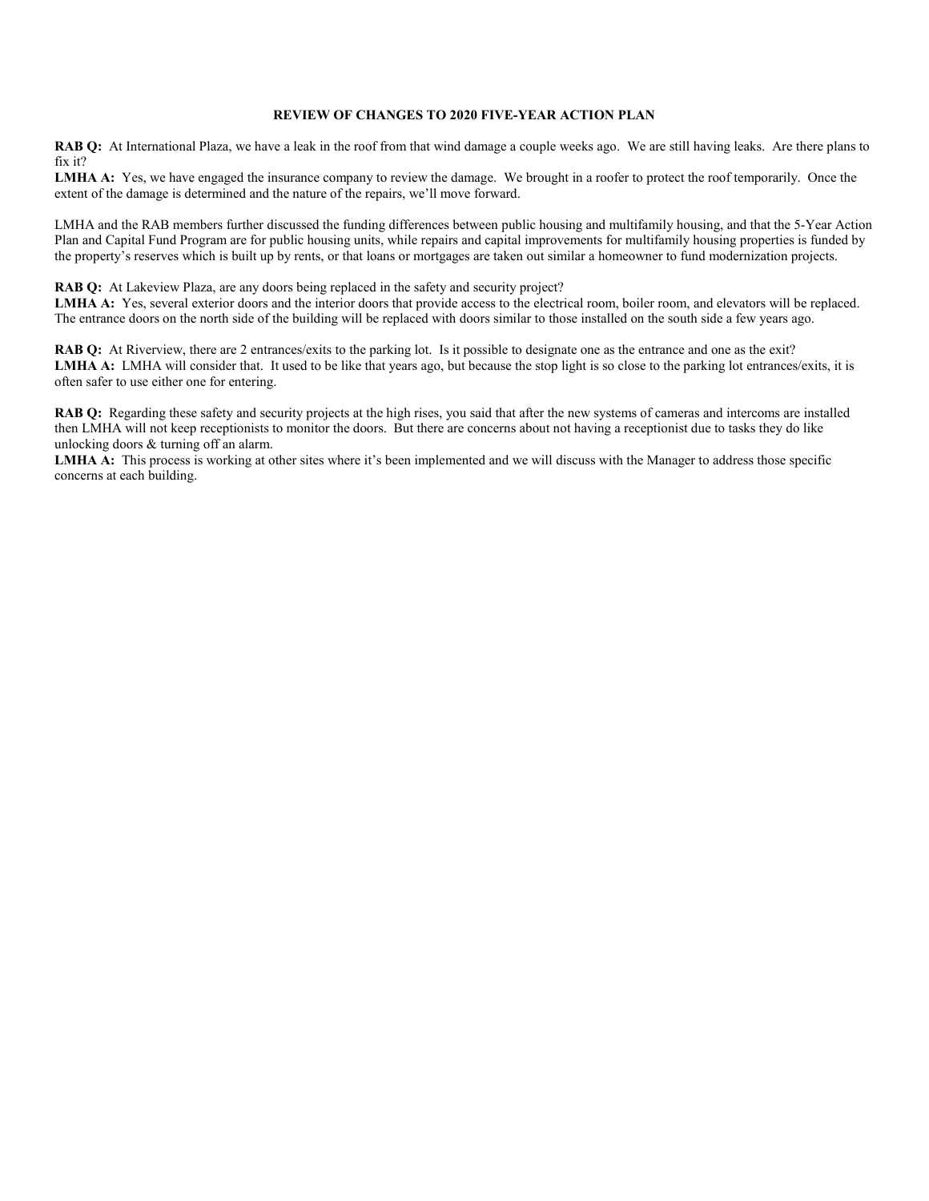## REVIEW OF CHANGES TO 2020 FIVE-YEAR ACTION PLAN

**RAB Q:** At International Plaza, we have a leak in the roof from that wind damage a couple weeks ago. We are still having leaks. Are there plans to fix it?
**LMHA A:** Yes, we have engaged the insurance company to review the damage. We brought in a roofer to protect the roof temporarily. Once the extent of the damage is determined and the nature of the repairs, we'll move forward.

LMHA and the RAB members further discussed the funding differences between public housing and multifamily housing, and that the 5-Year Action Plan and Capital Fund Program are for public housing units, while repairs and capital improvements for multifamily housing properties is funded by the property's reserves which is built up by rents, or that loans or mortgages are taken out similar a homeowner to fund modernization projects.

**RAB Q:** At Lakeview Plaza, are any doors being replaced in the safety and security project?
**LMHA A:** Yes, several exterior doors and the interior doors that provide access to the electrical room, boiler room, and elevators will be replaced. The entrance doors on the north side of the building will be replaced with doors similar to those installed on the south side a few years ago.

**RAB Q:** At Riverview, there are 2 entrances/exits to the parking lot. Is it possible to designate one as the entrance and one as the exit?
**LMHA A:** LMHA will consider that. It used to be like that years ago, but because the stop light is so close to the parking lot entrances/exits, it is often safer to use either one for entering.

**RAB Q:** Regarding these safety and security projects at the high rises, you said that after the new systems of cameras and intercoms are installed then LMHA will not keep receptionists to monitor the doors. But there are concerns about not having a receptionist due to tasks they do like unlocking doors & turning off an alarm.
**LMHA A:** This process is working at other sites where it's been implemented and we will discuss with the Manager to address those specific concerns at each building.